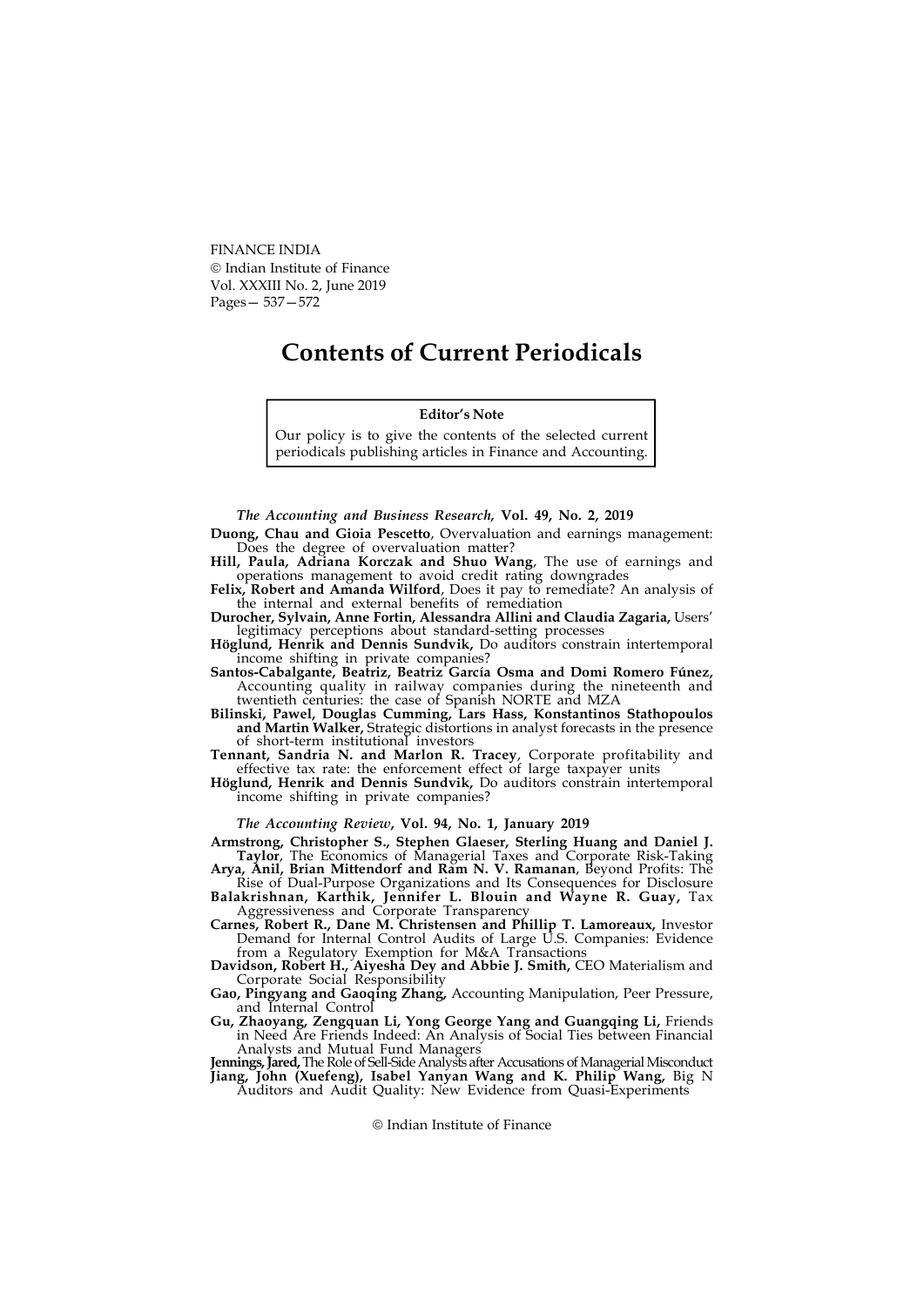FINANCE INDIA
© Indian Institute of Finance
Vol. XXXIII No. 2, June 2019
Pages— 537—572

# Contents of Current Periodicals

> **Editor's Note**
>
> Our policy is to give the contents of the selected current periodicals publishing articles in Finance and Accounting.

*The Accounting and Business Research,* **Vol. 49, No. 2, 2019**

**Duong, Chau and Gioia Pescetto**, Overvaluation and earnings management: Does the degree of overvaluation matter?

**Hill, Paula, Adriana Korczak and Shuo Wang**, The use of earnings and operations management to avoid credit rating downgrades

**Felix, Robert and Amanda Wilford**, Does it pay to remediate? An analysis of the internal and external benefits of remediation

**Durocher, Sylvain, Anne Fortin, Alessandra Allini and Claudia Zagaria,** Users' legitimacy perceptions about standard-setting processes

**Höglund, Henrik and Dennis Sundvik,** Do auditors constrain intertemporal income shifting in private companies?

**Santos-Cabalgante, Beatriz, Beatriz García Osma and Domi Romero Fúnez,** Accounting quality in railway companies during the nineteenth and twentieth centuries: the case of Spanish NORTE and MZA

**Bilinski, Pawel, Douglas Cumming, Lars Hass, Konstantinos Stathopoulos and Martin Walker,** Strategic distortions in analyst forecasts in the presence of short-term institutional investors

**Tennant, Sandria N. and Marlon R. Tracey**, Corporate profitability and effective tax rate: the enforcement effect of large taxpayer units

**Höglund, Henrik and Dennis Sundvik,** Do auditors constrain intertemporal income shifting in private companies?

*The Accounting Review*, **Vol. 94, No. 1, January 2019**

**Armstrong, Christopher S., Stephen Glaeser, Sterling Huang and Daniel J. Taylor**, The Economics of Managerial Taxes and Corporate Risk-Taking

**Arya, Anil, Brian Mittendorf and Ram N. V. Ramanan**, Beyond Profits: The Rise of Dual-Purpose Organizations and Its Consequences for Disclosure

**Balakrishnan, Karthik, Jennifer L. Blouin and Wayne R. Guay,** Tax Aggressiveness and Corporate Transparency

**Carnes, Robert R., Dane M. Christensen and Phillip T. Lamoreaux,** Investor Demand for Internal Control Audits of Large U.S. Companies: Evidence from a Regulatory Exemption for M&A Transactions

**Davidson, Robert H., Aiyesha Dey and Abbie J. Smith,** CEO Materialism and Corporate Social Responsibility

**Gao, Pingyang and Gaoqing Zhang,** Accounting Manipulation, Peer Pressure, and Internal Control

**Gu, Zhaoyang, Zengquan Li, Yong George Yang and Guangqing Li,** Friends in Need Are Friends Indeed: An Analysis of Social Ties between Financial Analysts and Mutual Fund Managers

**Jennings, Jared,** The Role of Sell-Side Analysts after Accusations of Managerial Misconduct

**Jiang, John (Xuefeng), Isabel Yanyan Wang and K. Philip Wang,** Big N Auditors and Audit Quality: New Evidence from Quasi-Experiments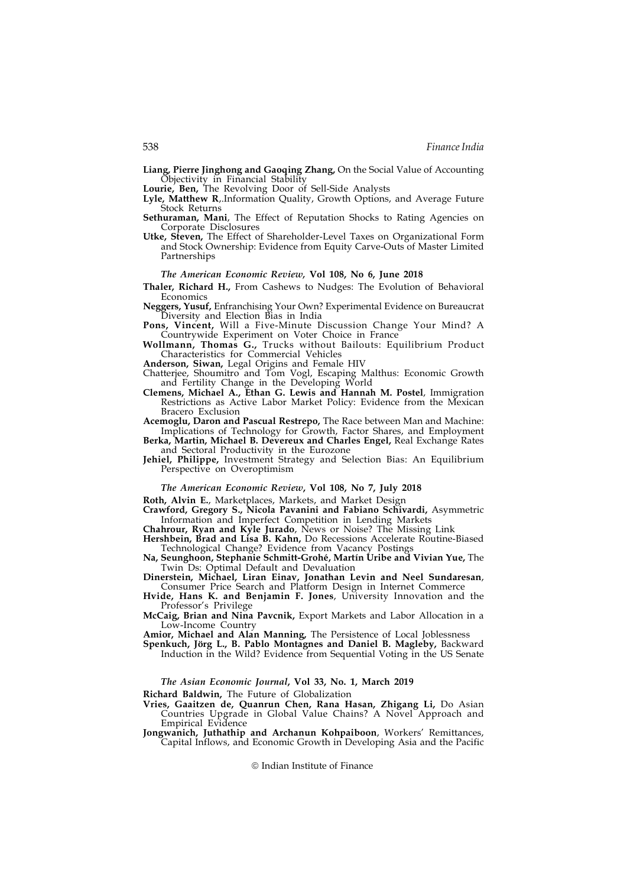**Liang, Pierre Jinghong and Gaoqing Zhang,** On the Social Value of Accounting Objectivity in Financial Stability

**Lourie, Ben,** The Revolving Door of Sell-Side Analysts

**Lyle, Matthew R**,.Information Quality, Growth Options, and Average Future Stock Returns

**Sethuraman, Mani**, The Effect of Reputation Shocks to Rating Agencies on Corporate Disclosures

**Utke, Steven,** The Effect of Shareholder-Level Taxes on Organizational Form and Stock Ownership: Evidence from Equity Carve-Outs of Master Limited Partnerships

***The American Economic Review,* Vol 108, No 6, June 2018**

**Thaler, Richard H.,** From Cashews to Nudges: The Evolution of Behavioral Economics

**Neggers, Yusuf,** Enfranchising Your Own? Experimental Evidence on Bureaucrat Diversity and Election Bias in India

**Pons, Vincent,** Will a Five-Minute Discussion Change Your Mind? A Countrywide Experiment on Voter Choice in France

**Wollmann, Thomas G.,** Trucks without Bailouts: Equilibrium Product Characteristics for Commercial Vehicles

**Anderson, Siwan,** Legal Origins and Female HIV

Chatterjee, Shoumitro and Tom Vogl, Escaping Malthus: Economic Growth and Fertility Change in the Developing World

**Clemens, Michael A., Ethan G. Lewis and Hannah M. Postel**, Immigration Restrictions as Active Labor Market Policy: Evidence from the Mexican Bracero Exclusion

**Acemoglu, Daron and Pascual Restrepo,** The Race between Man and Machine: Implications of Technology for Growth, Factor Shares, and Employment

**Berka, Martin, Michael B. Devereux and Charles Engel,** Real Exchange Rates and Sectoral Productivity in the Eurozone

**Jehiel, Philippe,** Investment Strategy and Selection Bias: An Equilibrium Perspective on Overoptimism

***The American Economic Review*, Vol 108, No 7, July 2018**

**Roth, Alvin E.**, Marketplaces, Markets, and Market Design

**Crawford, Gregory S., Nicola Pavanini and Fabiano Schivardi,** Asymmetric Information and Imperfect Competition in Lending Markets

**Chahrour, Ryan and Kyle Jurado**, News or Noise? The Missing Link

**Hershbein, Brad and Lisa B. Kahn,** Do Recessions Accelerate Routine-Biased Technological Change? Evidence from Vacancy Postings

**Na, Seunghoon, Stephanie Schmitt-Grohé, Martín Uribe and Vivian Yue,** The Twin Ds: Optimal Default and Devaluation

**Dinerstein, Michael, Liran Einav, Jonathan Levin and Neel Sundaresan**, Consumer Price Search and Platform Design in Internet Commerce

**Hvide, Hans K. and Benjamin F. Jones**, University Innovation and the Professor's Privilege

**McCaig, Brian and Nina Pavcnik,** Export Markets and Labor Allocation in a Low-Income Country

**Amior, Michael and Alan Manning,** The Persistence of Local Joblessness

**Spenkuch, Jörg L., B. Pablo Montagnes and Daniel B. Magleby,** Backward Induction in the Wild? Evidence from Sequential Voting in the US Senate

***The Asian Economic Journal*, Vol 33, No. 1, March 2019**

**Richard Baldwin,** The Future of Globalization

**Vries, Gaaitzen de, Quanrun Chen, Rana Hasan, Zhigang Li,** Do Asian Countries Upgrade in Global Value Chains? A Novel Approach and Empirical Evidence

**Jongwanich, Juthathip and Archanun Kohpaiboon**, Workers' Remittances, Capital Inflows, and Economic Growth in Developing Asia and the Pacific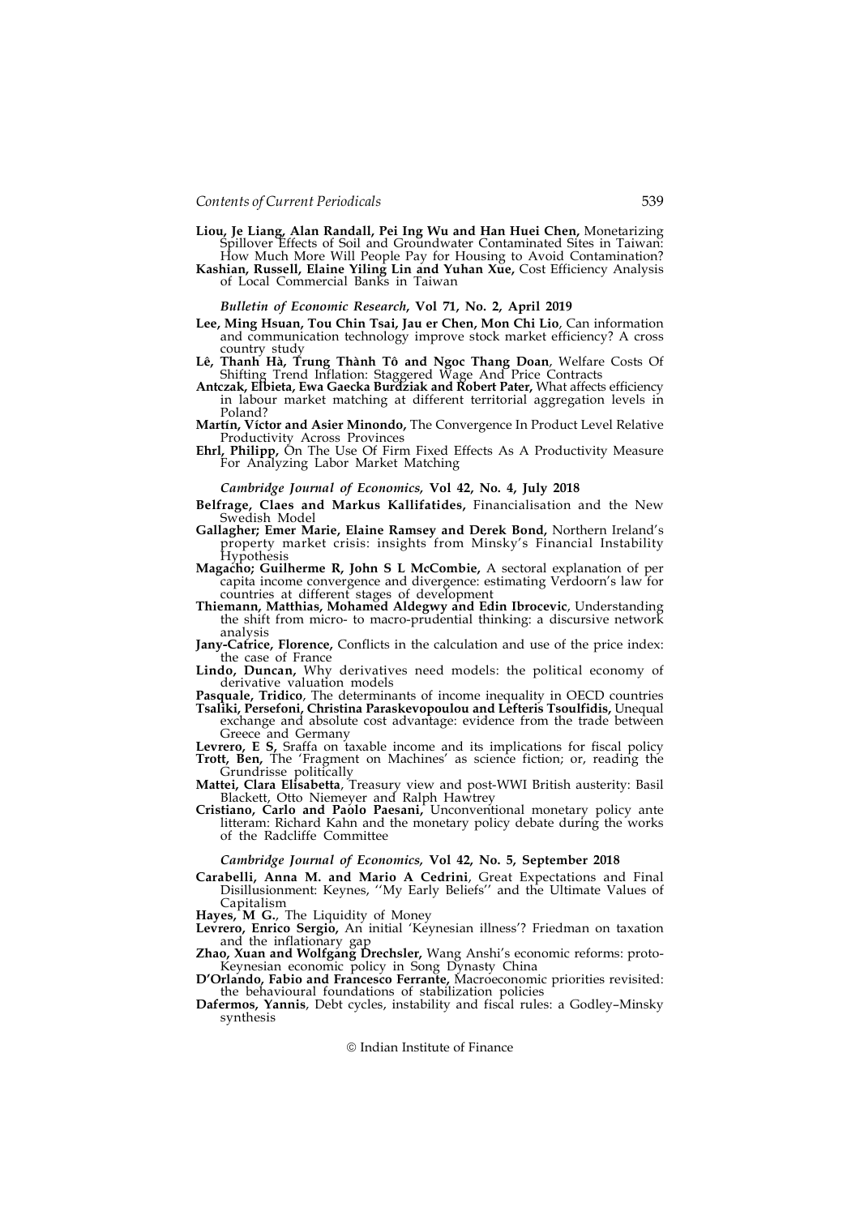**Liou, Je Liang, Alan Randall, Pei Ing Wu and Han Huei Chen,** Monetarizing Spillover Effects of Soil and Groundwater Contaminated Sites in Taiwan: How Much More Will People Pay for Housing to Avoid Contamination?

**Kashian, Russell, Elaine Yiling Lin and Yuhan Xue,** Cost Efficiency Analysis of Local Commercial Banks in Taiwan

### *Bulletin of Economic Research*, Vol 71, No. 2, April 2019

**Lee, Ming Hsuan, Tou Chin Tsai, Jau er Chen, Mon Chi Lio**, Can information and communication technology improve stock market efficiency? A cross country study

**Lê, Thanh Hà, Trung Thành Tô and Ngoc Thang Doan**, Welfare Costs Of Shifting Trend Inflation: Staggered Wage And Price Contracts

**Antczak, Elbieta, Ewa Gaecka Burdziak and Robert Pater,** What affects efficiency in labour market matching at different territorial aggregation levels in Poland?

**Martín, Víctor and Asier Minondo,** The Convergence In Product Level Relative Productivity Across Provinces

**Ehrl, Philipp,** On The Use Of Firm Fixed Effects As A Productivity Measure For Analyzing Labor Market Matching

### *Cambridge Journal of Economics,* Vol 42, No. 4, July 2018

**Belfrage, Claes and Markus Kallifatides,** Financialisation and the New Swedish Model

**Gallagher; Emer Marie, Elaine Ramsey and Derek Bond,** Northern Ireland's property market crisis: insights from Minsky's Financial Instability Hypothesis

**Magacho; Guilherme R, John S L McCombie,** A sectoral explanation of per capita income convergence and divergence: estimating Verdoorn's law for countries at different stages of development

**Thiemann, Matthias, Mohamed Aldegwy and Edin Ibrocevic**, Understanding the shift from micro- to macro-prudential thinking: a discursive network analysis

**Jany-Catrice, Florence,** Conflicts in the calculation and use of the price index: the case of France

**Lindo, Duncan,** Why derivatives need models: the political economy of derivative valuation models

**Pasquale, Tridico**, The determinants of income inequality in OECD countries

**Tsaliki, Persefoni, Christina Paraskevopoulou and Lefteris Tsoulfidis,** Unequal exchange and absolute cost advantage: evidence from the trade between Greece and Germany

**Levrero, E S,** Sraffa on taxable income and its implications for fiscal policy

**Trott, Ben,** The 'Fragment on Machines' as science fiction; or, reading the Grundrisse politically

**Mattei, Clara Elisabetta**, Treasury view and post-WWI British austerity: Basil Blackett, Otto Niemeyer and Ralph Hawtrey

**Cristiano, Carlo and Paolo Paesani,** Unconventional monetary policy ante litteram: Richard Kahn and the monetary policy debate during the works of the Radcliffe Committee

### *Cambridge Journal of Economics,* Vol 42, No. 5, September 2018

**Carabelli, Anna M. and Mario A Cedrini**, Great Expectations and Final Disillusionment: Keynes, ''My Early Beliefs'' and the Ultimate Values of Capitalism

**Hayes, M G.**, The Liquidity of Money

**Levrero, Enrico Sergio,** An initial 'Keynesian illness'? Friedman on taxation and the inflationary gap

**Zhao, Xuan and Wolfgang Drechsler,** Wang Anshi's economic reforms: proto-Keynesian economic policy in Song Dynasty China

**D'Orlando, Fabio and Francesco Ferrante,** Macroeconomic priorities revisited: the behavioural foundations of stabilization policies

**Dafermos, Yannis**, Debt cycles, instability and fiscal rules: a Godley–Minsky synthesis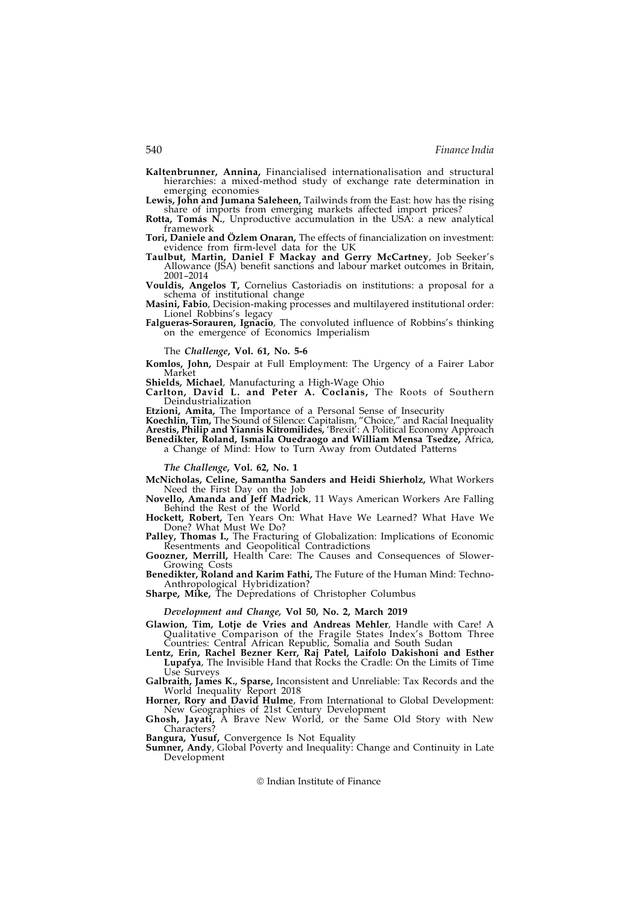**Kaltenbrunner, Annina,** Financialised internationalisation and structural hierarchies: a mixed-method study of exchange rate determination in emerging economies

**Lewis, John and Jumana Saleheen,** Tailwinds from the East: how has the rising share of imports from emerging markets affected import prices?

**Rotta, Tomás N.**, Unproductive accumulation in the USA: a new analytical framework

**Tori, Daniele and Özlem Onaran,** The effects of financialization on investment: evidence from firm-level data for the UK

**Taulbut, Martin, Daniel F Mackay and Gerry McCartney**, Job Seeker's Allowance (JSA) benefit sanctions and labour market outcomes in Britain, 2001–2014

**Vouldis, Angelos T,** Cornelius Castoriadis on institutions: a proposal for a schema of institutional change

**Masini, Fabio**, Decision-making processes and multilayered institutional order: Lionel Robbins's legacy

**Falgueras-Sorauren, Ignacio**, The convoluted influence of Robbins's thinking on the emergence of Economics Imperialism

The ***Challenge*, Vol. 61, No. 5-6**

**Komlos, John,** Despair at Full Employment: The Urgency of a Fairer Labor Market

**Shields, Michael**, Manufacturing a High-Wage Ohio

**Carlton, David L. and Peter A. Coclanis,** The Roots of Southern Deindustrialization

**Etzioni, Amita,** The Importance of a Personal Sense of Insecurity

**Koechlin, Tim,** The Sound of Silence: Capitalism, "Choice," and Racial Inequality

**Arestis, Philip and Yiannis Kitromilides,** 'Brexit': A Political Economy Approach

**Benedikter, Roland, Ismaila Ouedraogo and William Mensa Tsedze,** Africa, a Change of Mind: How to Turn Away from Outdated Patterns

***The Challenge*, Vol. 62, No. 1**

**McNicholas, Celine, Samantha Sanders and Heidi Shierholz,** What Workers Need the First Day on the Job

**Novello, Amanda and Jeff Madrick**, 11 Ways American Workers Are Falling Behind the Rest of the World

**Hockett, Robert,** Ten Years On: What Have We Learned? What Have We Done? What Must We Do?

**Palley, Thomas I.,** The Fracturing of Globalization: Implications of Economic Resentments and Geopolitical Contradictions

**Goozner, Merrill,** Health Care: The Causes and Consequences of Slower-Growing Costs

**Benedikter, Roland and Karim Fathi,** The Future of the Human Mind: Techno-Anthropological Hybridization?

**Sharpe, Mike,** The Depredations of Christopher Columbus

***Development and Change*, Vol 50, No. 2, March 2019**

**Glawion, Tim, Lotje de Vries and Andreas Mehler**, Handle with Care! A Qualitative Comparison of the Fragile States Index's Bottom Three Countries: Central African Republic, Somalia and South Sudan

**Lentz, Erin, Rachel Bezner Kerr, Raj Patel, Laifolo Dakishoni and Esther Lupafya**, The Invisible Hand that Rocks the Cradle: On the Limits of Time Use Surveys

**Galbraith, James K., Sparse,** Inconsistent and Unreliable: Tax Records and the World Inequality Report 2018

**Horner, Rory and David Hulme**, From International to Global Development: New Geographies of 21st Century Development

**Ghosh, Jayati,** A Brave New World, or the Same Old Story with New Characters?

**Bangura, Yusuf,** Convergence Is Not Equality

**Sumner, Andy**, Global Poverty and Inequality: Change and Continuity in Late Development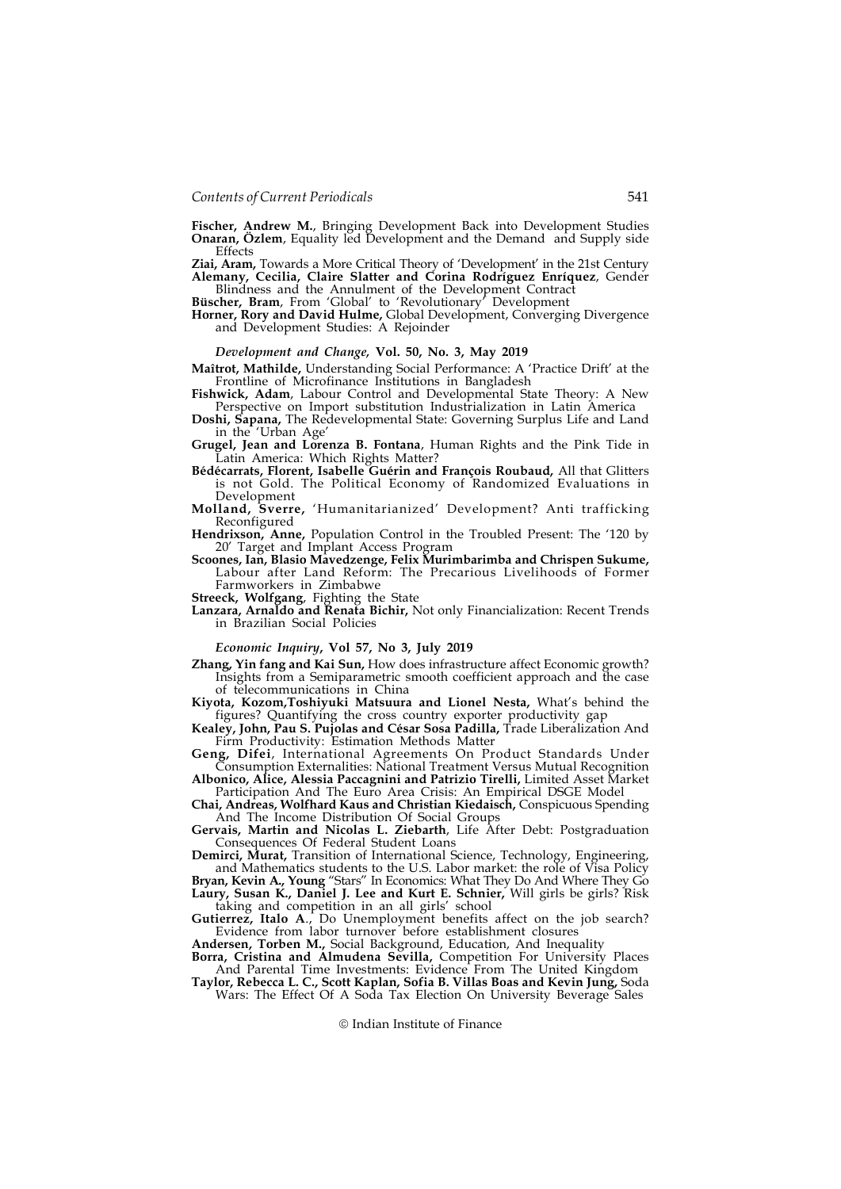**Fischer, Andrew M.**, Bringing Development Back into Development Studies

**Onaran, Özlem**, Equality led Development and the Demand and Supply side Effects

**Ziai, Aram,** Towards a More Critical Theory of 'Development' in the 21st Century

**Alemany, Cecilia, Claire Slatter and Corina Rodríguez Enríquez**, Gender Blindness and the Annulment of the Development Contract

**Büscher, Bram**, From 'Global' to 'Revolutionary' Development

**Horner, Rory and David Hulme,** Global Development, Converging Divergence and Development Studies: A Rejoinder

*Development and Change,* **Vol. 50, No. 3, May 2019**

**Maîtrot, Mathilde,** Understanding Social Performance: A 'Practice Drift' at the Frontline of Microfinance Institutions in Bangladesh

**Fishwick, Adam**, Labour Control and Developmental State Theory: A New Perspective on Import substitution Industrialization in Latin America

**Doshi, Sapana,** The Redevelopmental State: Governing Surplus Life and Land in the 'Urban Age'

**Grugel, Jean and Lorenza B. Fontana**, Human Rights and the Pink Tide in Latin America: Which Rights Matter?

**Bédécarrats, Florent, Isabelle Guérin and François Roubaud,** All that Glitters is not Gold. The Political Economy of Randomized Evaluations in Development

**Molland, Sverre,** 'Humanitarianized' Development? Anti trafficking Reconfigured

**Hendrixson, Anne,** Population Control in the Troubled Present: The '120 by 20' Target and Implant Access Program

**Scoones, Ian, Blasio Mavedzenge, Felix Murimbarimba and Chrispen Sukume,** Labour after Land Reform: The Precarious Livelihoods of Former Farmworkers in Zimbabwe

**Streeck, Wolfgang**, Fighting the State

**Lanzara, Arnaldo and Renata Bichir,** Not only Financialization: Recent Trends in Brazilian Social Policies

*Economic Inquiry***, Vol 57, No 3, July 2019**

**Zhang, Yin fang and Kai Sun,** How does infrastructure affect Economic growth? Insights from a Semiparametric smooth coefficient approach and the case of telecommunications in China

**Kiyota, Kozom,Toshiyuki Matsuura and Lionel Nesta,** What's behind the figures? Quantifying the cross country exporter productivity gap

**Kealey, John, Pau S. Pujolas and César Sosa Padilla,** Trade Liberalization And Firm Productivity: Estimation Methods Matter

**Geng, Difei**, International Agreements On Product Standards Under Consumption Externalities: National Treatment Versus Mutual Recognition

**Albonico, Alice, Alessia Paccagnini and Patrizio Tirelli,** Limited Asset Market Participation And The Euro Area Crisis: An Empirical DSGE Model

**Chai, Andreas, Wolfhard Kaus and Christian Kiedaisch,** Conspicuous Spending And The Income Distribution Of Social Groups

**Gervais, Martin and Nicolas L. Ziebarth**, Life After Debt: Postgraduation Consequences Of Federal Student Loans

**Demirci, Murat,** Transition of International Science, Technology, Engineering, and Mathematics students to the U.S. Labor market: the role of Visa Policy

**Bryan, Kevin A., Young** "Stars" In Economics: What They Do And Where They Go

**Laury, Susan K., Daniel J. Lee and Kurt E. Schnier,** Will girls be girls? Risk taking and competition in an all girls' school

**Gutierrez, Italo A**., Do Unemployment benefits affect on the job search? Evidence from labor turnover before establishment closures

**Andersen, Torben M.,** Social Background, Education, And Inequality

**Borra, Cristina and Almudena Sevilla,** Competition For University Places And Parental Time Investments: Evidence From The United Kingdom

**Taylor, Rebecca L. C., Scott Kaplan, Sofia B. Villas Boas and Kevin Jung,** Soda Wars: The Effect Of A Soda Tax Election On University Beverage Sales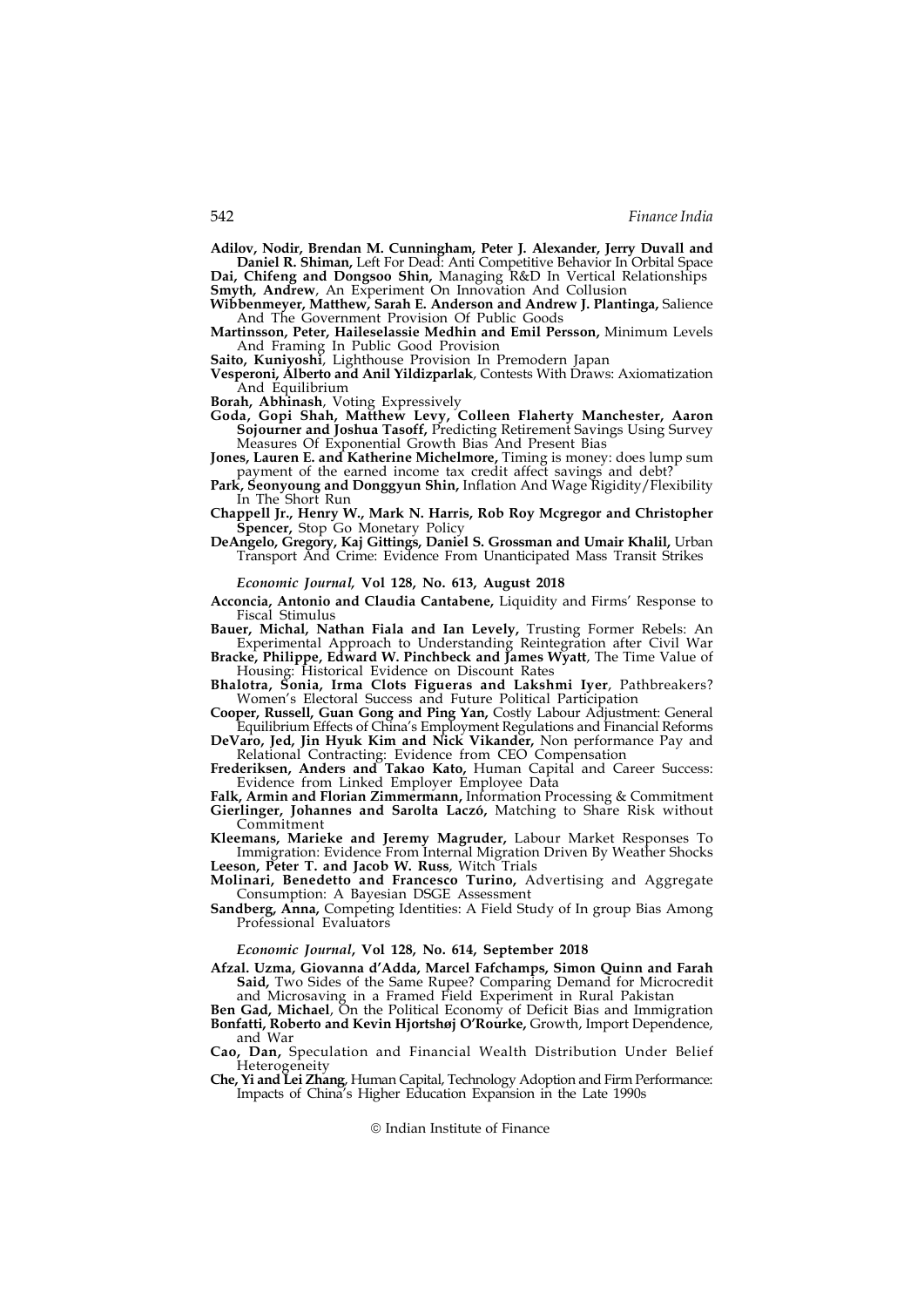**Adilov, Nodir, Brendan M. Cunningham, Peter J. Alexander, Jerry Duvall and Daniel R. Shiman,** Left For Dead: Anti Competitive Behavior In Orbital Space

**Dai, Chifeng and Dongsoo Shin,** Managing R&D In Vertical Relationships

**Smyth, Andrew**, An Experiment On Innovation And Collusion

**Wibbenmeyer, Matthew, Sarah E. Anderson and Andrew J. Plantinga,** Salience And The Government Provision Of Public Goods

**Martinsson, Peter, Haileselassie Medhin and Emil Persson,** Minimum Levels And Framing In Public Good Provision

**Saito, Kuniyoshi**, Lighthouse Provision In Premodern Japan

**Vesperoni, Alberto and Anil Yildizparlak**, Contests With Draws: Axiomatization And Equilibrium

**Borah, Abhinash**, Voting Expressively

**Goda, Gopi Shah, Matthew Levy, Colleen Flaherty Manchester, Aaron Sojourner and Joshua Tasoff,** Predicting Retirement Savings Using Survey Measures Of Exponential Growth Bias And Present Bias

**Jones, Lauren E. and Katherine Michelmore,** Timing is money: does lump sum payment of the earned income tax credit affect savings and debt?

**Park, Seonyoung and Donggyun Shin,** Inflation And Wage Rigidity/Flexibility In The Short Run

**Chappell Jr., Henry W., Mark N. Harris, Rob Roy Mcgregor and Christopher Spencer,** Stop Go Monetary Policy

**DeAngelo, Gregory, Kaj Gittings, Daniel S. Grossman and Umair Khalil,** Urban Transport And Crime: Evidence From Unanticipated Mass Transit Strikes

***Economic Journal,* Vol 128, No. 613, August 2018**

**Acconcia, Antonio and Claudia Cantabene,** Liquidity and Firms' Response to Fiscal Stimulus

**Bauer, Michal, Nathan Fiala and Ian Levely,** Trusting Former Rebels: An Experimental Approach to Understanding Reintegration after Civil War

**Bracke, Philippe, Edward W. Pinchbeck and James Wyatt**, The Time Value of Housing: Historical Evidence on Discount Rates

**Bhalotra, Sonia, Irma Clots Figueras and Lakshmi Iyer**, Pathbreakers? Women's Electoral Success and Future Political Participation

**Cooper, Russell, Guan Gong and Ping Yan,** Costly Labour Adjustment: General Equilibrium Effects of China's Employment Regulations and Financial Reforms

**DeVaro, Jed, Jin Hyuk Kim and Nick Vikander,** Non performance Pay and Relational Contracting: Evidence from CEO Compensation

**Frederiksen, Anders and Takao Kato,** Human Capital and Career Success: Evidence from Linked Employer Employee Data

**Falk, Armin and Florian Zimmermann,** Information Processing & Commitment

**Gierlinger, Johannes and Sarolta Laczó,** Matching to Share Risk without Commitment

**Kleemans, Marieke and Jeremy Magruder,** Labour Market Responses To Immigration: Evidence From Internal Migration Driven By Weather Shocks

**Leeson, Peter T. and Jacob W. Russ**, Witch Trials

**Molinari, Benedetto and Francesco Turino,** Advertising and Aggregate Consumption: A Bayesian DSGE Assessment

**Sandberg, Anna,** Competing Identities: A Field Study of In group Bias Among Professional Evaluators

***Economic Journal*, Vol 128, No. 614, September 2018**

**Afzal. Uzma, Giovanna d'Adda, Marcel Fafchamps, Simon Quinn and Farah Said,** Two Sides of the Same Rupee? Comparing Demand for Microcredit and Microsaving in a Framed Field Experiment in Rural Pakistan

**Ben Gad, Michael**, On the Political Economy of Deficit Bias and Immigration

**Bonfatti, Roberto and Kevin Hjortshøj O'Rourke,** Growth, Import Dependence, and War

**Cao, Dan,** Speculation and Financial Wealth Distribution Under Belief Heterogeneity

**Che, Yi and Lei Zhang**, Human Capital, Technology Adoption and Firm Performance: Impacts of China's Higher Education Expansion in the Late 1990s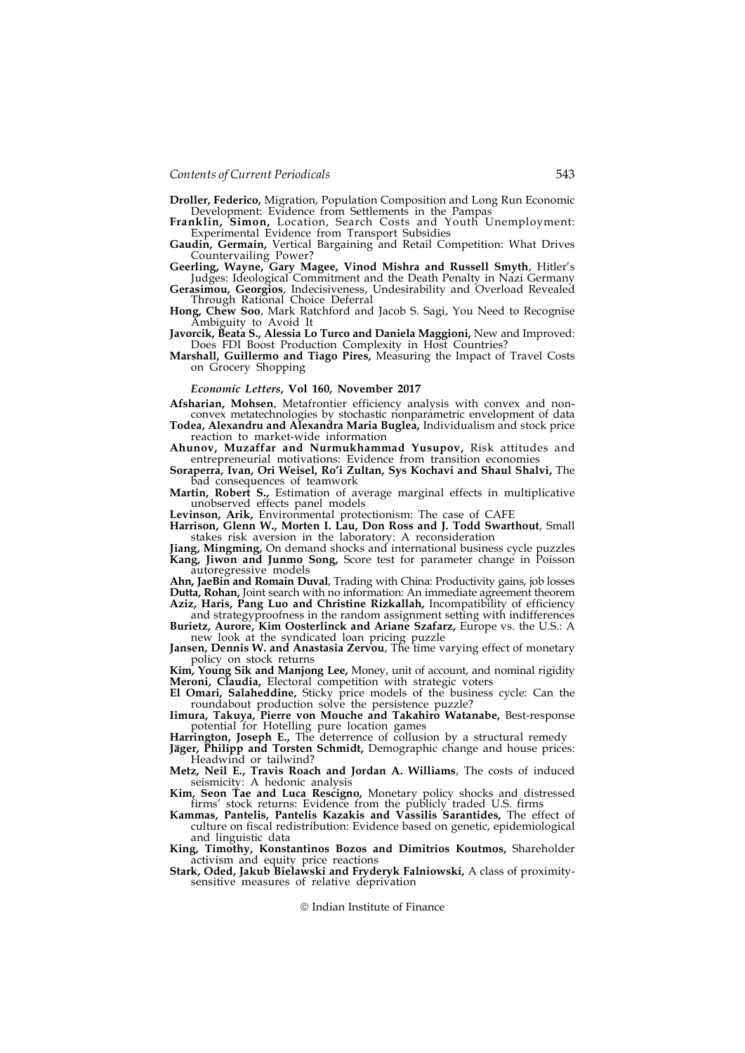**Droller, Federico,** Migration, Population Composition and Long Run Economic Development: Evidence from Settlements in the Pampas

**Franklin, Simon,** Location, Search Costs and Youth Unemployment: Experimental Evidence from Transport Subsidies

**Gaudin, Germain,** Vertical Bargaining and Retail Competition: What Drives Countervailing Power?

**Geerling, Wayne, Gary Magee, Vinod Mishra and Russell Smyth**, Hitler's Judges: Ideological Commitment and the Death Penalty in Nazi Germany

**Gerasimou, Georgios**, Indecisiveness, Undesirability and Overload Revealed Through Rational Choice Deferral

**Hong, Chew Soo**, Mark Ratchford and Jacob S. Sagi, You Need to Recognise Ambiguity to Avoid It

**Javorcik, Beata S., Alessia Lo Turco and Daniela Maggioni,** New and Improved: Does FDI Boost Production Complexity in Host Countries?

**Marshall, Guillermo and Tiago Pires,** Measuring the Impact of Travel Costs on Grocery Shopping

***Economic Letters*, Vol 160, November 2017**

**Afsharian, Mohsen**, Metafrontier efficiency analysis with convex and non-convex metatechnologies by stochastic nonparametric envelopment of data

**Todea, Alexandru and Alexandra Maria Buglea,** Individualism and stock price reaction to market-wide information

**Ahunov, Muzaffar and Nurmukhammad Yusupov,** Risk attitudes and entrepreneurial motivations: Evidence from transition economies

**Soraperra, Ivan, Ori Weisel, Ro'i Zultan, Sys Kochavi and Shaul Shalvi,** The bad consequences of teamwork

**Martin, Robert S.,** Estimation of average marginal effects in multiplicative unobserved effects panel models

**Levinson, Arik,** Environmental protectionism: The case of CAFE

**Harrison, Glenn W., Morten I. Lau, Don Ross and J. Todd Swarthout**, Small stakes risk aversion in the laboratory: A reconsideration

**Jiang, Mingming,** On demand shocks and international business cycle puzzles

**Kang, Jiwon and Junmo Song,** Score test for parameter change in Poisson autoregressive models

**Ahn, JaeBin and Romain Duval**, Trading with China: Productivity gains, job losses

**Dutta, Rohan,** Joint search with no information: An immediate agreement theorem

**Aziz, Haris, Pang Luo and Christine Rizkallah,** Incompatibility of efficiency and strategyproofness in the random assignment setting with indifferences

**Burietz, Aurore, Kim Oosterlinck and Ariane Szafarz,** Europe vs. the U.S.: A new look at the syndicated loan pricing puzzle

**Jansen, Dennis W. and Anastasia Zervou**, The time varying effect of monetary policy on stock returns

**Kim, Young Sik and Manjong Lee,** Money, unit of account, and nominal rigidity

**Meroni, Claudia,** Electoral competition with strategic voters

**El Omari, Salaheddine,** Sticky price models of the business cycle: Can the roundabout production solve the persistence puzzle?

**Iimura, Takuya, Pierre von Mouche and Takahiro Watanabe,** Best-response potential for Hotelling pure location games

**Harrington, Joseph E.,** The deterrence of collusion by a structural remedy

**Jäger, Philipp and Torsten Schmidt,** Demographic change and house prices: Headwind or tailwind?

**Metz, Neil E., Travis Roach and Jordan A. Williams**, The costs of induced seismicity: A hedonic analysis

**Kim, Seon Tae and Luca Rescigno,** Monetary policy shocks and distressed firms' stock returns: Evidence from the publicly traded U.S. firms

**Kammas, Pantelis, Pantelis Kazakis and Vassilis Sarantides,** The effect of culture on fiscal redistribution: Evidence based on genetic, epidemiological and linguistic data

**King, Timothy, Konstantinos Bozos and Dimitrios Koutmos,** Shareholder activism and equity price reactions

**Stark, Oded, Jakub Bielawski and Fryderyk Falniowski,** A class of proximity-sensitive measures of relative deprivation

© Indian Institute of Finance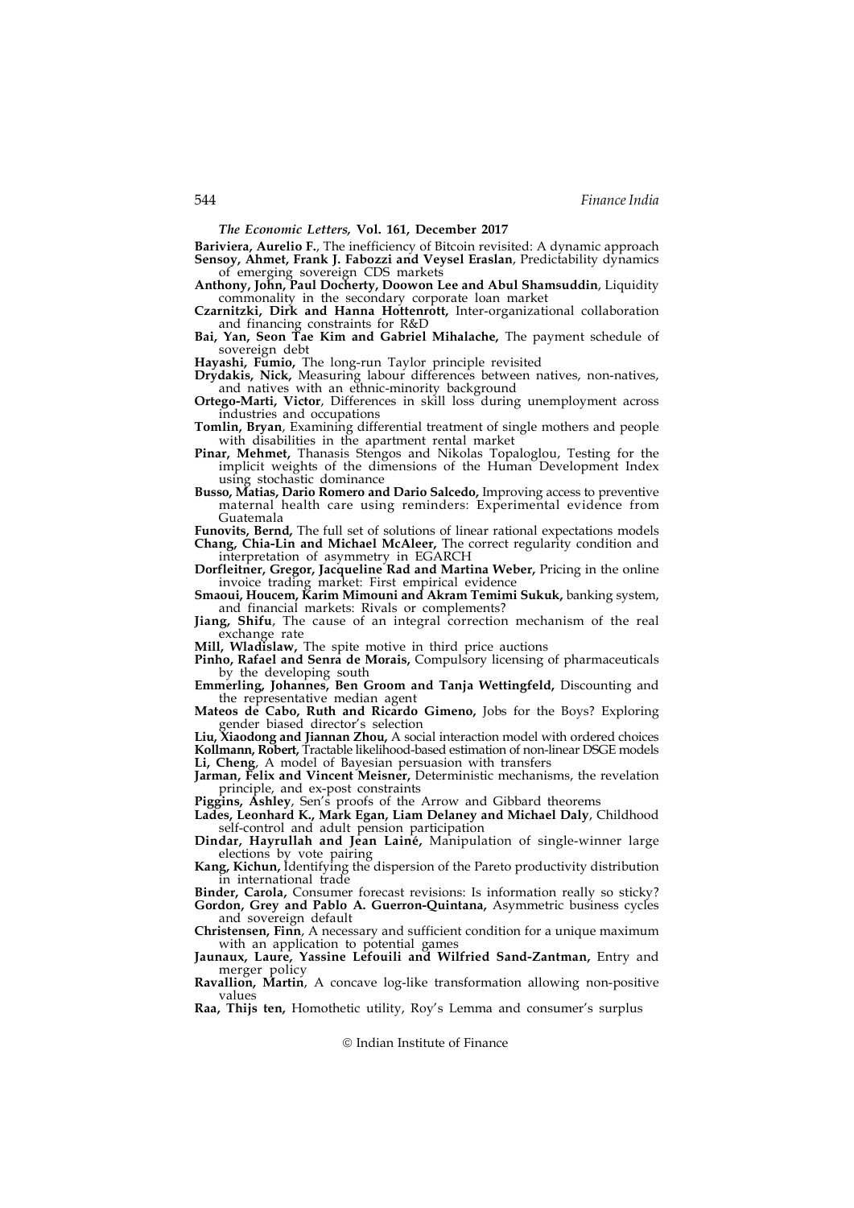*The Economic Letters,* **Vol. 161, December 2017**

**Bariviera, Aurelio F.**, The inefficiency of Bitcoin revisited: A dynamic approach

**Sensoy, Ahmet, Frank J. Fabozzi and Veysel Eraslan**, Predictability dynamics of emerging sovereign CDS markets

**Anthony, John, Paul Docherty, Doowon Lee and Abul Shamsuddin**, Liquidity commonality in the secondary corporate loan market

**Czarnitzki, Dirk and Hanna Hottenrott,** Inter-organizational collaboration and financing constraints for R&D

**Bai, Yan, Seon Tae Kim and Gabriel Mihalache,** The payment schedule of sovereign debt

**Hayashi, Fumio,** The long-run Taylor principle revisited

**Drydakis, Nick,** Measuring labour differences between natives, non-natives, and natives with an ethnic-minority background

**Ortego-Marti, Victor**, Differences in skill loss during unemployment across industries and occupations

**Tomlin, Bryan**, Examining differential treatment of single mothers and people with disabilities in the apartment rental market

**Pinar, Mehmet,** Thanasis Stengos and Nikolas Topaloglou, Testing for the implicit weights of the dimensions of the Human Development Index using stochastic dominance

**Busso, Matias, Dario Romero and Dario Salcedo,** Improving access to preventive maternal health care using reminders: Experimental evidence from Guatemala

**Funovits, Bernd,** The full set of solutions of linear rational expectations models

**Chang, Chia-Lin and Michael McAleer,** The correct regularity condition and interpretation of asymmetry in EGARCH

**Dorfleitner, Gregor, Jacqueline Rad and Martina Weber,** Pricing in the online invoice trading market: First empirical evidence

**Smaoui, Houcem, Karim Mimouni and Akram Temimi Sukuk,** banking system, and financial markets: Rivals or complements?

**Jiang, Shifu**, The cause of an integral correction mechanism of the real exchange rate

**Mill, Wladislaw,** The spite motive in third price auctions

**Pinho, Rafael and Senra de Morais,** Compulsory licensing of pharmaceuticals by the developing south

**Emmerling, Johannes, Ben Groom and Tanja Wettingfeld,** Discounting and the representative median agent

**Mateos de Cabo, Ruth and Ricardo Gimeno,** Jobs for the Boys? Exploring gender biased director's selection

**Liu, Xiaodong and Jiannan Zhou,** A social interaction model with ordered choices

**Kollmann, Robert,** Tractable likelihood-based estimation of non-linear DSGE models

**Li, Cheng**, A model of Bayesian persuasion with transfers

**Jarman, Felix and Vincent Meisner,** Deterministic mechanisms, the revelation principle, and ex-post constraints

**Piggins, Ashley**, Sen's proofs of the Arrow and Gibbard theorems

**Lades, Leonhard K., Mark Egan, Liam Delaney and Michael Daly**, Childhood self-control and adult pension participation

**Dindar, Hayrullah and Jean Lainé,** Manipulation of single-winner large elections by vote pairing

**Kang, Kichun,** Identifying the dispersion of the Pareto productivity distribution in international trade

**Binder, Carola,** Consumer forecast revisions: Is information really so sticky?

**Gordon, Grey and Pablo A. Guerron-Quintana,** Asymmetric business cycles and sovereign default

**Christensen, Finn**, A necessary and sufficient condition for a unique maximum with an application to potential games

**Jaunaux, Laure, Yassine Lefouili and Wilfried Sand-Zantman,** Entry and merger policy

**Ravallion, Martin**, A concave log-like transformation allowing non-positive values

**Raa, Thijs ten,** Homothetic utility, Roy's Lemma and consumer's surplus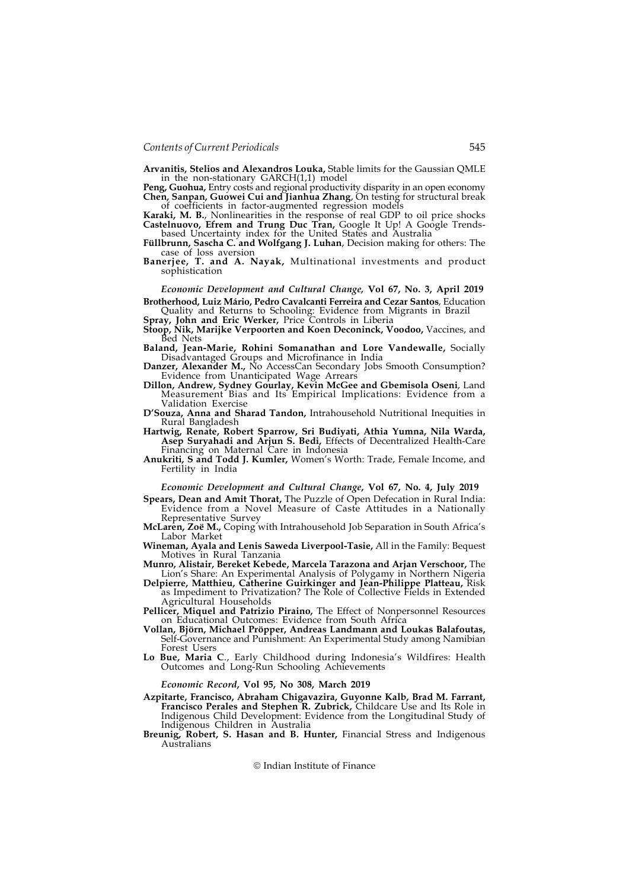**Arvanitis, Stelios and Alexandros Louka,** Stable limits for the Gaussian QMLE in the non-stationary GARCH(1,1) model

**Peng, Guohua,** Entry costs and regional productivity disparity in an open economy

**Chen, Sanpan, Guowei Cui and Jianhua Zhang**, On testing for structural break of coefficients in factor-augmented regression models

**Karaki, M. B.**, Nonlinearities in the response of real GDP to oil price shocks

**Castelnuovo, Efrem and Trung Duc Tran,** Google It Up! A Google Trends-based Uncertainty index for the United States and Australia

**Füllbrunn, Sascha C. and Wolfgang J. Luhan**, Decision making for others: The case of loss aversion

**Banerjee, T. and A. Nayak,** Multinational investments and product sophistication

*Economic Development and Cultural Change,* **Vol 67, No. 3, April 2019**

**Brotherhood, Luiz Mário, Pedro Cavalcanti Ferreira and Cezar Santos**, Education Quality and Returns to Schooling: Evidence from Migrants in Brazil

**Spray, John and Eric Werker,** Price Controls in Liberia

**Stoop, Nik, Marijke Verpoorten and Koen Deconinck, Voodoo,** Vaccines, and Bed Nets

**Baland, Jean-Marie, Rohini Somanathan and Lore Vandewalle,** Socially Disadvantaged Groups and Microfinance in India

**Danzer, Alexander M.,** No AccessCan Secondary Jobs Smooth Consumption? Evidence from Unanticipated Wage Arrears

**Dillon, Andrew, Sydney Gourlay, Kevin McGee and Gbemisola Oseni**, Land Measurement Bias and Its Empirical Implications: Evidence from a Validation Exercise

**D'Souza, Anna and Sharad Tandon,** Intrahousehold Nutritional Inequities in Rural Bangladesh

**Hartwig, Renate, Robert Sparrow, Sri Budiyati, Athia Yumna, Nila Warda, Asep Suryahadi and Arjun S. Bedi,** Effects of Decentralized Health-Care Financing on Maternal Care in Indonesia

**Anukriti, S and Todd J. Kumler,** Women's Worth: Trade, Female Income, and Fertility in India

*Economic Development and Cultural Change*, **Vol 67, No. 4, July 2019**

**Spears, Dean and Amit Thorat,** The Puzzle of Open Defecation in Rural India: Evidence from a Novel Measure of Caste Attitudes in a Nationally Representative Survey

**McLaren, Zoë M.,** Coping with Intrahousehold Job Separation in South Africa's Labor Market

**Wineman, Ayala and Lenis Saweda Liverpool-Tasie,** All in the Family: Bequest Motives in Rural Tanzania

**Munro, Alistair, Bereket Kebede, Marcela Tarazona and Arjan Verschoor,** The Lion's Share: An Experimental Analysis of Polygamy in Northern Nigeria

**Delpierre, Matthieu, Catherine Guirkinger and Jean-Philippe Platteau,** Risk as Impediment to Privatization? The Role of Collective Fields in Extended Agricultural Households

**Pellicer, Miquel and Patrizio Piraino,** The Effect of Nonpersonnel Resources on Educational Outcomes: Evidence from South Africa

**Vollan, Björn, Michael Pröpper, Andreas Landmann and Loukas Balafoutas,** Self-Governance and Punishment: An Experimental Study among Namibian Forest Users

**Lo Bue, Maria C**., Early Childhood during Indonesia's Wildfires: Health Outcomes and Long-Run Schooling Achievements

*Economic Record*, **Vol 95, No 308, March 2019**

**Azpitarte, Francisco, Abraham Chigavazira, Guyonne Kalb, Brad M. Farrant, Francisco Perales and Stephen R. Zubrick,** Childcare Use and Its Role in Indigenous Child Development: Evidence from the Longitudinal Study of Indigenous Children in Australia

**Breunig, Robert, S. Hasan and B. Hunter,** Financial Stress and Indigenous Australians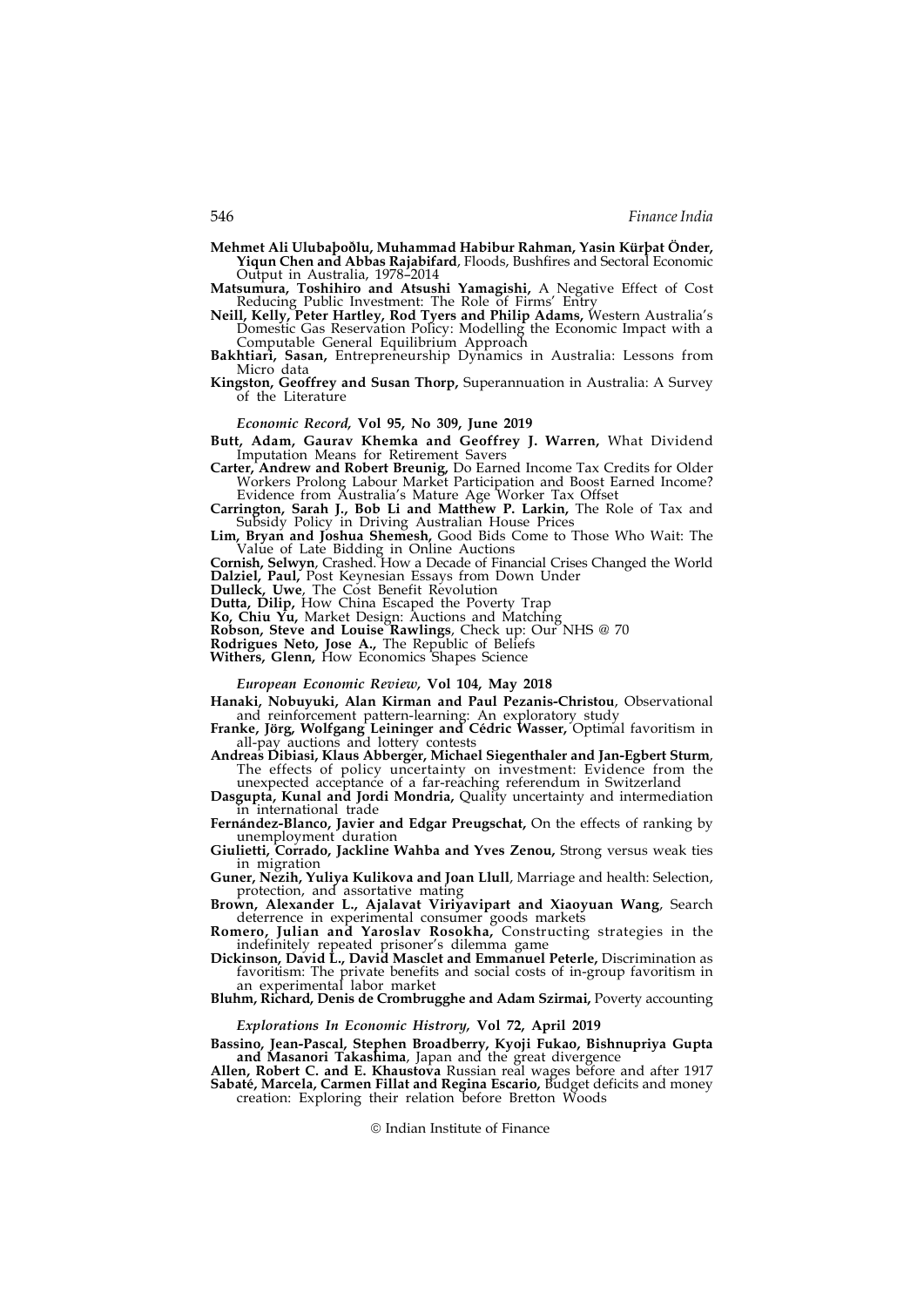**Mehmet Ali Ulubaþoðlu, Muhammad Habibur Rahman, Yasin Kürþat Önder, Yiqun Chen and Abbas Rajabifard**, Floods, Bushfires and Sectoral Economic Output in Australia, 1978–2014

**Matsumura, Toshihiro and Atsushi Yamagishi,** A Negative Effect of Cost Reducing Public Investment: The Role of Firms' Entry

**Neill, Kelly, Peter Hartley, Rod Tyers and Philip Adams,** Western Australia's Domestic Gas Reservation Policy: Modelling the Economic Impact with a Computable General Equilibrium Approach

**Bakhtiari, Sasan,** Entrepreneurship Dynamics in Australia: Lessons from Micro data

**Kingston, Geoffrey and Susan Thorp,** Superannuation in Australia: A Survey of the Literature

*Economic Record,* **Vol 95, No 309, June 2019**

**Butt, Adam, Gaurav Khemka and Geoffrey J. Warren,** What Dividend Imputation Means for Retirement Savers

**Carter, Andrew and Robert Breunig,** Do Earned Income Tax Credits for Older Workers Prolong Labour Market Participation and Boost Earned Income? Evidence from Australia's Mature Age Worker Tax Offset

**Carrington, Sarah J., Bob Li and Matthew P. Larkin,** The Role of Tax and Subsidy Policy in Driving Australian House Prices

**Lim, Bryan and Joshua Shemesh,** Good Bids Come to Those Who Wait: The Value of Late Bidding in Online Auctions

**Cornish, Selwyn**, Crashed. How a Decade of Financial Crises Changed the World

**Dalziel, Paul,** Post Keynesian Essays from Down Under

**Dulleck, Uwe**, The Cost Benefit Revolution

**Dutta, Dilip,** How China Escaped the Poverty Trap

**Ko, Chiu Yu,** Market Design: Auctions and Matching

**Robson, Steve and Louise Rawlings**, Check up: Our NHS @ 70

**Rodrigues Neto, Jose A.,** The Republic of Beliefs

**Withers, Glenn,** How Economics Shapes Science

*European Economic Review,* **Vol 104, May 2018**

**Hanaki, Nobuyuki, Alan Kirman and Paul Pezanis-Christou**, Observational and reinforcement pattern-learning: An exploratory study

**Franke, Jörg, Wolfgang Leininger and Cédric Wasser,** Optimal favoritism in all-pay auctions and lottery contests

**Andreas Dibiasi, Klaus Abberger, Michael Siegenthaler and Jan-Egbert Sturm**, The effects of policy uncertainty on investment: Evidence from the unexpected acceptance of a far-reaching referendum in Switzerland

**Dasgupta, Kunal and Jordi Mondria,** Quality uncertainty and intermediation in international trade

**Fernández-Blanco, Javier and Edgar Preugschat,** On the effects of ranking by unemployment duration

**Giulietti, Corrado, Jackline Wahba and Yves Zenou,** Strong versus weak ties in migration

**Guner, Nezih, Yuliya Kulikova and Joan Llull**, Marriage and health: Selection, protection, and assortative mating

**Brown, Alexander L., Ajalavat Viriyavipart and Xiaoyuan Wang**, Search deterrence in experimental consumer goods markets

**Romero, Julian and Yaroslav Rosokha,** Constructing strategies in the indefinitely repeated prisoner's dilemma game

**Dickinson, David L., David Masclet and Emmanuel Peterle,** Discrimination as favoritism: The private benefits and social costs of in-group favoritism in an experimental labor market

**Bluhm, Richard, Denis de Crombrugghe and Adam Szirmai,** Poverty accounting

*Explorations In Economic Histrory,* **Vol 72, April 2019**

**Bassino, Jean-Pascal, Stephen Broadberry, Kyoji Fukao, Bishnupriya Gupta and Masanori Takashima**, Japan and the great divergence

**Allen, Robert C. and E. Khaustova** Russian real wages before and after 1917

**Sabaté, Marcela, Carmen Fillat and Regina Escario,** Budget deficits and money creation: Exploring their relation before Bretton Woods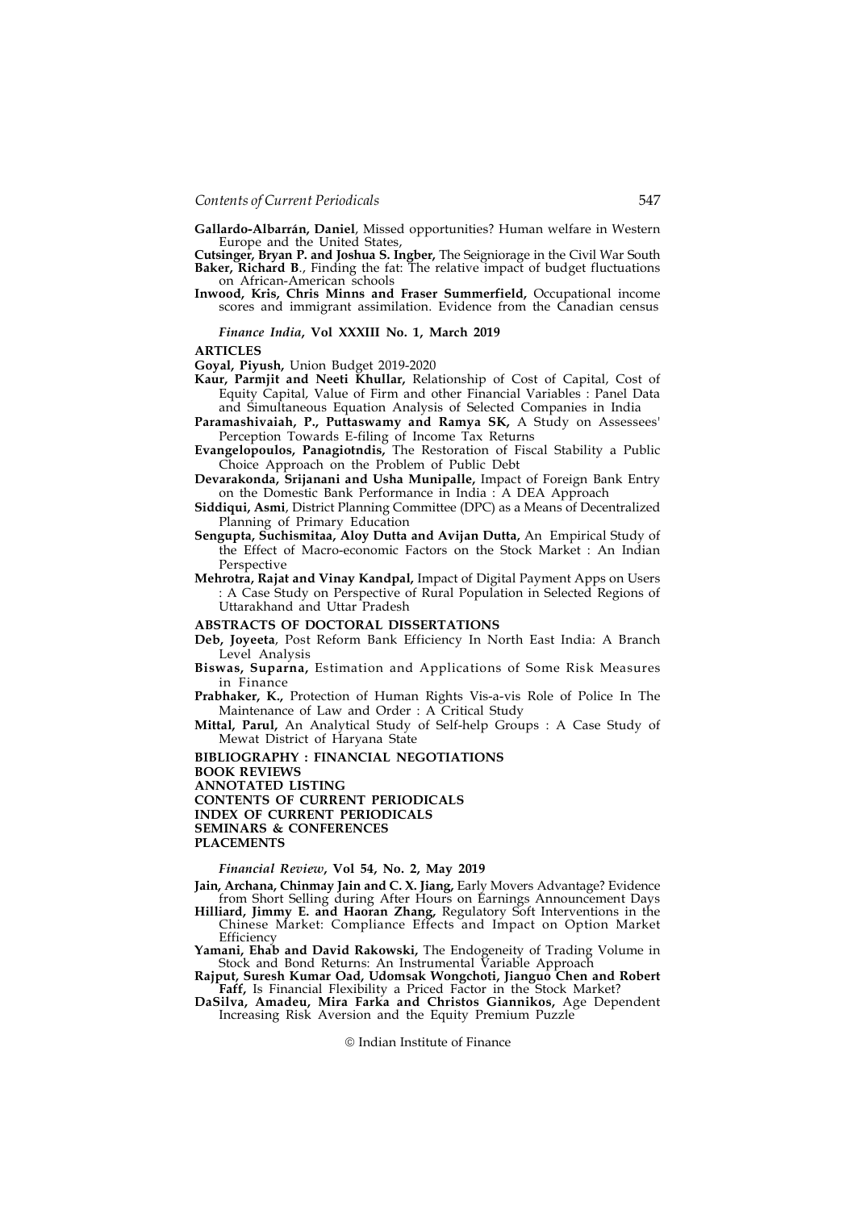**Gallardo-Albarrán, Daniel**, Missed opportunities? Human welfare in Western Europe and the United States,

**Cutsinger, Bryan P. and Joshua S. Ingber,** The Seigniorage in the Civil War South

**Baker, Richard B**., Finding the fat: The relative impact of budget fluctuations on African-American schools

**Inwood, Kris, Chris Minns and Fraser Summerfield,** Occupational income scores and immigrant assimilation. Evidence from the Canadian census

*Finance India*, **Vol XXXIII No. 1, March 2019**

**ARTICLES**

**Goyal, Piyush,** Union Budget 2019-2020

**Kaur, Parmjit and Neeti Khullar,** Relationship of Cost of Capital, Cost of Equity Capital, Value of Firm and other Financial Variables : Panel Data and Simultaneous Equation Analysis of Selected Companies in India

**Paramashivaiah, P., Puttaswamy and Ramya SK,** A Study on Assessees' Perception Towards E-filing of Income Tax Returns

**Evangelopoulos, Panagiotndis,** The Restoration of Fiscal Stability a Public Choice Approach on the Problem of Public Debt

**Devarakonda, Srijanani and Usha Munipalle,** Impact of Foreign Bank Entry on the Domestic Bank Performance in India : A DEA Approach

**Siddiqui, Asmi**, District Planning Committee (DPC) as a Means of Decentralized Planning of Primary Education

**Sengupta, Suchismitaa, Aloy Dutta and Avijan Dutta,** An Empirical Study of the Effect of Macro-economic Factors on the Stock Market : An Indian Perspective

**Mehrotra, Rajat and Vinay Kandpal,** Impact of Digital Payment Apps on Users : A Case Study on Perspective of Rural Population in Selected Regions of Uttarakhand and Uttar Pradesh

**ABSTRACTS OF DOCTORAL DISSERTATIONS**

**Deb, Joyeeta**, Post Reform Bank Efficiency In North East India: A Branch Level Analysis

**Biswas, Suparna,** Estimation and Applications of Some Risk Measures in Finance

**Prabhaker, K.,** Protection of Human Rights Vis-a-vis Role of Police In The Maintenance of Law and Order : A Critical Study

**Mittal, Parul,** An Analytical Study of Self-help Groups : A Case Study of Mewat District of Haryana State

**BIBLIOGRAPHY : FINANCIAL NEGOTIATIONS**

**BOOK REVIEWS**

**ANNOTATED LISTING**

**CONTENTS OF CURRENT PERIODICALS**

**INDEX OF CURRENT PERIODICALS**

**SEMINARS & CONFERENCES**

**PLACEMENTS**

*Financial Review*, **Vol 54, No. 2, May 2019**

**Jain, Archana, Chinmay Jain and C. X. Jiang,** Early Movers Advantage? Evidence from Short Selling during After Hours on Earnings Announcement Days

**Hilliard, Jimmy E. and Haoran Zhang,** Regulatory Soft Interventions in the Chinese Market: Compliance Effects and Impact on Option Market Efficiency

**Yamani, Ehab and David Rakowski,** The Endogeneity of Trading Volume in Stock and Bond Returns: An Instrumental Variable Approach

**Rajput, Suresh Kumar Oad, Udomsak Wongchoti, Jianguo Chen and Robert Faff,** Is Financial Flexibility a Priced Factor in the Stock Market?

**DaSilva, Amadeu, Mira Farka and Christos Giannikos,** Age Dependent Increasing Risk Aversion and the Equity Premium Puzzle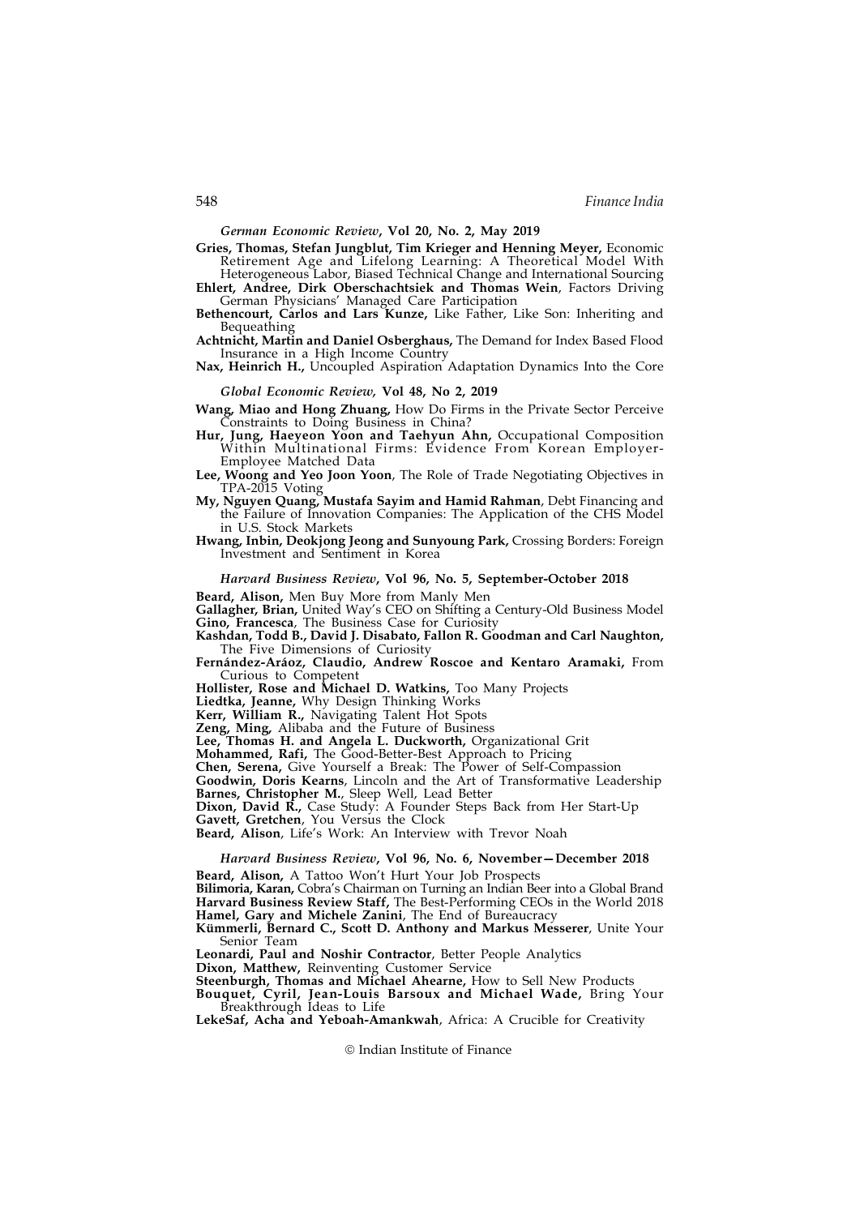*German Economic Review*, **Vol 20, No. 2, May 2019**

**Gries, Thomas, Stefan Jungblut, Tim Krieger and Henning Meyer,** Economic Retirement Age and Lifelong Learning: A Theoretical Model With Heterogeneous Labor, Biased Technical Change and International Sourcing

**Ehlert, Andree, Dirk Oberschachtsiek and Thomas Wein**, Factors Driving German Physicians' Managed Care Participation

**Bethencourt, Carlos and Lars Kunze,** Like Father, Like Son: Inheriting and Bequeathing

**Achtnicht, Martin and Daniel Osberghaus,** The Demand for Index Based Flood Insurance in a High Income Country

**Nax, Heinrich H.,** Uncoupled Aspiration Adaptation Dynamics Into the Core

*Global Economic Review,* **Vol 48, No 2, 2019**

**Wang, Miao and Hong Zhuang,** How Do Firms in the Private Sector Perceive Constraints to Doing Business in China?

**Hur, Jung, Haeyeon Yoon and Taehyun Ahn,** Occupational Composition Within Multinational Firms: Evidence From Korean Employer-Employee Matched Data

**Lee, Woong and Yeo Joon Yoon**, The Role of Trade Negotiating Objectives in TPA-2015 Voting

**My, Nguyen Quang, Mustafa Sayim and Hamid Rahman**, Debt Financing and the Failure of Innovation Companies: The Application of the CHS Model in U.S. Stock Markets

**Hwang, Inbin, Deokjong Jeong and Sunyoung Park,** Crossing Borders: Foreign Investment and Sentiment in Korea

*Harvard Business Review*, **Vol 96, No. 5, September-October 2018**

**Beard, Alison,** Men Buy More from Manly Men

**Gallagher, Brian,** United Way's CEO on Shifting a Century-Old Business Model

**Gino, Francesca**, The Business Case for Curiosity

**Kashdan, Todd B., David J. Disabato, Fallon R. Goodman and Carl Naughton,** The Five Dimensions of Curiosity

**Fernández-Aráoz, Claudio, Andrew Roscoe and Kentaro Aramaki,** From Curious to Competent

**Hollister, Rose and Michael D. Watkins,** Too Many Projects

**Liedtka, Jeanne,** Why Design Thinking Works

**Kerr, William R.,** Navigating Talent Hot Spots

**Zeng, Ming,** Alibaba and the Future of Business

**Lee, Thomas H. and Angela L. Duckworth,** Organizational Grit

**Mohammed, Rafi,** The Good-Better-Best Approach to Pricing

**Chen, Serena,** Give Yourself a Break: The Power of Self-Compassion

**Goodwin, Doris Kearns**, Lincoln and the Art of Transformative Leadership

**Barnes, Christopher M.**, Sleep Well, Lead Better

**Dixon, David R.,** Case Study: A Founder Steps Back from Her Start-Up

**Gavett, Gretchen**, You Versus the Clock

**Beard, Alison**, Life's Work: An Interview with Trevor Noah

*Harvard Business Review*, **Vol 96, No. 6, November—December 2018**

**Beard, Alison,** A Tattoo Won't Hurt Your Job Prospects

**Bilimoria, Karan,** Cobra's Chairman on Turning an Indian Beer into a Global Brand

**Harvard Business Review Staff,** The Best-Performing CEOs in the World 2018

**Hamel, Gary and Michele Zanini**, The End of Bureaucracy

**Kümmerli, Bernard C., Scott D. Anthony and Markus Messerer**, Unite Your Senior Team

**Leonardi, Paul and Noshir Contractor**, Better People Analytics

**Dixon, Matthew,** Reinventing Customer Service

**Steenburgh, Thomas and Michael Ahearne,** How to Sell New Products

**Bouquet, Cyril, Jean-Louis Barsoux and Michael Wade,** Bring Your Breakthrough Ideas to Life

**LekeSaf, Acha and Yeboah-Amankwah**, Africa: A Crucible for Creativity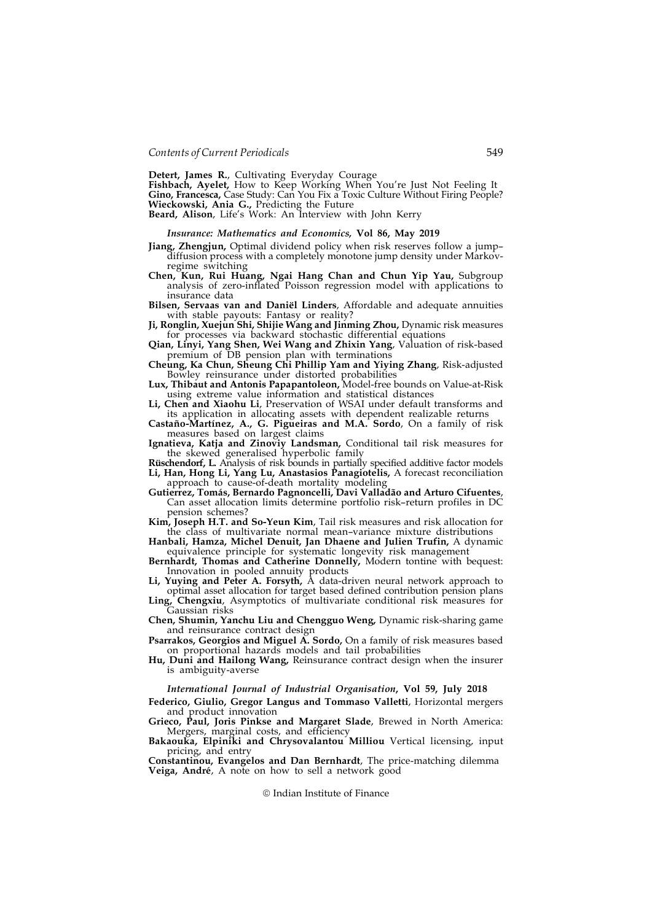**Detert, James R.**, Cultivating Everyday Courage
**Fishbach, Ayelet,** How to Keep Working When You're Just Not Feeling It
**Gino, Francesca,** Case Study: Can You Fix a Toxic Culture Without Firing People?
**Wieckowski, Ania G.,** Predicting the Future
**Beard, Alison**, Life's Work: An Interview with John Kerry

*Insurance: Mathematics and Economics,* **Vol 86, May 2019**

**Jiang, Zhengjun,** Optimal dividend policy when risk reserves follow a jump–diffusion process with a completely monotone jump density under Markov-regime switching

**Chen, Kun, Rui Huang, Ngai Hang Chan and Chun Yip Yau,** Subgroup analysis of zero-inflated Poisson regression model with applications to insurance data

**Bilsen, Servaas van and Daniël Linders**, Affordable and adequate annuities with stable payouts: Fantasy or reality?

**Ji, Ronglin, Xuejun Shi, Shijie Wang and Jinming Zhou,** Dynamic risk measures for processes via backward stochastic differential equations

**Qian, Linyi, Yang Shen, Wei Wang and Zhixin Yang**, Valuation of risk-based premium of DB pension plan with terminations

**Cheung, Ka Chun, Sheung Chi Phillip Yam and Yiying Zhang**, Risk-adjusted Bowley reinsurance under distorted probabilities

**Lux, Thibaut and Antonis Papapantoleon,** Model-free bounds on Value-at-Risk using extreme value information and statistical distances

**Li, Chen and Xiaohu Li**, Preservation of WSAI under default transforms and its application in allocating assets with dependent realizable returns

**Castaño-Martínez, A., G. Pigueiras and M.A. Sordo**, On a family of risk measures based on largest claims

**Ignatieva, Katja and Zinoviy Landsman,** Conditional tail risk measures for the skewed generalised hyperbolic family

**Rüschendorf, L.** Analysis of risk bounds in partially specified additive factor models

**Li, Han, Hong Li, Yang Lu, Anastasios Panagiotelis,** A forecast reconciliation approach to cause-of-death mortality modeling

**Gutierrez, Tomás, Bernardo Pagnoncelli, Davi Valladão and Arturo Cifuentes**, Can asset allocation limits determine portfolio risk–return profiles in DC pension schemes?

**Kim, Joseph H.T. and So-Yeun Kim**, Tail risk measures and risk allocation for the class of multivariate normal mean–variance mixture distributions

**Hanbali, Hamza, Michel Denuit, Jan Dhaene and Julien Trufin,** A dynamic equivalence principle for systematic longevity risk management

**Bernhardt, Thomas and Catherine Donnelly,** Modern tontine with bequest: Innovation in pooled annuity products

**Li, Yuying and Peter A. Forsyth,** A data-driven neural network approach to optimal asset allocation for target based defined contribution pension plans

**Ling, Chengxiu**, Asymptotics of multivariate conditional risk measures for Gaussian risks

**Chen, Shumin, Yanchu Liu and Chengguo Weng,** Dynamic risk-sharing game and reinsurance contract design

**Psarrakos, Georgios and Miguel A. Sordo,** On a family of risk measures based on proportional hazards models and tail probabilities

**Hu, Duni and Hailong Wang,** Reinsurance contract design when the insurer is ambiguity-averse

*International Journal of Industrial Organisation***, Vol 59, July 2018**

**Federico, Giulio, Gregor Langus and Tommaso Valletti**, Horizontal mergers and product innovation

**Grieco, Paul, Joris Pinkse and Margaret Slade**, Brewed in North America: Mergers, marginal costs, and efficiency

**Bakaouka, Elpiniki and Chrysovalantou Milliou** Vertical licensing, input pricing, and entry

**Constantinou, Evangelos and Dan Bernhardt**, The price-matching dilemma

**Veiga, André**, A note on how to sell a network good

© Indian Institute of Finance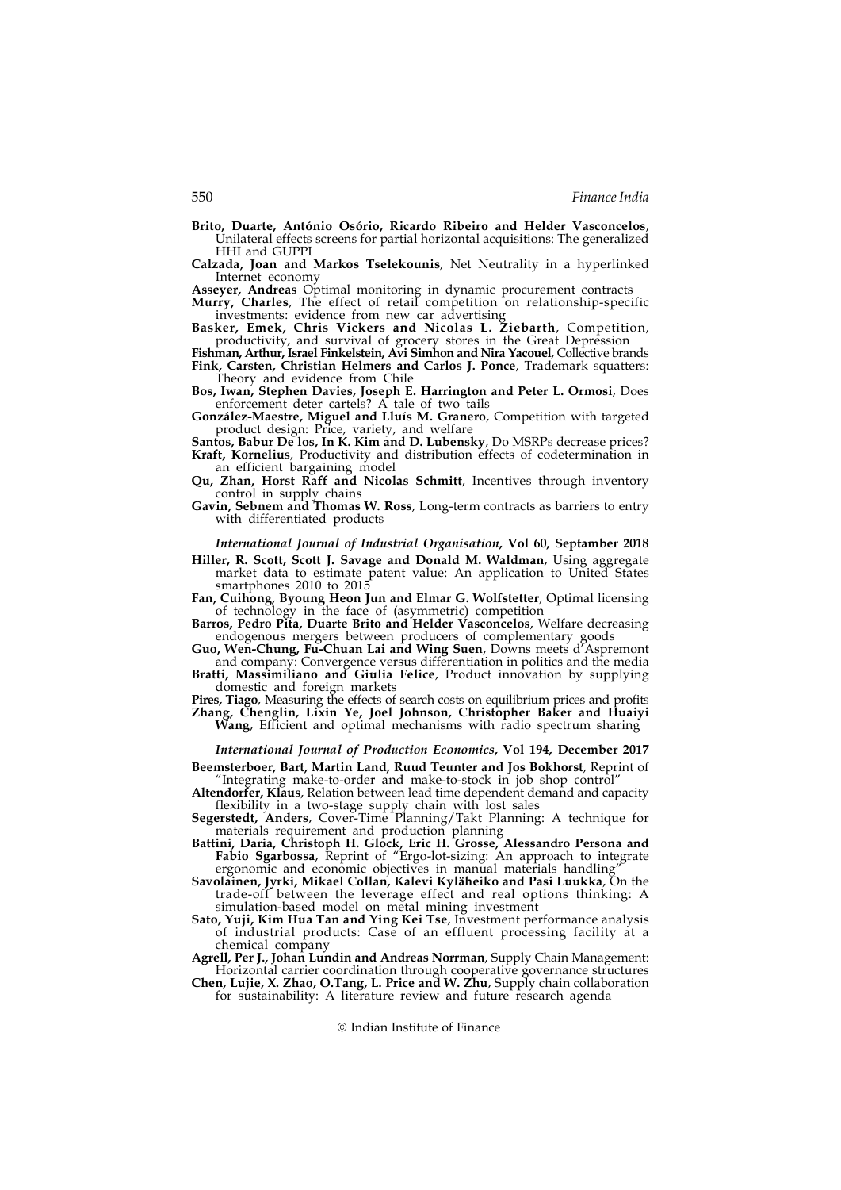**Brito, Duarte, António Osório, Ricardo Ribeiro and Helder Vasconcelos**, Unilateral effects screens for partial horizontal acquisitions: The generalized HHI and GUPPI

**Calzada, Joan and Markos Tselekounis**, Net Neutrality in a hyperlinked Internet economy

**Asseyer, Andreas** Optimal monitoring in dynamic procurement contracts

**Murry, Charles**, The effect of retail competition on relationship-specific investments: evidence from new car advertising

**Basker, Emek, Chris Vickers and Nicolas L. Ziebarth**, Competition, productivity, and survival of grocery stores in the Great Depression

**Fishman, Arthur, Israel Finkelstein, Avi Simhon and Nira Yacouel**, Collective brands

**Fink, Carsten, Christian Helmers and Carlos J. Ponce**, Trademark squatters: Theory and evidence from Chile

**Bos, Iwan, Stephen Davies, Joseph E. Harrington and Peter L. Ormosi**, Does enforcement deter cartels? A tale of two tails

**González-Maestre, Miguel and Lluís M. Granero**, Competition with targeted product design: Price, variety, and welfare

**Santos, Babur De los, In K. Kim and D. Lubensky**, Do MSRPs decrease prices?

**Kraft, Kornelius**, Productivity and distribution effects of codetermination in an efficient bargaining model

**Qu, Zhan, Horst Raff and Nicolas Schmitt**, Incentives through inventory control in supply chains

**Gavin, Sebnem and Thomas W. Ross**, Long-term contracts as barriers to entry with differentiated products

### *International Journal of Industrial Organisation*, Vol 60, Septamber 2018

**Hiller, R. Scott, Scott J. Savage and Donald M. Waldman**, Using aggregate market data to estimate patent value: An application to United States smartphones 2010 to 2015

**Fan, Cuihong, Byoung Heon Jun and Elmar G. Wolfstetter**, Optimal licensing of technology in the face of (asymmetric) competition

**Barros, Pedro Pita, Duarte Brito and Helder Vasconcelos**, Welfare decreasing endogenous mergers between producers of complementary goods

**Guo, Wen-Chung, Fu-Chuan Lai and Wing Suen**, Downs meets d'Aspremont and company: Convergence versus differentiation in politics and the media

**Bratti, Massimiliano and Giulia Felice**, Product innovation by supplying domestic and foreign markets

**Pires, Tiago**, Measuring the effects of search costs on equilibrium prices and profits

**Zhang, Chenglin, Lixin Ye, Joel Johnson, Christopher Baker and Huaiyi Wang**, Efficient and optimal mechanisms with radio spectrum sharing

### *International Journal of Production Economics*, Vol 194, December 2017

**Beemsterboer, Bart, Martin Land, Ruud Teunter and Jos Bokhorst**, Reprint of "Integrating make-to-order and make-to-stock in job shop control"

**Altendorfer, Klaus**, Relation between lead time dependent demand and capacity flexibility in a two-stage supply chain with lost sales

**Segerstedt, Anders**, Cover-Time Planning/Takt Planning: A technique for materials requirement and production planning

**Battini, Daria, Christoph H. Glock, Eric H. Grosse, Alessandro Persona and Fabio Sgarbossa**, Reprint of "Ergo-lot-sizing: An approach to integrate ergonomic and economic objectives in manual materials handling"

**Savolainen, Jyrki, Mikael Collan, Kalevi Kyläheiko and Pasi Luukka**, On the trade-off between the leverage effect and real options thinking: A simulation-based model on metal mining investment

**Sato, Yuji, Kim Hua Tan and Ying Kei Tse**, Investment performance analysis of industrial products: Case of an effluent processing facility at a chemical company

**Agrell, Per J., Johan Lundin and Andreas Norrman**, Supply Chain Management: Horizontal carrier coordination through cooperative governance structures

**Chen, Lujie, X. Zhao, O.Tang, L. Price and W. Zhu**, Supply chain collaboration for sustainability: A literature review and future research agenda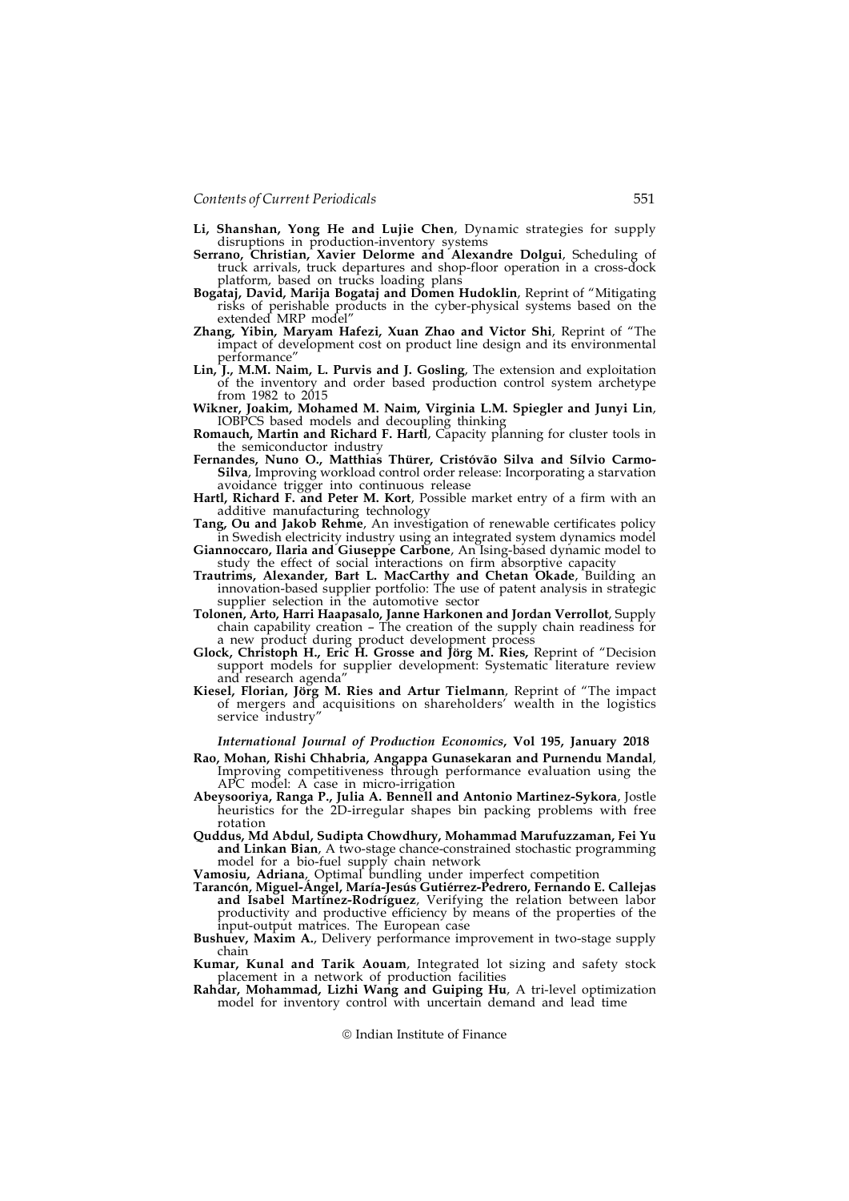**Li, Shanshan, Yong He and Lujie Chen**, Dynamic strategies for supply disruptions in production-inventory systems

**Serrano, Christian, Xavier Delorme and Alexandre Dolgui**, Scheduling of truck arrivals, truck departures and shop-floor operation in a cross-dock platform, based on trucks loading plans

**Bogataj, David, Marija Bogataj and Domen Hudoklin**, Reprint of "Mitigating risks of perishable products in the cyber-physical systems based on the extended MRP model"

**Zhang, Yibin, Maryam Hafezi, Xuan Zhao and Victor Shi**, Reprint of "The impact of development cost on product line design and its environmental performance"

**Lin, J., M.M. Naim, L. Purvis and J. Gosling**, The extension and exploitation of the inventory and order based production control system archetype from 1982 to 2015

**Wikner, Joakim, Mohamed M. Naim, Virginia L.M. Spiegler and Junyi Lin**, IOBPCS based models and decoupling thinking

**Romauch, Martin and Richard F. Hartl**, Capacity planning for cluster tools in the semiconductor industry

**Fernandes, Nuno O., Matthias Thürer, Cristóvão Silva and Sílvio Carmo-Silva**, Improving workload control order release: Incorporating a starvation avoidance trigger into continuous release

**Hartl, Richard F. and Peter M. Kort**, Possible market entry of a firm with an additive manufacturing technology

**Tang, Ou and Jakob Rehme**, An investigation of renewable certificates policy in Swedish electricity industry using an integrated system dynamics model

**Giannoccaro, Ilaria and Giuseppe Carbone**, An Ising-based dynamic model to study the effect of social interactions on firm absorptive capacity

**Trautrims, Alexander, Bart L. MacCarthy and Chetan Okade**, Building an innovation-based supplier portfolio: The use of patent analysis in strategic supplier selection in the automotive sector

**Tolonen, Arto, Harri Haapasalo, Janne Harkonen and Jordan Verrollot**, Supply chain capability creation – The creation of the supply chain readiness for a new product during product development process

**Glock, Christoph H., Eric H. Grosse and Jörg M. Ries,** Reprint of "Decision support models for supplier development: Systematic literature review and research agenda"

**Kiesel, Florian, Jörg M. Ries and Artur Tielmann**, Reprint of "The impact of mergers and acquisitions on shareholders' wealth in the logistics service industry"

***International Journal of Production Economics*, Vol 195, January 2018**

**Rao, Mohan, Rishi Chhabria, Angappa Gunasekaran and Purnendu Mandal**, Improving competitiveness through performance evaluation using the APC model: A case in micro-irrigation

**Abeysooriya, Ranga P., Julia A. Bennell and Antonio Martinez-Sykora**, Jostle heuristics for the 2D-irregular shapes bin packing problems with free rotation

**Quddus, Md Abdul, Sudipta Chowdhury, Mohammad Marufuzzaman, Fei Yu and Linkan Bian**, A two-stage chance-constrained stochastic programming model for a bio-fuel supply chain network

**Vamosiu, Adriana**, Optimal bundling under imperfect competition

**Tarancón, Miguel-Ángel, María-Jesús Gutiérrez-Pedrero, Fernando E. Callejas and Isabel Martínez-Rodríguez**, Verifying the relation between labor productivity and productive efficiency by means of the properties of the input-output matrices. The European case

**Bushuev, Maxim A.**, Delivery performance improvement in two-stage supply chain

**Kumar, Kunal and Tarik Aouam**, Integrated lot sizing and safety stock placement in a network of production facilities

**Rahdar, Mohammad, Lizhi Wang and Guiping Hu**, A tri-level optimization model for inventory control with uncertain demand and lead time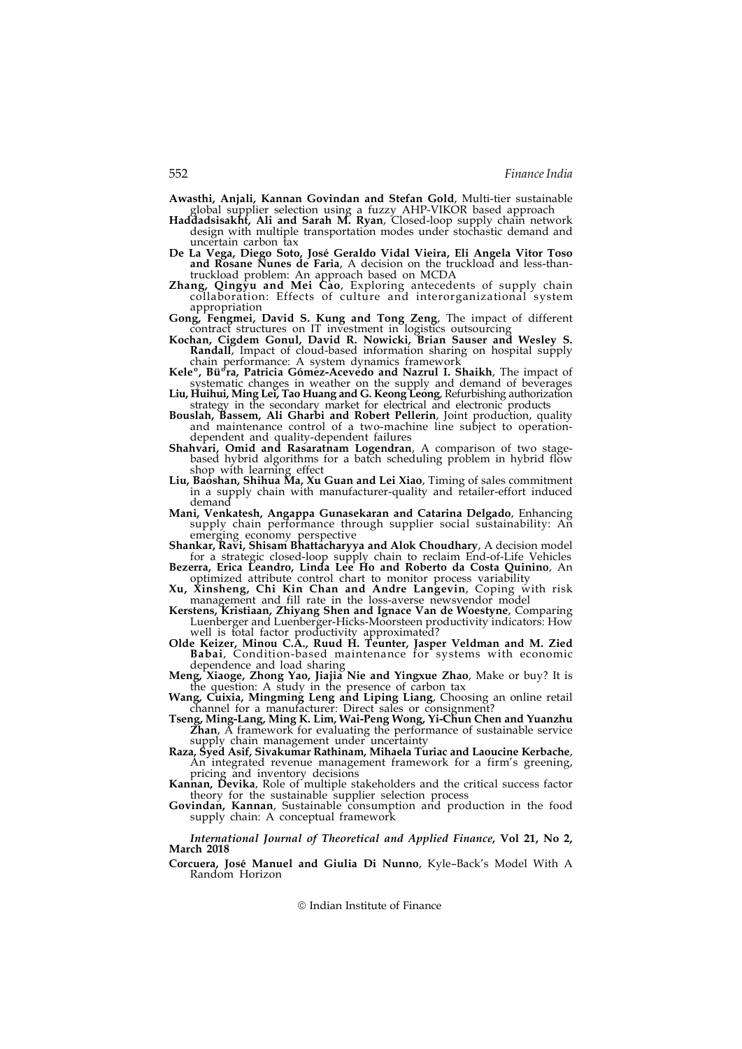**Awasthi, Anjali, Kannan Govindan and Stefan Gold**, Multi-tier sustainable global supplier selection using a fuzzy AHP-VIKOR based approach

**Haddadsisakht, Ali and Sarah M. Ryan**, Closed-loop supply chain network design with multiple transportation modes under stochastic demand and uncertain carbon tax

**De La Vega, Diego Soto, José Geraldo Vidal Vieira, Eli Angela Vitor Toso and Rosane Nunes de Faria**, A decision on the truckload and less-than-truckload problem: An approach based on MCDA

**Zhang, Qingyu and Mei Cao**, Exploring antecedents of supply chain collaboration: Effects of culture and interorganizational system appropriation

**Gong, Fengmei, David S. Kung and Tong Zeng**, The impact of different contract structures on IT investment in logistics outsourcing

**Kochan, Cigdem Gonul, David R. Nowicki, Brian Sauser and Wesley S. Randall**, Impact of cloud-based information sharing on hospital supply chain performance: A system dynamics framework

**Keleº, Büºra, Patricia Gómez-Acevedo and Nazrul I. Shaikh**, The impact of systematic changes in weather on the supply and demand of beverages

**Liu, Huihui, Ming Lei, Tao Huang and G. Keong Leong**, Refurbishing authorization strategy in the secondary market for electrical and electronic products

**Bouslah, Bassem, Ali Gharbi and Robert Pellerin**, Joint production, quality and maintenance control of a two-machine line subject to operation-dependent and quality-dependent failures

**Shahvari, Omid and Rasaratnam Logendran**, A comparison of two stage-based hybrid algorithms for a batch scheduling problem in hybrid flow shop with learning effect

**Liu, Baoshan, Shihua Ma, Xu Guan and Lei Xiao**, Timing of sales commitment in a supply chain with manufacturer-quality and retailer-effort induced demand

**Mani, Venkatesh, Angappa Gunasekaran and Catarina Delgado**, Enhancing supply chain performance through supplier social sustainability: An emerging economy perspective

**Shankar, Ravi, Shisam Bhattacharyya and Alok Choudhary**, A decision model for a strategic closed-loop supply chain to reclaim End-of-Life Vehicles

**Bezerra, Erica Leandro, Linda Lee Ho and Roberto da Costa Quinino**, An optimized attribute control chart to monitor process variability

**Xu, Xinsheng, Chi Kin Chan and Andre Langevin**, Coping with risk management and fill rate in the loss-averse newsvendor model

**Kerstens, Kristiaan, Zhiyang Shen and Ignace Van de Woestyne**, Comparing Luenberger and Luenberger-Hicks-Moorsteen productivity indicators: How well is total factor productivity approximated?

**Olde Keizer, Minou C.A., Ruud H. Teunter, Jasper Veldman and M. Zied Babai**, Condition-based maintenance for systems with economic dependence and load sharing

**Meng, Xiaoge, Zhong Yao, Jiajia Nie and Yingxue Zhao**, Make or buy? It is the question: A study in the presence of carbon tax

**Wang, Cuixia, Mingming Leng and Liping Liang**, Choosing an online retail channel for a manufacturer: Direct sales or consignment?

**Tseng, Ming-Lang, Ming K. Lim, Wai-Peng Wong, Yi-Chun Chen and Yuanzhu Zhan**, A framework for evaluating the performance of sustainable service supply chain management under uncertainty

**Raza, Syed Asif, Sivakumar Rathinam, Mihaela Turiac and Laoucine Kerbache**, An integrated revenue management framework for a firm's greening, pricing and inventory decisions

**Kannan, Devika**, Role of multiple stakeholders and the critical success factor theory for the sustainable supplier selection process

**Govindan, Kannan**, Sustainable consumption and production in the food supply chain: A conceptual framework

***International Journal of Theoretical and Applied Finance*, Vol 21, No 2, March 2018**

**Corcuera, José Manuel and Giulia Di Nunno**, Kyle–Back's Model With A Random Horizon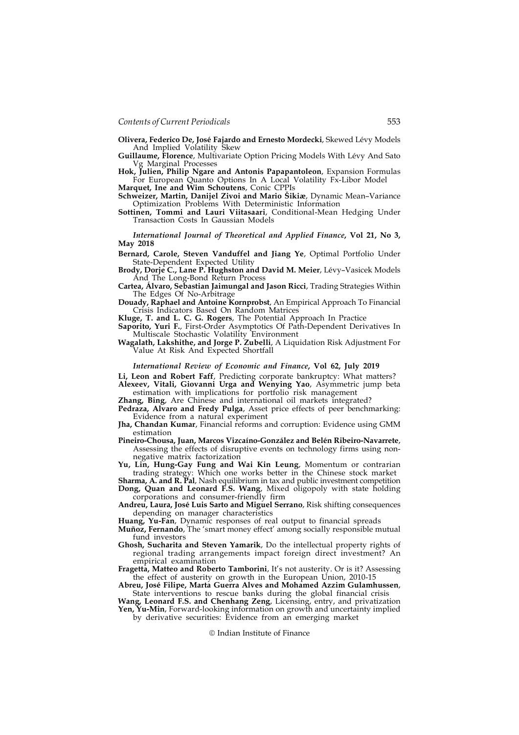**Olivera, Federico De, José Fajardo and Ernesto Mordecki**, Skewed Lévy Models And Implied Volatility Skew

**Guillaume, Florence**, Multivariate Option Pricing Models With Lévy And Sato Vg Marginal Processes

**Hok, Julien, Philip Ngare and Antonis Papapantoleon**, Expansion Formulas For European Quanto Options In A Local Volatility Fx-Libor Model

**Marquet, Ine and Wim Schoutens**, Conic CPPIs

**Schweizer, Martin, Danijel Zivoi and Mario Šikiæ**, Dynamic Mean–Variance Optimization Problems With Deterministic Information

**Sottinen, Tommi and Lauri Viitasaari**, Conditional-Mean Hedging Under Transaction Costs In Gaussian Models

***International Journal of Theoretical and Applied Finance*, Vol 21, No 3, May 2018**

**Bernard, Carole, Steven Vanduffel and Jiang Ye**, Optimal Portfolio Under State-Dependent Expected Utility

**Brody, Dorje C., Lane P. Hughston and David M. Meier**, Lévy–Vasicek Models And The Long-Bond Return Process

**Cartea, Álvaro, Sebastian Jaimungal and Jason Ricci**, Trading Strategies Within The Edges Of No-Arbitrage

**Douady, Raphael and Antoine Kornprobst**, An Empirical Approach To Financial Crisis Indicators Based On Random Matrices

**Kluge, T. and L. C. G. Rogers**, The Potential Approach In Practice

**Saporito, Yuri F.**, First-Order Asymptotics Of Path-Dependent Derivatives In Multiscale Stochastic Volatility Environment

**Wagalath, Lakshithe, and Jorge P. Zubelli**, A Liquidation Risk Adjustment For Value At Risk And Expected Shortfall

***International Review of Economic and Finance*, Vol 62, July 2019**

**Li, Leon and Robert Faff**, Predicting corporate bankruptcy: What matters?

**Alexeev, Vitali, Giovanni Urga and Wenying Yao**, Asymmetric jump beta estimation with implications for portfolio risk management

**Zhang, Bing**, Are Chinese and international oil markets integrated?

**Pedraza, Alvaro and Fredy Pulga**, Asset price effects of peer benchmarking: Evidence from a natural experiment

**Jha, Chandan Kumar**, Financial reforms and corruption: Evidence using GMM estimation

**Pineiro-Chousa, Juan, Marcos Vizcaíno-González and Belén Ribeiro-Navarrete**, Assessing the effects of disruptive events on technology firms using non-negative matrix factorization

**Yu, Lin, Hung-Gay Fung and Wai Kin Leung**, Momentum or contrarian trading strategy: Which one works better in the Chinese stock market

**Sharma, A. and R. Pal**, Nash equilibrium in tax and public investment competition

**Dong, Quan and Leonard F.S. Wang**, Mixed oligopoly with state holding corporations and consumer-friendly firm

**Andreu, Laura, José Luis Sarto and Miguel Serrano**, Risk shifting consequences depending on manager characteristics

**Huang, Yu-Fan**, Dynamic responses of real output to financial spreads

**Muñoz, Fernando**, The 'smart money effect' among socially responsible mutual fund investors

**Ghosh, Sucharita and Steven Yamarik**, Do the intellectual property rights of regional trading arrangements impact foreign direct investment? An empirical examination

**Fragetta, Matteo and Roberto Tamborini**, It's not austerity. Or is it? Assessing the effect of austerity on growth in the European Union, 2010-15

**Abreu, José Filipe, Marta Guerra Alves and Mohamed Azzim Gulamhussen**, State interventions to rescue banks during the global financial crisis

**Wang, Leonard F.S. and Chenhang Zeng**, Licensing, entry, and privatization

**Yen, Yu-Min**, Forward-looking information on growth and uncertainty implied by derivative securities: Evidence from an emerging market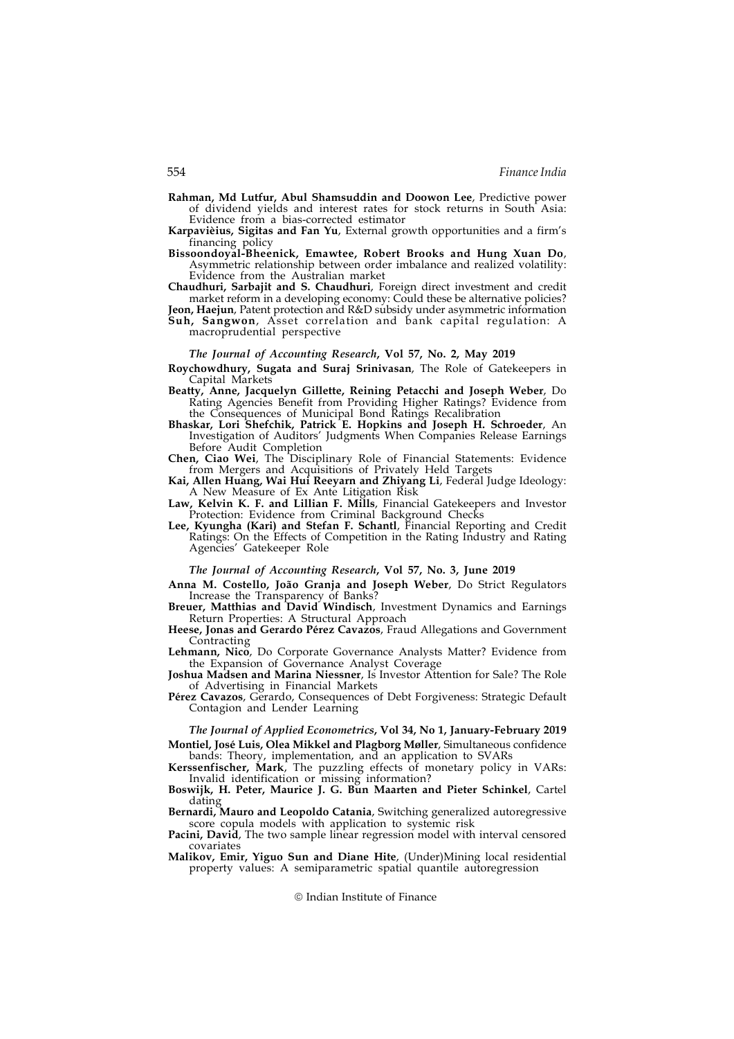**Rahman, Md Lutfur, Abul Shamsuddin and Doowon Lee**, Predictive power of dividend yields and interest rates for stock returns in South Asia: Evidence from a bias-corrected estimator

**Karpavièius, Sigitas and Fan Yu**, External growth opportunities and a firm's financing policy

**Bissoondoyal-Bheenick, Emawtee, Robert Brooks and Hung Xuan Do**, Asymmetric relationship between order imbalance and realized volatility: Evidence from the Australian market

**Chaudhuri, Sarbajit and S. Chaudhuri**, Foreign direct investment and credit market reform in a developing economy: Could these be alternative policies?

**Jeon, Haejun**, Patent protection and R&D subsidy under asymmetric information

**Suh, Sangwon**, Asset correlation and bank capital regulation: A macroprudential perspective

***The Journal of Accounting Research*, Vol 57, No. 2, May 2019**

**Roychowdhury, Sugata and Suraj Srinivasan**, The Role of Gatekeepers in Capital Markets

**Beatty, Anne, Jacquelyn Gillette, Reining Petacchi and Joseph Weber**, Do Rating Agencies Benefit from Providing Higher Ratings? Evidence from the Consequences of Municipal Bond Ratings Recalibration

**Bhaskar, Lori Shefchik, Patrick E. Hopkins and Joseph H. Schroeder**, An Investigation of Auditors' Judgments When Companies Release Earnings Before Audit Completion

**Chen, Ciao Wei**, The Disciplinary Role of Financial Statements: Evidence from Mergers and Acquisitions of Privately Held Targets

**Kai, Allen Huang, Wai Hui Reeyarn and Zhiyang Li**, Federal Judge Ideology: A New Measure of Ex Ante Litigation Risk

**Law, Kelvin K. F. and Lillian F. Mills**, Financial Gatekeepers and Investor Protection: Evidence from Criminal Background Checks

**Lee, Kyungha (Kari) and Stefan F. Schantl**, Financial Reporting and Credit Ratings: On the Effects of Competition in the Rating Industry and Rating Agencies' Gatekeeper Role

***The Journal of Accounting Research*, Vol 57, No. 3, June 2019**

**Anna M. Costello, João Granja and Joseph Weber**, Do Strict Regulators Increase the Transparency of Banks?

**Breuer, Matthias and David Windisch**, Investment Dynamics and Earnings Return Properties: A Structural Approach

**Heese, Jonas and Gerardo Pérez Cavazos**, Fraud Allegations and Government Contracting

**Lehmann, Nico**, Do Corporate Governance Analysts Matter? Evidence from the Expansion of Governance Analyst Coverage

**Joshua Madsen and Marina Niessner**, Is Investor Attention for Sale? The Role of Advertising in Financial Markets

**Pérez Cavazos**, Gerardo, Consequences of Debt Forgiveness: Strategic Default Contagion and Lender Learning

***The Journal of Applied Econometrics*, Vol 34, No 1, January-February 2019**

**Montiel, José Luis, Olea Mikkel and Plagborg Møller**, Simultaneous confidence bands: Theory, implementation, and an application to SVARs

**Kerssenfischer, Mark**, The puzzling effects of monetary policy in VARs: Invalid identification or missing information?

**Boswijk, H. Peter, Maurice J. G. Bun Maarten and Pieter Schinkel**, Cartel dating

**Bernardi, Mauro and Leopoldo Catania**, Switching generalized autoregressive score copula models with application to systemic risk

**Pacini, David**, The two sample linear regression model with interval censored covariates

**Malikov, Emir, Yiguo Sun and Diane Hite**, (Under)Mining local residential property values: A semiparametric spatial quantile autoregression

© Indian Institute of Finance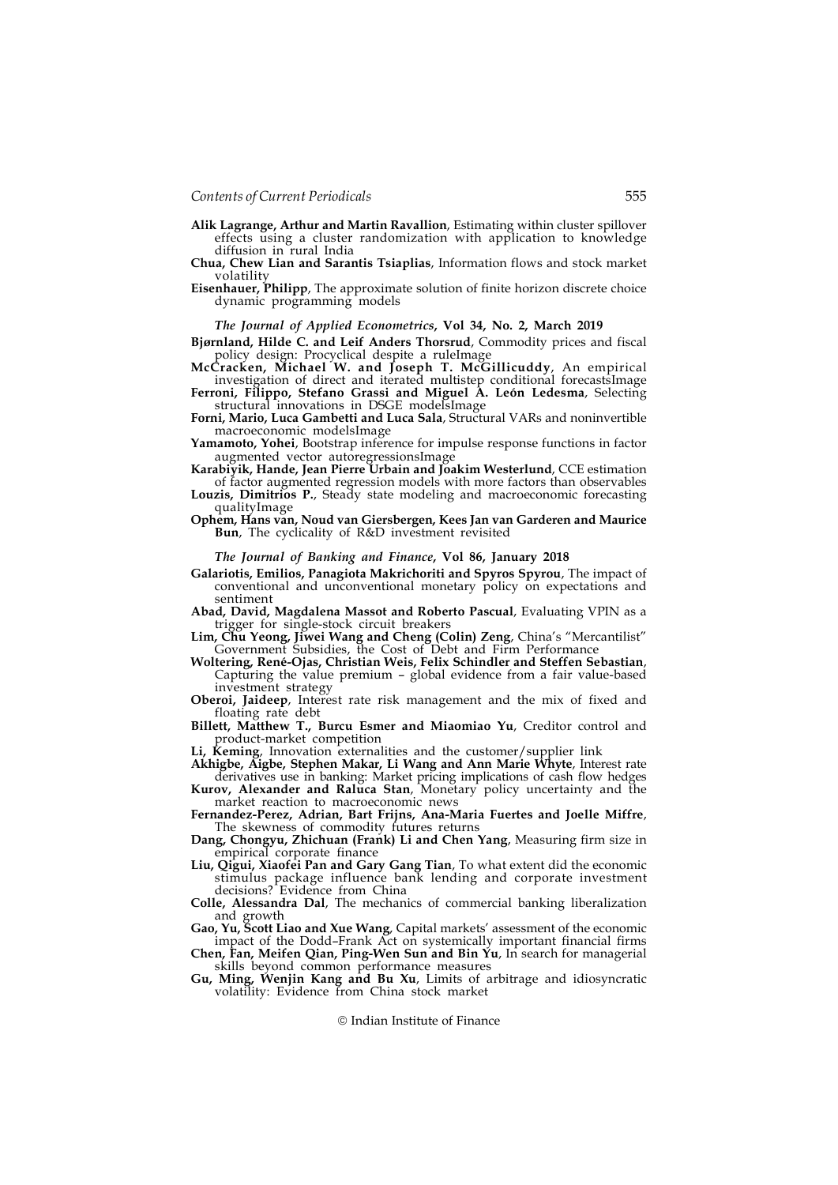**Alik Lagrange, Arthur and Martin Ravallion**, Estimating within cluster spillover effects using a cluster randomization with application to knowledge diffusion in rural India

**Chua, Chew Lian and Sarantis Tsiaplias**, Information flows and stock market volatility

**Eisenhauer, Philipp**, The approximate solution of finite horizon discrete choice dynamic programming models

*The Journal of Applied Econometrics*, **Vol 34, No. 2, March 2019**

**Bjørnland, Hilde C. and Leif Anders Thorsrud**, Commodity prices and fiscal policy design: Procyclical despite a ruleImage

**McCracken, Michael W. and Joseph T. McGillicuddy**, An empirical investigation of direct and iterated multistep conditional forecastsImage

**Ferroni, Filippo, Stefano Grassi and Miguel A. León Ledesma**, Selecting structural innovations in DSGE modelsImage

**Forni, Mario, Luca Gambetti and Luca Sala**, Structural VARs and noninvertible macroeconomic modelsImage

**Yamamoto, Yohei**, Bootstrap inference for impulse response functions in factor augmented vector autoregressionsImage

**Karabiyik, Hande, Jean Pierre Urbain and Joakim Westerlund**, CCE estimation of factor augmented regression models with more factors than observables

**Louzis, Dimitrios P.**, Steady state modeling and macroeconomic forecasting qualityImage

**Ophem, Hans van, Noud van Giersbergen, Kees Jan van Garderen and Maurice Bun**, The cyclicality of R&D investment revisited

*The Journal of Banking and Finance*, **Vol 86, January 2018**

**Galariotis, Emilios, Panagiota Makrichoriti and Spyros Spyrou**, The impact of conventional and unconventional monetary policy on expectations and sentiment

**Abad, David, Magdalena Massot and Roberto Pascual**, Evaluating VPIN as a trigger for single-stock circuit breakers

**Lim, Chu Yeong, Jiwei Wang and Cheng (Colin) Zeng**, China's "Mercantilist" Government Subsidies, the Cost of Debt and Firm Performance

**Woltering, René-Ojas, Christian Weis, Felix Schindler and Steffen Sebastian**, Capturing the value premium – global evidence from a fair value-based investment strategy

**Oberoi, Jaideep**, Interest rate risk management and the mix of fixed and floating rate debt

**Billett, Matthew T., Burcu Esmer and Miaomiao Yu**, Creditor control and product-market competition

**Li, Keming**, Innovation externalities and the customer/supplier link

**Akhigbe, Aigbe, Stephen Makar, Li Wang and Ann Marie Whyte**, Interest rate derivatives use in banking: Market pricing implications of cash flow hedges

**Kurov, Alexander and Raluca Stan**, Monetary policy uncertainty and the market reaction to macroeconomic news

**Fernandez-Perez, Adrian, Bart Frijns, Ana-Maria Fuertes and Joelle Miffre**, The skewness of commodity futures returns

**Dang, Chongyu, Zhichuan (Frank) Li and Chen Yang**, Measuring firm size in empirical corporate finance

**Liu, Qigui, Xiaofei Pan and Gary Gang Tian**, To what extent did the economic stimulus package influence bank lending and corporate investment decisions? Evidence from China

**Colle, Alessandra Dal**, The mechanics of commercial banking liberalization and growth

**Gao, Yu, Scott Liao and Xue Wang**, Capital markets' assessment of the economic impact of the Dodd–Frank Act on systemically important financial firms

**Chen, Fan, Meifen Qian, Ping-Wen Sun and Bin Yu**, In search for managerial skills beyond common performance measures

**Gu, Ming, Wenjin Kang and Bu Xu**, Limits of arbitrage and idiosyncratic volatility: Evidence from China stock market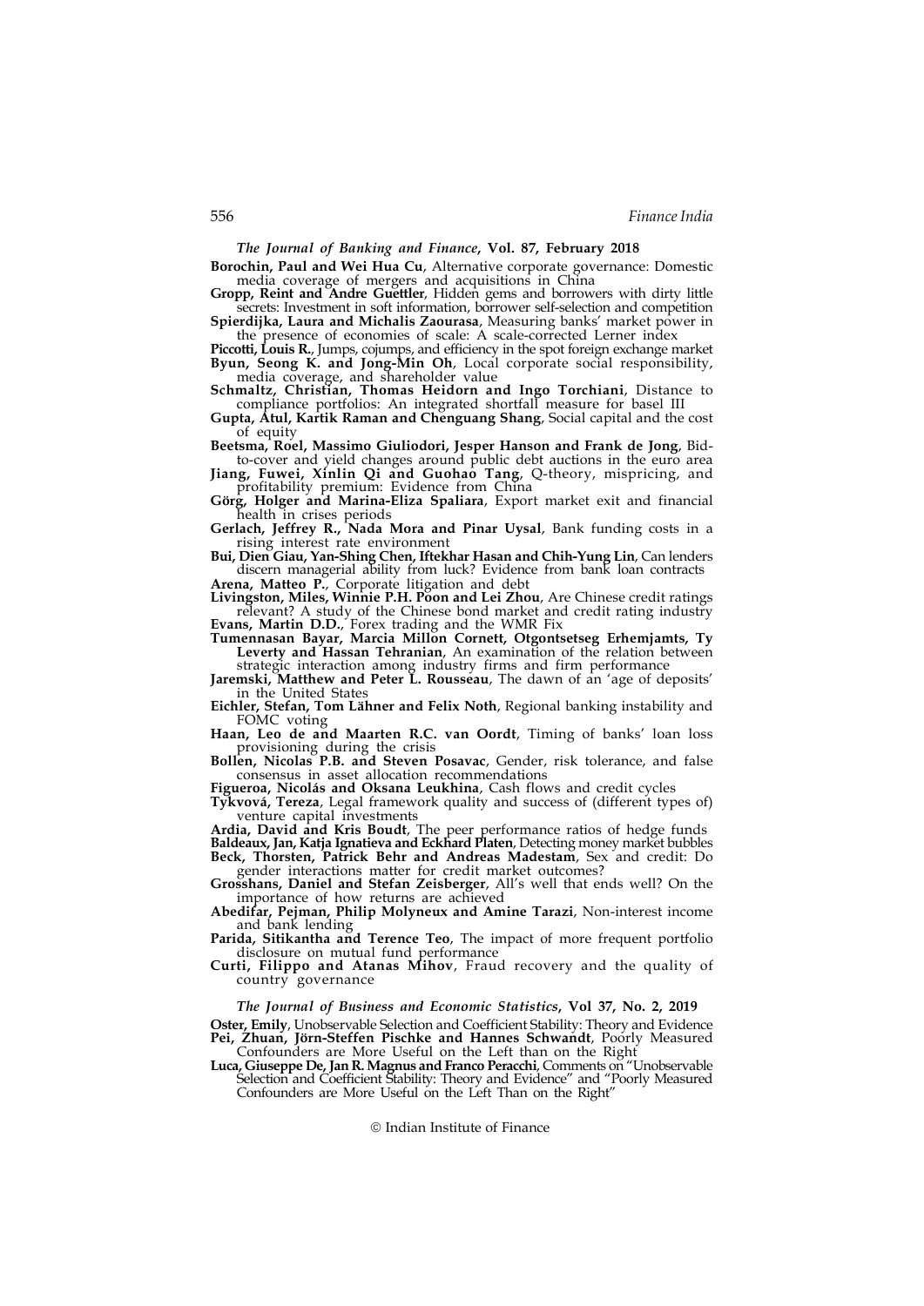*The Journal of Banking and Finance*, **Vol. 87, February 2018**

**Borochin, Paul and Wei Hua Cu**, Alternative corporate governance: Domestic media coverage of mergers and acquisitions in China

**Gropp, Reint and Andre Guettler**, Hidden gems and borrowers with dirty little secrets: Investment in soft information, borrower self-selection and competition

**Spierdijka, Laura and Michalis Zaourasa**, Measuring banks' market power in the presence of economies of scale: A scale-corrected Lerner index

**Piccotti, Louis R.**, Jumps, cojumps, and efficiency in the spot foreign exchange market

**Byun, Seong K. and Jong-Min Oh**, Local corporate social responsibility, media coverage, and shareholder value

**Schmaltz, Christian, Thomas Heidorn and Ingo Torchiani**, Distance to compliance portfolios: An integrated shortfall measure for basel III

**Gupta, Atul, Kartik Raman and Chenguang Shang**, Social capital and the cost of equity

**Beetsma, Roel, Massimo Giuliodori, Jesper Hanson and Frank de Jong**, Bid-to-cover and yield changes around public debt auctions in the euro area

**Jiang, Fuwei, Xinlin Qi and Guohao Tang**, Q-theory, mispricing, and profitability premium: Evidence from China

**Görg, Holger and Marina-Eliza Spaliara**, Export market exit and financial health in crises periods

**Gerlach, Jeffrey R., Nada Mora and Pinar Uysal**, Bank funding costs in a rising interest rate environment

**Bui, Dien Giau, Yan-Shing Chen, Iftekhar Hasan and Chih-Yung Lin**, Can lenders discern managerial ability from luck? Evidence from bank loan contracts

**Arena, Matteo P.**, Corporate litigation and debt

**Livingston, Miles, Winnie P.H. Poon and Lei Zhou**, Are Chinese credit ratings relevant? A study of the Chinese bond market and credit rating industry

**Evans, Martin D.D.**, Forex trading and the WMR Fix

**Tumennasan Bayar, Marcia Millon Cornett, Otgontsetseg Erhemjamts, Ty Leverty and Hassan Tehranian**, An examination of the relation between strategic interaction among industry firms and firm performance

**Jaremski, Matthew and Peter L. Rousseau**, The dawn of an 'age of deposits' in the United States

**Eichler, Stefan, Tom Lähner and Felix Noth**, Regional banking instability and FOMC voting

**Haan, Leo de and Maarten R.C. van Oordt**, Timing of banks' loan loss provisioning during the crisis

**Bollen, Nicolas P.B. and Steven Posavac**, Gender, risk tolerance, and false consensus in asset allocation recommendations

**Figueroa, Nicolás and Oksana Leukhina**, Cash flows and credit cycles

**Tykvová, Tereza**, Legal framework quality and success of (different types of) venture capital investments

**Ardia, David and Kris Boudt**, The peer performance ratios of hedge funds

**Baldeaux, Jan, Katja Ignatieva and Eckhard Platen**, Detecting money market bubbles

**Beck, Thorsten, Patrick Behr and Andreas Madestam**, Sex and credit: Do gender interactions matter for credit market outcomes?

**Grosshans, Daniel and Stefan Zeisberger**, All's well that ends well? On the importance of how returns are achieved

**Abedifar, Pejman, Philip Molyneux and Amine Tarazi**, Non-interest income and bank lending

**Parida, Sitikantha and Terence Teo**, The impact of more frequent portfolio disclosure on mutual fund performance

**Curti, Filippo and Atanas Mihov**, Fraud recovery and the quality of country governance

*The Journal of Business and Economic Statistics*, **Vol 37, No. 2, 2019**

**Oster, Emily**, Unobservable Selection and Coefficient Stability: Theory and Evidence

**Pei, Zhuan, Jörn-Steffen Pischke and Hannes Schwandt**, Poorly Measured Confounders are More Useful on the Left than on the Right

**Luca, Giuseppe De, Jan R. Magnus and Franco Peracchi**, Comments on "Unobservable Selection and Coefficient Stability: Theory and Evidence" and "Poorly Measured Confounders are More Useful on the Left Than on the Right"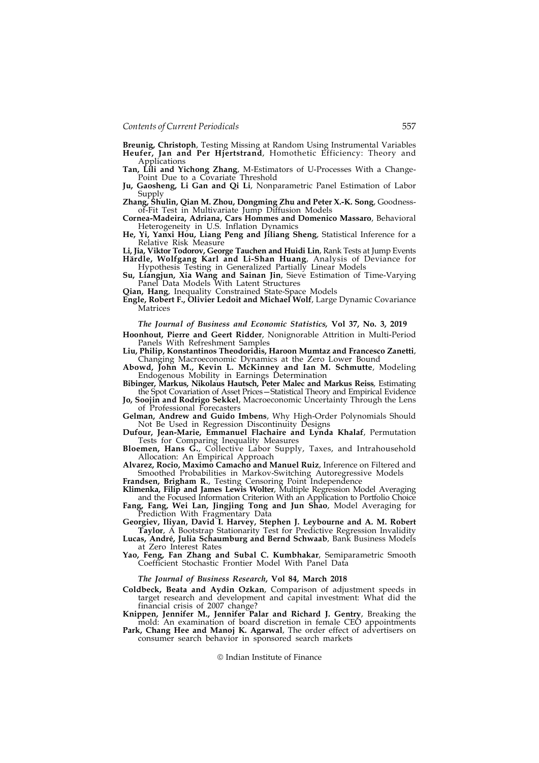**Breunig, Christoph**, Testing Missing at Random Using Instrumental Variables

**Heufer, Jan and Per Hjertstrand**, Homothetic Efficiency: Theory and Applications

**Tan, Lili and Yichong Zhang**, M-Estimators of U-Processes With a Change-Point Due to a Covariate Threshold

**Ju, Gaosheng, Li Gan and Qi Li**, Nonparametric Panel Estimation of Labor Supply

**Zhang, Shulin, Qian M. Zhou, Dongming Zhu and Peter X.-K. Song**, Goodness-of-Fit Test in Multivariate Jump Diffusion Models

**Cornea-Madeira, Adriana, Cars Hommes and Domenico Massaro**, Behavioral Heterogeneity in U.S. Inflation Dynamics

**He, Yi, Yanxi Hou, Liang Peng and Jiliang Sheng**, Statistical Inference for a Relative Risk Measure

**Li, Jia, Viktor Todorov, George Tauchen and Huidi Lin**, Rank Tests at Jump Events

**Härdle, Wolfgang Karl and Li-Shan Huang**, Analysis of Deviance for Hypothesis Testing in Generalized Partially Linear Models

**Su, Liangjun, Xia Wang and Sainan Jin**, Sieve Estimation of Time-Varying Panel Data Models With Latent Structures

**Qian, Hang**, Inequality Constrained State-Space Models

**Engle, Robert F., Olivier Ledoit and Michael Wolf**, Large Dynamic Covariance Matrices

### *The Journal of Business and Economic Statistics*, Vol 37, No. 3, 2019

**Hoonhout, Pierre and Geert Ridder**, Nonignorable Attrition in Multi-Period Panels With Refreshment Samples

**Liu, Philip, Konstantinos Theodoridis, Haroon Mumtaz and Francesco Zanetti**, Changing Macroeconomic Dynamics at the Zero Lower Bound

**Abowd, John M., Kevin L. McKinney and Ian M. Schmutte**, Modeling Endogenous Mobility in Earnings Determination

**Bibinger, Markus, Nikolaus Hautsch, Peter Malec and Markus Reiss**, Estimating the Spot Covariation of Asset Prices—Statistical Theory and Empirical Evidence

**Jo, Soojin and Rodrigo Sekkel**, Macroeconomic Uncertainty Through the Lens of Professional Forecasters

**Gelman, Andrew and Guido Imbens**, Why High-Order Polynomials Should Not Be Used in Regression Discontinuity Designs

**Dufour, Jean-Marie, Emmanuel Flachaire and Lynda Khalaf**, Permutation Tests for Comparing Inequality Measures

**Bloemen, Hans G.**, Collective Labor Supply, Taxes, and Intrahousehold Allocation: An Empirical Approach

**Alvarez, Rocio, Maximo Camacho and Manuel Ruiz**, Inference on Filtered and Smoothed Probabilities in Markov-Switching Autoregressive Models

**Frandsen, Brigham R.**, Testing Censoring Point Independence

**Klimenka, Filip and James Lewis Wolter**, Multiple Regression Model Averaging and the Focused Information Criterion With an Application to Portfolio Choice

**Fang, Fang, Wei Lan, Jingjing Tong and Jun Shao**, Model Averaging for Prediction With Fragmentary Data

**Georgiev, Iliyan, David I. Harvey, Stephen J. Leybourne and A. M. Robert Taylor**, A Bootstrap Stationarity Test for Predictive Regression Invalidity

**Lucas, André, Julia Schaumburg and Bernd Schwaab**, Bank Business Models at Zero Interest Rates

**Yao, Feng, Fan Zhang and Subal C. Kumbhakar**, Semiparametric Smooth Coefficient Stochastic Frontier Model With Panel Data

### *The Journal of Business Research*, Vol 84, March 2018

**Coldbeck, Beata and Aydin Ozkan**, Comparison of adjustment speeds in target research and development and capital investment: What did the financial crisis of 2007 change?

**Knippen, Jennifer M., Jennifer Palar and Richard J. Gentry**, Breaking the mold: An examination of board discretion in female CEO appointments

**Park, Chang Hee and Manoj K. Agarwal**, The order effect of advertisers on consumer search behavior in sponsored search markets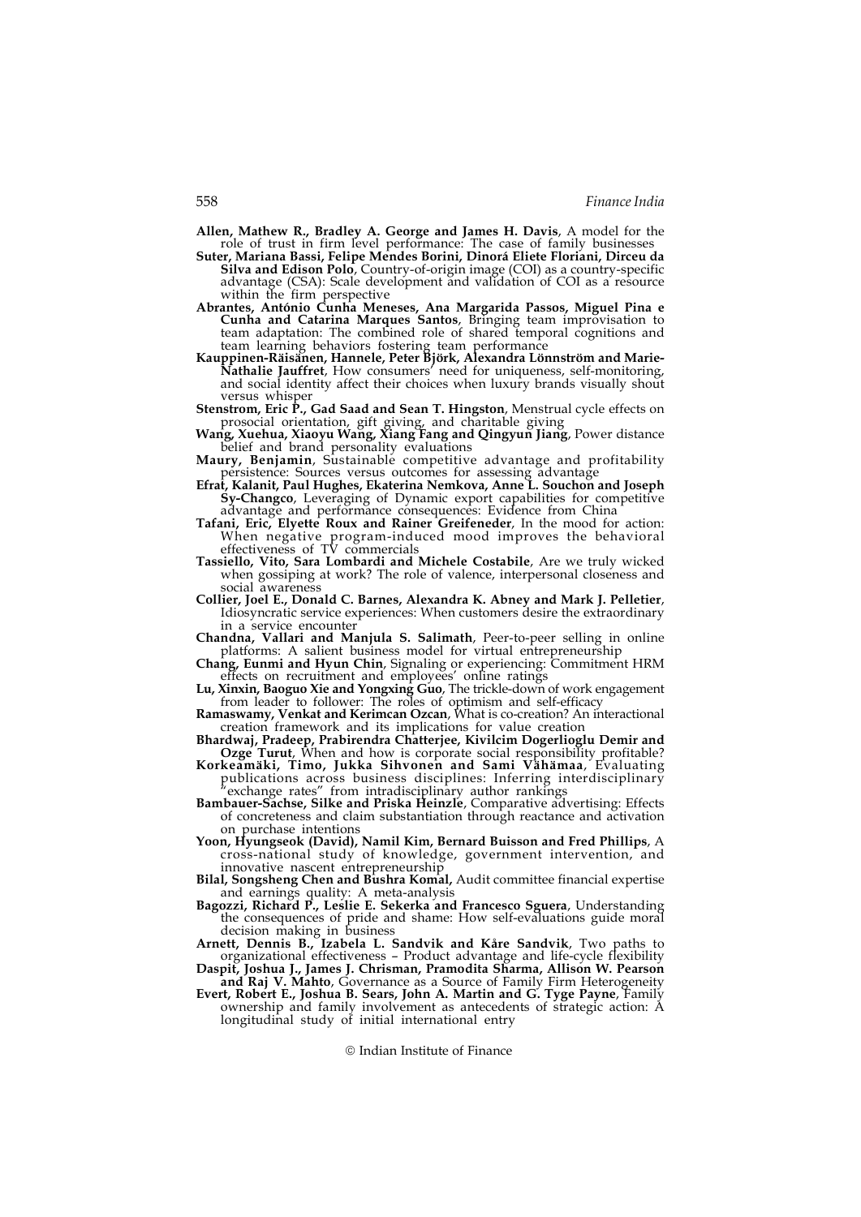**Allen, Mathew R., Bradley A. George and James H. Davis**, A model for the role of trust in firm level performance: The case of family businesses

**Suter, Mariana Bassi, Felipe Mendes Borini, Dinorá Eliete Floriani, Dirceu da Silva and Edison Polo**, Country-of-origin image (COI) as a country-specific advantage (CSA): Scale development and validation of COI as a resource within the firm perspective

**Abrantes, António Cunha Meneses, Ana Margarida Passos, Miguel Pina e Cunha and Catarina Marques Santos**, Bringing team improvisation to team adaptation: The combined role of shared temporal cognitions and team learning behaviors fostering team performance

**Kauppinen-Räisänen, Hannele, Peter Björk, Alexandra Lönnström and Marie-Nathalie Jauffret**, How consumers' need for uniqueness, self-monitoring, and social identity affect their choices when luxury brands visually shout versus whisper

**Stenstrom, Eric P., Gad Saad and Sean T. Hingston**, Menstrual cycle effects on prosocial orientation, gift giving, and charitable giving

**Wang, Xuehua, Xiaoyu Wang, Xiang Fang and Qingyun Jiang**, Power distance belief and brand personality evaluations

**Maury, Benjamin**, Sustainable competitive advantage and profitability persistence: Sources versus outcomes for assessing advantage

**Efrat, Kalanit, Paul Hughes, Ekaterina Nemkova, Anne L. Souchon and Joseph Sy-Changco**, Leveraging of Dynamic export capabilities for competitive advantage and performance consequences: Evidence from China

**Tafani, Eric, Elyette Roux and Rainer Greifeneder**, In the mood for action: When negative program-induced mood improves the behavioral effectiveness of TV commercials

**Tassiello, Vito, Sara Lombardi and Michele Costabile**, Are we truly wicked when gossiping at work? The role of valence, interpersonal closeness and social awareness

**Collier, Joel E., Donald C. Barnes, Alexandra K. Abney and Mark J. Pelletier**, Idiosyncratic service experiences: When customers desire the extraordinary in a service encounter

**Chandna, Vallari and Manjula S. Salimath**, Peer-to-peer selling in online platforms: A salient business model for virtual entrepreneurship

**Chang, Eunmi and Hyun Chin**, Signaling or experiencing: Commitment HRM effects on recruitment and employees' online ratings

**Lu, Xinxin, Baoguo Xie and Yongxing Guo**, The trickle-down of work engagement from leader to follower: The roles of optimism and self-efficacy

**Ramaswamy, Venkat and Kerimcan Ozcan**, What is co-creation? An interactional creation framework and its implications for value creation

**Bhardwaj, Pradeep, Prabirendra Chatterjee, Kivilcim Dogerlioglu Demir and Ozge Turut**, When and how is corporate social responsibility profitable?

**Korkeamäki, Timo, Jukka Sihvonen and Sami Vähämaa**, Evaluating publications across business disciplines: Inferring interdisciplinary "exchange rates" from intradisciplinary author rankings

**Bambauer-Sachse, Silke and Priska Heinzle**, Comparative advertising: Effects of concreteness and claim substantiation through reactance and activation on purchase intentions

**Yoon, Hyungseok (David), Namil Kim, Bernard Buisson and Fred Phillips**, A cross-national study of knowledge, government intervention, and innovative nascent entrepreneurship

**Bilal, Songsheng Chen and Bushra Komal,** Audit committee financial expertise and earnings quality: A meta-analysis

**Bagozzi, Richard P., Leslie E. Sekerka and Francesco Sguera**, Understanding the consequences of pride and shame: How self-evaluations guide moral decision making in business

**Arnett, Dennis B., Izabela L. Sandvik and Kåre Sandvik**, Two paths to organizational effectiveness – Product advantage and life-cycle flexibility

**Daspit, Joshua J., James J. Chrisman, Pramodita Sharma, Allison W. Pearson and Raj V. Mahto**, Governance as a Source of Family Firm Heterogeneity

**Evert, Robert E., Joshua B. Sears, John A. Martin and G. Tyge Payne**, Family ownership and family involvement as antecedents of strategic action: A longitudinal study of initial international entry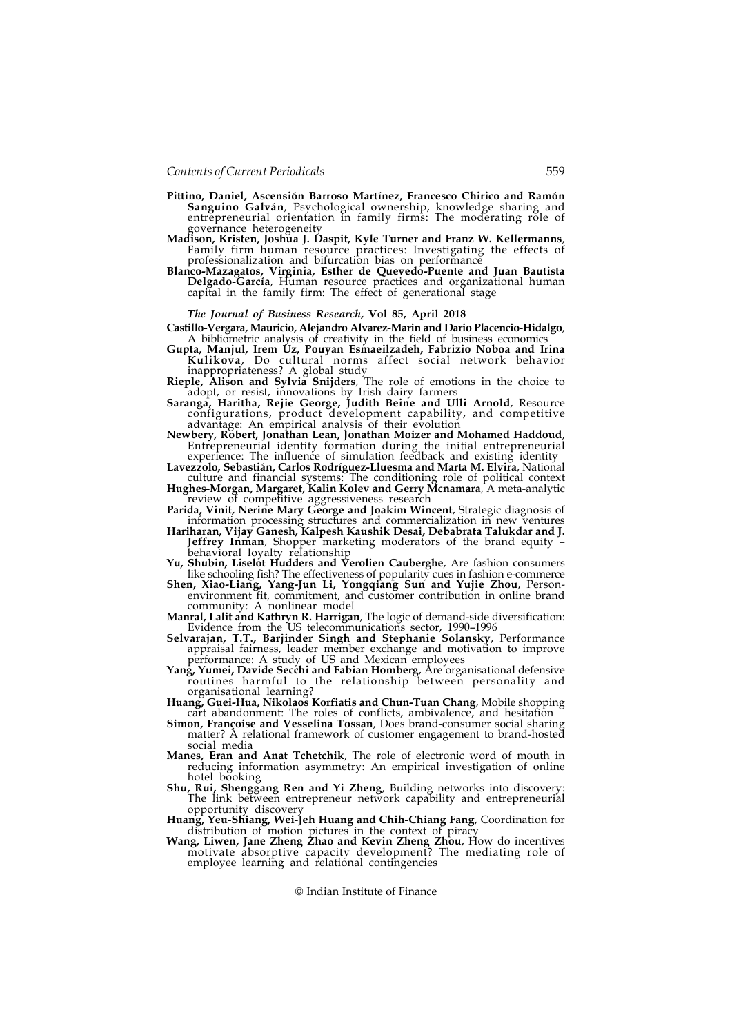**Pittino, Daniel, Ascensión Barroso Martínez, Francesco Chirico and Ramón Sanguino Galván**, Psychological ownership, knowledge sharing and entrepreneurial orientation in family firms: The moderating rôle of governance heterogeneity

**Madison, Kristen, Joshua J. Daspit, Kyle Turner and Franz W. Kellermanns**, Family firm human resource practices: Investigating the effects of professionalization and bifurcation bias on performance

**Blanco-Mazagatos, Virginia, Esther de Quevedo-Puente and Juan Bautista Delgado-García**, Human resource practices and organizational human capital in the family firm: The effect of generational stage

***The Journal of Business Research*, Vol 85, April 2018**

**Castillo-Vergara, Mauricio, Alejandro Alvarez-Marin and Dario Placencio-Hidalgo**, A bibliometric analysis of creativity in the field of business economics

**Gupta, Manjul, Irem Uz, Pouyan Esmaeilzadeh, Fabrizio Noboa and Irina Kulikova**, Do cultural norms affect social network behavior inappropriateness? A global study

**Rieple, Alison and Sylvia Snijders**, The role of emotions in the choice to adopt, or resist, innovations by Irish dairy farmers

**Saranga, Haritha, Rejie George, Judith Beine and Ulli Arnold**, Resource configurations, product development capability, and competitive advantage: An empirical analysis of their evolution

**Newbery, Robert, Jonathan Lean, Jonathan Moizer and Mohamed Haddoud**, Entrepreneurial identity formation during the initial entrepreneurial experience: The influence of simulation feedback and existing identity

**Lavezzolo, Sebastián, Carlos Rodríguez-Lluesma and Marta M. Elvira**, National culture and financial systems: The conditioning role of political context

**Hughes-Morgan, Margaret, Kalin Kolev and Gerry Mcnamara**, A meta-analytic review of competitive aggressiveness research

**Parida, Vinit, Nerine Mary George and Joakim Wincent**, Strategic diagnosis of information processing structures and commercialization in new ventures

**Hariharan, Vijay Ganesh, Kalpesh Kaushik Desai, Debabrata Talukdar and J. Jeffrey Inman**, Shopper marketing moderators of the brand equity – behavioral loyalty relationship

**Yu, Shubin, Liselot Hudders and Verolien Cauberghe**, Are fashion consumers like schooling fish? The effectiveness of popularity cues in fashion e-commerce

**Shen, Xiao-Liang, Yang-Jun Li, Yongqiang Sun and Yujie Zhou**, Person-environment fit, commitment, and customer contribution in online brand community: A nonlinear model

**Manral, Lalit and Kathryn R. Harrigan**, The logic of demand-side diversification: Evidence from the US telecommunications sector, 1990–1996

**Selvarajan, T.T., Barjinder Singh and Stephanie Solansky**, Performance appraisal fairness, leader member exchange and motivation to improve performance: A study of US and Mexican employees

**Yang, Yumei, Davide Secchi and Fabian Homberg**, Are organisational defensive routines harmful to the relationship between personality and organisational learning?

**Huang, Guei-Hua, Nikolaos Korfiatis and Chun-Tuan Chang**, Mobile shopping cart abandonment: The roles of conflicts, ambivalence, and hesitation

**Simon, Françoise and Vesselina Tossan**, Does brand-consumer social sharing matter? A relational framework of customer engagement to brand-hosted social media

**Manes, Eran and Anat Tchetchik**, The role of electronic word of mouth in reducing information asymmetry: An empirical investigation of online hotel booking

**Shu, Rui, Shenggang Ren and Yi Zheng**, Building networks into discovery: The link between entrepreneur network capability and entrepreneurial opportunity discovery

**Huang, Yeu-Shiang, Wei-Jeh Huang and Chih-Chiang Fang**, Coordination for distribution of motion pictures in the context of piracy

**Wang, Liwen, Jane Zheng Zhao and Kevin Zheng Zhou**, How do incentives motivate absorptive capacity development? The mediating role of employee learning and relational contingencies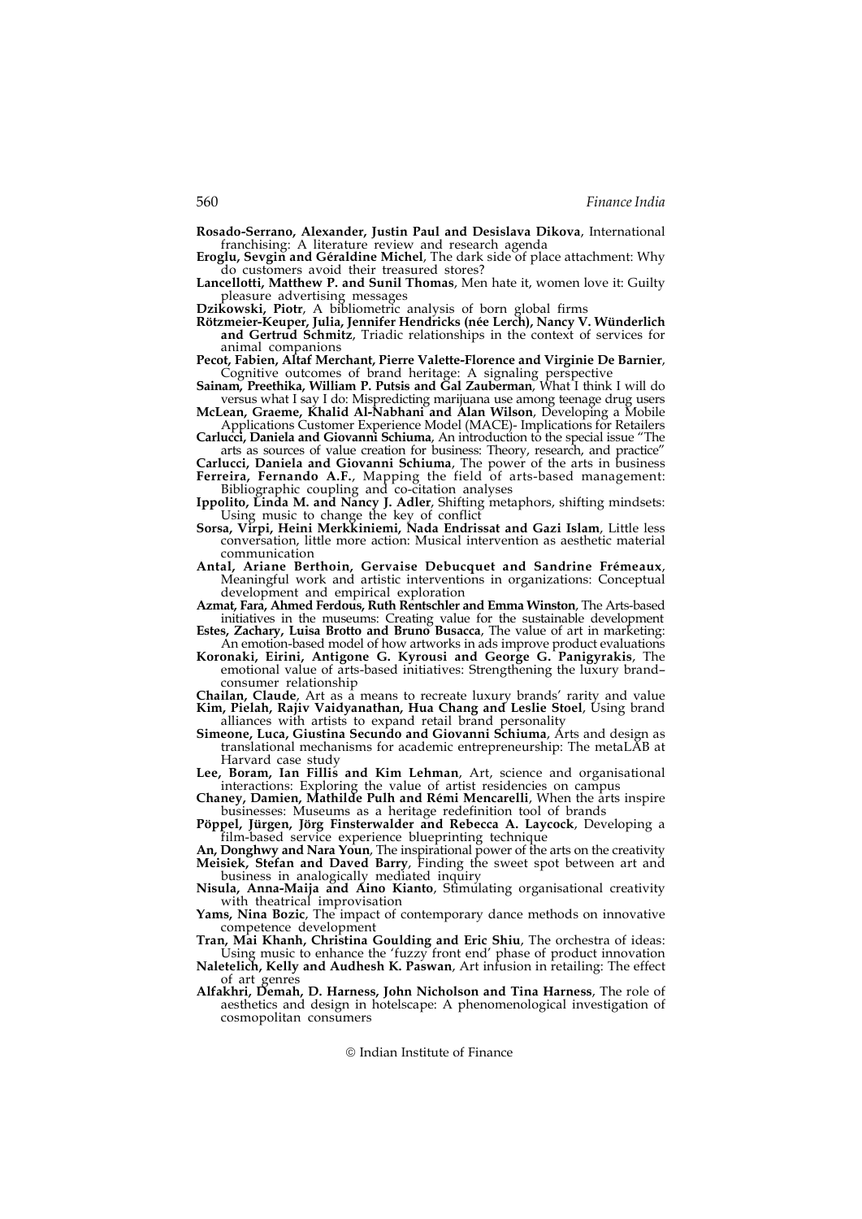**Rosado-Serrano, Alexander, Justin Paul and Desislava Dikova**, International franchising: A literature review and research agenda

**Eroglu, Sevgin and Géraldine Michel**, The dark side of place attachment: Why do customers avoid their treasured stores?

**Lancellotti, Matthew P. and Sunil Thomas**, Men hate it, women love it: Guilty pleasure advertising messages

**Dzikowski, Piotr**, A bibliometric analysis of born global firms

**Rötzmeier-Keuper, Julia, Jennifer Hendricks (née Lerch), Nancy V. Wünderlich and Gertrud Schmitz**, Triadic relationships in the context of services for animal companions

**Pecot, Fabien, Altaf Merchant, Pierre Valette-Florence and Virginie De Barnier**, Cognitive outcomes of brand heritage: A signaling perspective

**Sainam, Preethika, William P. Putsis and Gal Zauberman**, What I think I will do versus what I say I do: Mispredicting marijuana use among teenage drug users

**McLean, Graeme, Khalid Al-Nabhani and Alan Wilson**, Developing a Mobile Applications Customer Experience Model (MACE)- Implications for Retailers

**Carlucci, Daniela and Giovanni Schiuma**, An introduction to the special issue "The arts as sources of value creation for business: Theory, research, and practice"

**Carlucci, Daniela and Giovanni Schiuma**, The power of the arts in business

**Ferreira, Fernando A.F.**, Mapping the field of arts-based management: Bibliographic coupling and co-citation analyses

**Ippolito, Linda M. and Nancy J. Adler**, Shifting metaphors, shifting mindsets: Using music to change the key of conflict

**Sorsa, Virpi, Heini Merkkiniemi, Nada Endrissat and Gazi Islam**, Little less conversation, little more action: Musical intervention as aesthetic material communication

**Antal, Ariane Berthoin, Gervaise Debucquet and Sandrine Frémeaux**, Meaningful work and artistic interventions in organizations: Conceptual development and empirical exploration

**Azmat, Fara, Ahmed Ferdous, Ruth Rentschler and Emma Winston**, The Arts-based initiatives in the museums: Creating value for the sustainable development

**Estes, Zachary, Luisa Brotto and Bruno Busacca**, The value of art in marketing: An emotion-based model of how artworks in ads improve product evaluations

**Koronaki, Eirini, Antigone G. Kyrousi and George G. Panigyrakis**, The emotional value of arts-based initiatives: Strengthening the luxury brand–consumer relationship

**Chailan, Claude**, Art as a means to recreate luxury brands' rarity and value

**Kim, Pielah, Rajiv Vaidyanathan, Hua Chang and Leslie Stoel**, Using brand alliances with artists to expand retail brand personality

**Simeone, Luca, Giustina Secundo and Giovanni Schiuma**, Arts and design as translational mechanisms for academic entrepreneurship: The metaLAB at Harvard case study

**Lee, Boram, Ian Fillis and Kim Lehman**, Art, science and organisational interactions: Exploring the value of artist residencies on campus

**Chaney, Damien, Mathilde Pulh and Rémi Mencarelli**, When the arts inspire businesses: Museums as a heritage redefinition tool of brands

**Pöppel, Jürgen, Jörg Finsterwalder and Rebecca A. Laycock**, Developing a film-based service experience blueprinting technique

**An, Donghwy and Nara Youn**, The inspirational power of the arts on the creativity

**Meisiek, Stefan and Daved Barry**, Finding the sweet spot between art and business in analogically mediated inquiry

**Nisula, Anna-Maija and Aino Kianto**, Stimulating organisational creativity with theatrical improvisation

**Yams, Nina Bozic**, The impact of contemporary dance methods on innovative competence development

**Tran, Mai Khanh, Christina Goulding and Eric Shiu**, The orchestra of ideas: Using music to enhance the 'fuzzy front end' phase of product innovation

**Naletelich, Kelly and Audhesh K. Paswan**, Art infusion in retailing: The effect of art genres

**Alfakhri, Demah, D. Harness, John Nicholson and Tina Harness**, The role of aesthetics and design in hotelscape: A phenomenological investigation of cosmopolitan consumers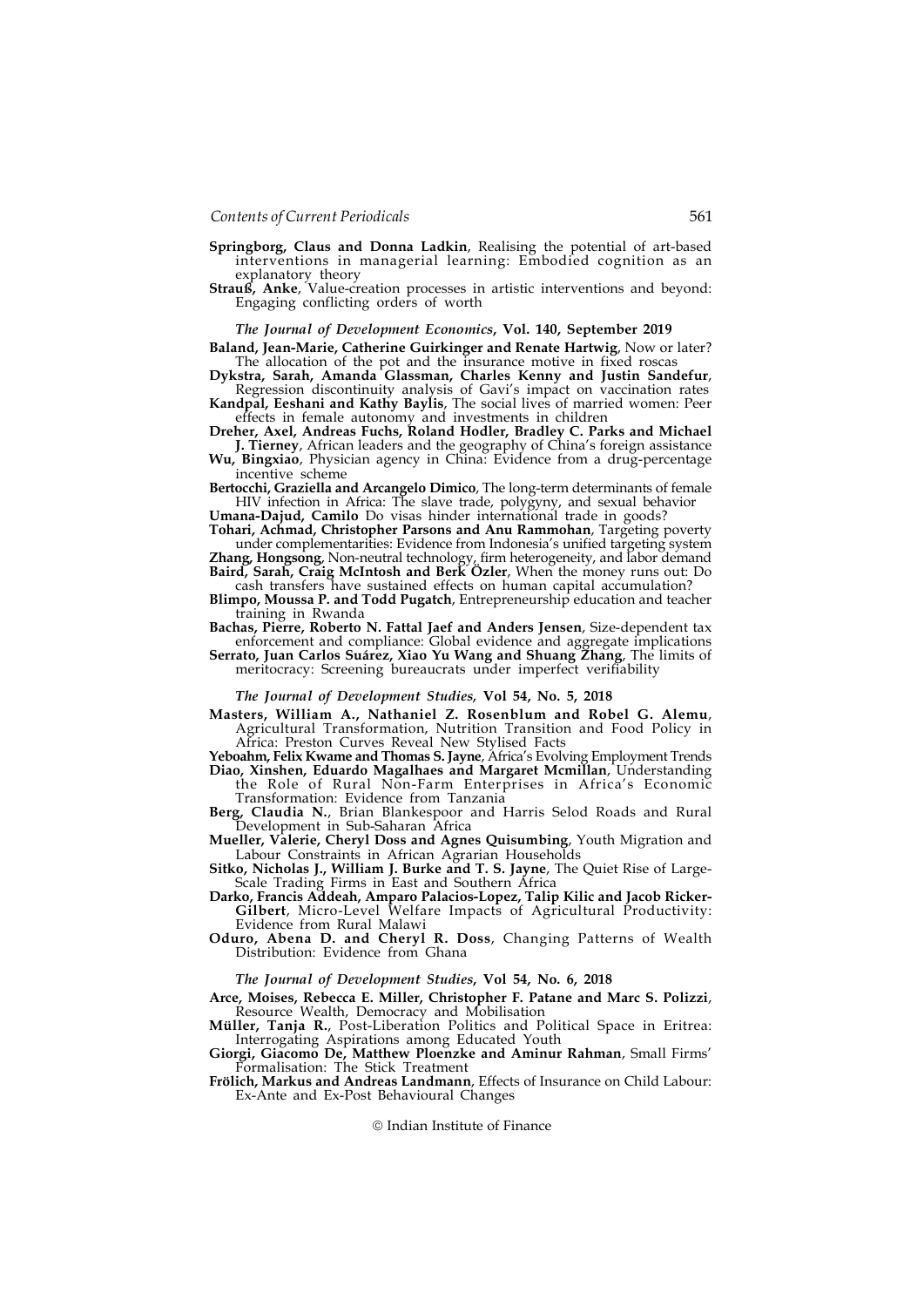**Springborg, Claus and Donna Ladkin**, Realising the potential of art-based interventions in managerial learning: Embodied cognition as an explanatory theory

**Strauß, Anke**, Value-creation processes in artistic interventions and beyond: Engaging conflicting orders of worth

### *The Journal of Development Economics*, Vol. 140, September 2019

**Baland, Jean-Marie, Catherine Guirkinger and Renate Hartwig**, Now or later? The allocation of the pot and the insurance motive in fixed roscas

**Dykstra, Sarah, Amanda Glassman, Charles Kenny and Justin Sandefur**, Regression discontinuity analysis of Gavi's impact on vaccination rates

**Kandpal, Eeshani and Kathy Baylis**, The social lives of married women: Peer effects in female autonomy and investments in children

**Dreher, Axel, Andreas Fuchs, Roland Hodler, Bradley C. Parks and Michael J. Tierney**, African leaders and the geography of China's foreign assistance

**Wu, Bingxiao**, Physician agency in China: Evidence from a drug-percentage incentive scheme

**Bertocchi, Graziella and Arcangelo Dimico**, The long-term determinants of female HIV infection in Africa: The slave trade, polygyny, and sexual behavior

**Umana-Dajud, Camilo** Do visas hinder international trade in goods?

**Tohari, Achmad, Christopher Parsons and Anu Rammohan**, Targeting poverty under complementarities: Evidence from Indonesia's unified targeting system

**Zhang, Hongsong**, Non-neutral technology, firm heterogeneity, and labor demand

**Baird, Sarah, Craig McIntosh and Berk Özler**, When the money runs out: Do cash transfers have sustained effects on human capital accumulation?

**Blimpo, Moussa P. and Todd Pugatch**, Entrepreneurship education and teacher training in Rwanda

**Bachas, Pierre, Roberto N. Fattal Jaef and Anders Jensen**, Size-dependent tax enforcement and compliance: Global evidence and aggregate implications

**Serrato, Juan Carlos Suárez, Xiao Yu Wang and Shuang Zhang**, The limits of meritocracy: Screening bureaucrats under imperfect verifiability

### *The Journal of Development Studies*, Vol 54, No. 5, 2018

**Masters, William A., Nathaniel Z. Rosenblum and Robel G. Alemu**, Agricultural Transformation, Nutrition Transition and Food Policy in Africa: Preston Curves Reveal New Stylised Facts

**Yeboahm, Felix Kwame and Thomas S. Jayne**, Africa's Evolving Employment Trends

**Diao, Xinshen, Eduardo Magalhaes and Margaret Mcmillan**, Understanding the Role of Rural Non-Farm Enterprises in Africa's Economic Transformation: Evidence from Tanzania

**Berg, Claudia N.**, Brian Blankespoor and Harris Selod Roads and Rural Development in Sub-Saharan Africa

**Mueller, Valerie, Cheryl Doss and Agnes Quisumbing**, Youth Migration and Labour Constraints in African Agrarian Households

**Sitko, Nicholas J., William J. Burke and T. S. Jayne**, The Quiet Rise of Large-Scale Trading Firms in East and Southern Africa

**Darko, Francis Addeah, Amparo Palacios-Lopez, Talip Kilic and Jacob Ricker-Gilbert**, Micro-Level Welfare Impacts of Agricultural Productivity: Evidence from Rural Malawi

**Oduro, Abena D. and Cheryl R. Doss**, Changing Patterns of Wealth Distribution: Evidence from Ghana

### *The Journal of Development Studies*, Vol 54, No. 6, 2018

**Arce, Moises, Rebecca E. Miller, Christopher F. Patane and Marc S. Polizzi**, Resource Wealth, Democracy and Mobilisation

**Müller, Tanja R.**, Post-Liberation Politics and Political Space in Eritrea: Interrogating Aspirations among Educated Youth

**Giorgi, Giacomo De, Matthew Ploenzke and Aminur Rahman**, Small Firms' Formalisation: The Stick Treatment

**Frölich, Markus and Andreas Landmann**, Effects of Insurance on Child Labour: Ex-Ante and Ex-Post Behavioural Changes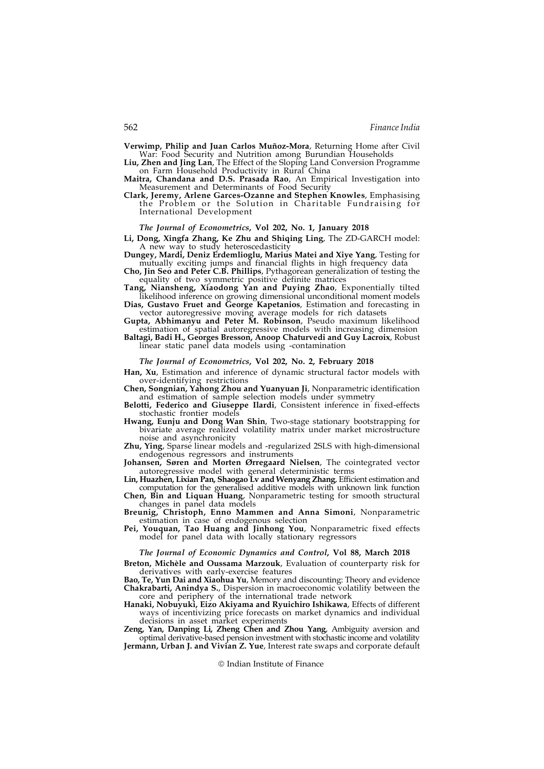**Verwimp, Philip and Juan Carlos Muñoz-Mora**, Returning Home after Civil War: Food Security and Nutrition among Burundian Households

**Liu, Zhen and Jing Lan**, The Effect of the Sloping Land Conversion Programme on Farm Household Productivity in Rural China

**Maitra, Chandana and D.S. Prasada Rao**, An Empirical Investigation into Measurement and Determinants of Food Security

**Clark, Jeremy, Arlene Garces-Ozanne and Stephen Knowles**, Emphasising the Problem or the Solution in Charitable Fundraising for International Development

*The Journal of Econometrics*, **Vol 202, No. 1, January 2018**

**Li, Dong, Xingfa Zhang, Ke Zhu and Shiqing Ling**, The ZD-GARCH model: A new way to study heteroscedasticity

**Dungey, Mardi, Deniz Erdemlioglu, Marius Matei and Xiye Yang**, Testing for mutually exciting jumps and financial flights in high frequency data

**Cho, Jin Seo and Peter C.B. Phillips**, Pythagorean generalization of testing the equality of two symmetric positive definite matrices

**Tang, Niansheng, Xiaodong Yan and Puying Zhao**, Exponentially tilted likelihood inference on growing dimensional unconditional moment models

**Dias, Gustavo Fruet and George Kapetanios**, Estimation and forecasting in vector autoregressive moving average models for rich datasets

**Gupta, Abhimanyu and Peter M. Robinson**, Pseudo maximum likelihood estimation of spatial autoregressive models with increasing dimension

**Baltagi, Badi H., Georges Bresson, Anoop Chaturvedi and Guy Lacroix**, Robust linear static panel data models using -contamination

*The Journal of Econometrics*, **Vol 202, No. 2, February 2018**

**Han, Xu**, Estimation and inference of dynamic structural factor models with over-identifying restrictions

**Chen, Songnian, Yahong Zhou and Yuanyuan Ji**, Nonparametric identification and estimation of sample selection models under symmetry

**Belotti, Federico and Giuseppe Ilardi**, Consistent inference in fixed-effects stochastic frontier models

**Hwang, Eunju and Dong Wan Shin**, Two-stage stationary bootstrapping for bivariate average realized volatility matrix under market microstructure noise and asynchronicity

**Zhu, Ying**, Sparse linear models and -regularized 2SLS with high-dimensional endogenous regressors and instruments

**Johansen, Søren and Morten Ørregaard Nielsen**, The cointegrated vector autoregressive model with general deterministic terms

**Lin, Huazhen, Lixian Pan, Shaogao Lv and Wenyang Zhang**, Efficient estimation and computation for the generalised additive models with unknown link function

**Chen, Bin and Liquan Huang**, Nonparametric testing for smooth structural changes in panel data models

**Breunig, Christoph, Enno Mammen and Anna Simoni**, Nonparametric estimation in case of endogenous selection

**Pei, Youquan, Tao Huang and Jinhong You**, Nonparametric fixed effects model for panel data with locally stationary regressors

*The Journal of Economic Dynamics and Control*, **Vol 88, March 2018**

**Breton, Michèle and Oussama Marzouk**, Evaluation of counterparty risk for derivatives with early-exercise features

**Bao, Te, Yun Dai and Xiaohua Yu**, Memory and discounting: Theory and evidence

**Chakrabarti, Anindya S.**, Dispersion in macroeconomic volatility between the core and periphery of the international trade network

**Hanaki, Nobuyuki, Eizo Akiyama and Ryuichiro Ishikawa**, Effects of different ways of incentivizing price forecasts on market dynamics and individual decisions in asset market experiments

**Zeng, Yan, Danping Li, Zheng Chen and Zhou Yang**, Ambiguity aversion and optimal derivative-based pension investment with stochastic income and volatility

**Jermann, Urban J. and Vivian Z. Yue**, Interest rate swaps and corporate default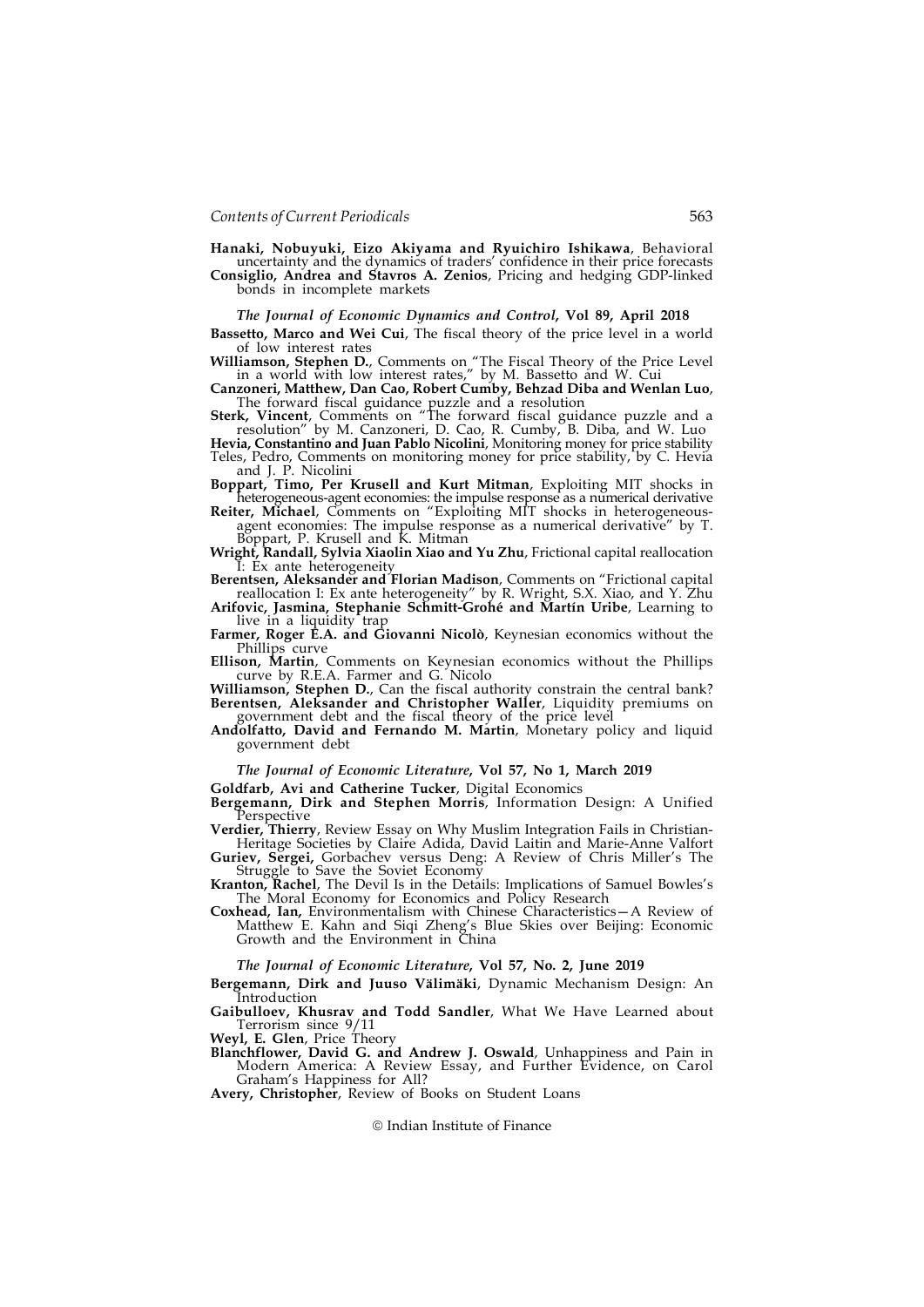**Hanaki, Nobuyuki, Eizo Akiyama and Ryuichiro Ishikawa**, Behavioral uncertainty and the dynamics of traders' confidence in their price forecasts

**Consiglio, Andrea and Stavros A. Zenios**, Pricing and hedging GDP-linked bonds in incomplete markets

### *The Journal of Economic Dynamics and Control*, Vol 89, April 2018

**Bassetto, Marco and Wei Cui**, The fiscal theory of the price level in a world of low interest rates

**Williamson, Stephen D.**, Comments on "The Fiscal Theory of the Price Level in a world with low interest rates," by M. Bassetto and W. Cui

**Canzoneri, Matthew, Dan Cao, Robert Cumby, Behzad Diba and Wenlan Luo**, The forward fiscal guidance puzzle and a resolution

**Sterk, Vincent**, Comments on "The forward fiscal guidance puzzle and a resolution" by M. Canzoneri, D. Cao, R. Cumby, B. Diba, and W. Luo

**Hevia, Constantino and Juan Pablo Nicolini**, Monitoring money for price stability

Teles, Pedro, Comments on monitoring money for price stability, by C. Hevia and J. P. Nicolini

**Boppart, Timo, Per Krusell and Kurt Mitman**, Exploiting MIT shocks in heterogeneous-agent economies: the impulse response as a numerical derivative

**Reiter, Michael**, Comments on "Exploiting MIT shocks in heterogeneous-agent economies: The impulse response as a numerical derivative" by T. Boppart, P. Krusell and K. Mitman

**Wright, Randall, Sylvia Xiaolin Xiao and Yu Zhu**, Frictional capital reallocation I: Ex ante heterogeneity

**Berentsen, Aleksander and Florian Madison**, Comments on "Frictional capital reallocation I: Ex ante heterogeneity" by R. Wright, S.X. Xiao, and Y. Zhu

**Arifovic, Jasmina, Stephanie Schmitt-Grohé and Martín Uribe**, Learning to live in a liquidity trap

**Farmer, Roger E.A. and Giovanni Nicolò**, Keynesian economics without the Phillips curve

**Ellison, Martin**, Comments on Keynesian economics without the Phillips curve by R.E.A. Farmer and G. Nicolo

**Williamson, Stephen D.**, Can the fiscal authority constrain the central bank?

**Berentsen, Aleksander and Christopher Waller**, Liquidity premiums on government debt and the fiscal theory of the price level

**Andolfatto, David and Fernando M. Martin**, Monetary policy and liquid government debt

### *The Journal of Economic Literature*, Vol 57, No 1, March 2019

**Goldfarb, Avi and Catherine Tucker**, Digital Economics

**Bergemann, Dirk and Stephen Morris**, Information Design: A Unified Perspective

**Verdier, Thierry**, Review Essay on Why Muslim Integration Fails in Christian-Heritage Societies by Claire Adida, David Laitin and Marie-Anne Valfort

**Guriev, Sergei,** Gorbachev versus Deng: A Review of Chris Miller's The Struggle to Save the Soviet Economy

**Kranton, Rachel**, The Devil Is in the Details: Implications of Samuel Bowles's The Moral Economy for Economics and Policy Research

**Coxhead, Ian,** Environmentalism with Chinese Characteristics—A Review of Matthew E. Kahn and Siqi Zheng's Blue Skies over Beijing: Economic Growth and the Environment in China

### *The Journal of Economic Literature*, Vol 57, No. 2, June 2019

**Bergemann, Dirk and Juuso Välimäki**, Dynamic Mechanism Design: An Introduction

**Gaibulloev, Khusrav and Todd Sandler**, What We Have Learned about Terrorism since 9/11

**Weyl, E. Glen**, Price Theory

**Blanchflower, David G. and Andrew J. Oswald**, Unhappiness and Pain in Modern America: A Review Essay, and Further Evidence, on Carol Graham's Happiness for All?

**Avery, Christopher**, Review of Books on Student Loans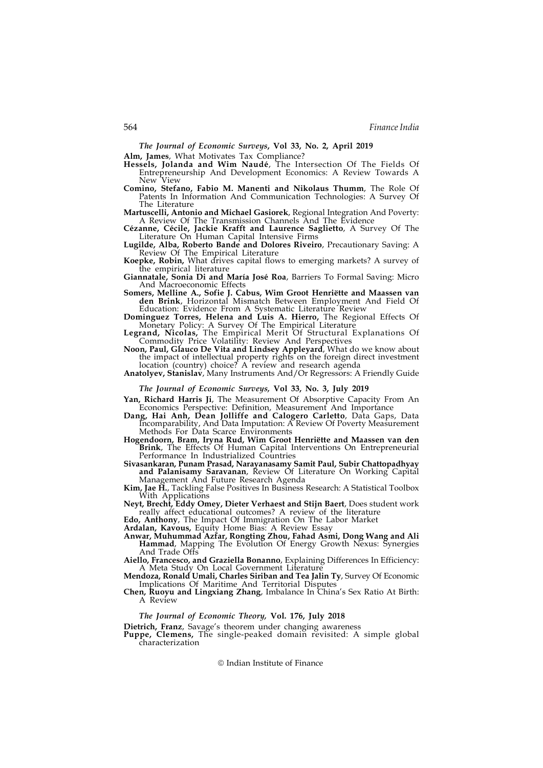*The Journal of Economic Surveys*, **Vol 33, No. 2, April 2019**

**Alm, James**, What Motivates Tax Compliance?

**Hessels, Jolanda and Wim Naudé**, The Intersection Of The Fields Of Entrepreneurship And Development Economics: A Review Towards A New View

**Comino, Stefano, Fabio M. Manenti and Nikolaus Thumm**, The Role Of Patents In Information And Communication Technologies: A Survey Of The Literature

**Martuscelli, Antonio and Michael Gasiorek**, Regional Integration And Poverty: A Review Of The Transmission Channels And The Evidence

**Cézanne, Cécile, Jackie Krafft and Laurence Saglietto**, A Survey Of The Literature On Human Capital Intensive Firms

**Lugilde, Alba, Roberto Bande and Dolores Riveiro**, Precautionary Saving: A Review Of The Empirical Literature

**Koepke, Robin,** What drives capital flows to emerging markets? A survey of the empirical literature

**Giannatale, Sonia Di and María José Roa**, Barriers To Formal Saving: Micro And Macroeconomic Effects

**Somers, Melline A., Sofie J. Cabus, Wim Groot Henriëtte and Maassen van den Brink**, Horizontal Mismatch Between Employment And Field Of Education: Evidence From A Systematic Literature Review

**Dominguez Torres, Helena and Luis A. Hierro,** The Regional Effects Of Monetary Policy: A Survey Of The Empirical Literature

**Legrand, Nicolas,** The Empirical Merit Of Structural Explanations Of Commodity Price Volatility: Review And Perspectives

**Noon, Paul, Glauco De Vita and Lindsey Appleyard**, What do we know about the impact of intellectual property rights on the foreign direct investment location (country) choice? A review and research agenda

**Anatolyev, Stanislav**, Many Instruments And/Or Regressors: A Friendly Guide

*The Journal of Economic Surveys*, **Vol 33, No. 3, July 2019**

**Yan, Richard Harris Ji**, The Measurement Of Absorptive Capacity From An Economics Perspective: Definition, Measurement And Importance

**Dang, Hai Anh, Dean Jolliffe and Calogero Carletto**, Data Gaps, Data Incomparability, And Data Imputation: A Review Of Poverty Measurement Methods For Data Scarce Environments

**Hogendoorn, Bram, Iryna Rud, Wim Groot Henriëtte and Maassen van den Brink**, The Effects Of Human Capital Interventions On Entrepreneurial Performance In Industrialized Countries

**Sivasankaran, Punam Prasad, Narayanasamy Samit Paul, Subir Chattopadhyay and Palanisamy Saravanan**, Review Of Literature On Working Capital Management And Future Research Agenda

**Kim, Jae H.**, Tackling False Positives In Business Research: A Statistical Toolbox With Applications

**Neyt, Brecht, Eddy Omey, Dieter Verhaest and Stijn Baert**, Does student work really affect educational outcomes? A review of the literature

**Edo, Anthony**, The Impact Of Immigration On The Labor Market

**Ardalan, Kavous,** Equity Home Bias: A Review Essay

**Anwar, Muhummad Azfar, Rongting Zhou, Fahad Asmi, Dong Wang and Ali Hammad**, Mapping The Evolution Of Energy Growth Nexus: Synergies And Trade Offs

**Aiello, Francesco, and Graziella Bonanno**, Explaining Differences In Efficiency: A Meta Study On Local Government Literature

**Mendoza, Ronald Umali, Charles Siriban and Tea Jalin Ty**, Survey Of Economic Implications Of Maritime And Territorial Disputes

**Chen, Ruoyu and Lingxiang Zhang**, Imbalance In China's Sex Ratio At Birth: A Review

*The Journal of Economic Theory,* **Vol. 176, July 2018**

**Dietrich, Franz**, Savage's theorem under changing awareness

**Puppe, Clemens,** The single-peaked domain revisited: A simple global characterization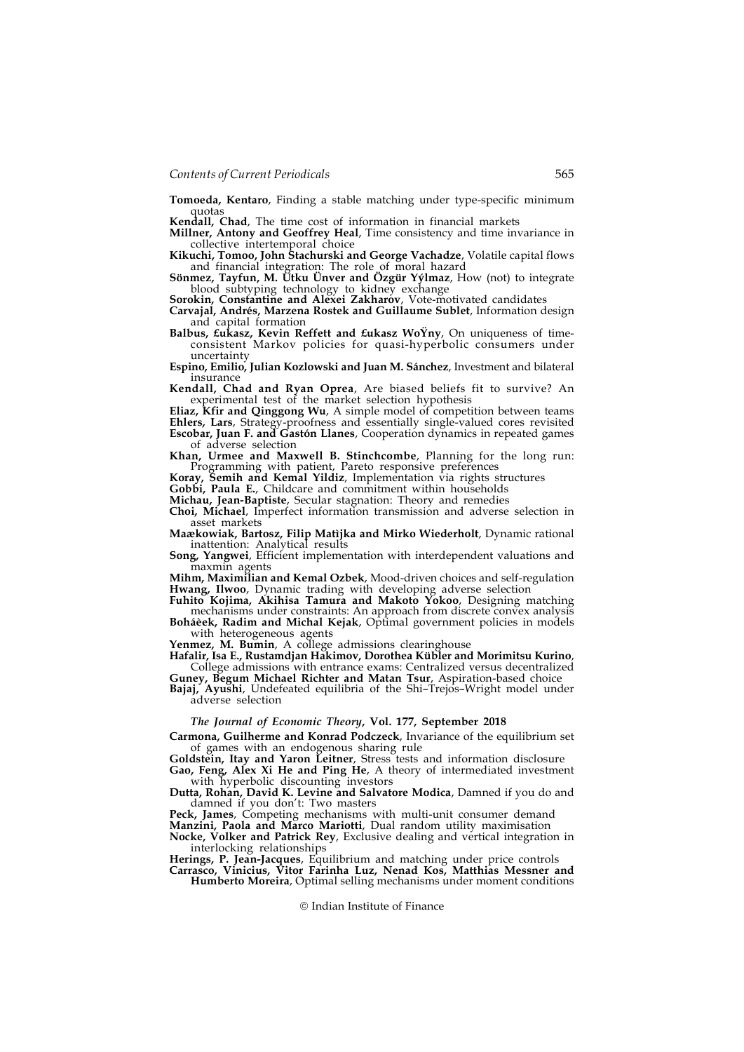**Tomoeda, Kentaro**, Finding a stable matching under type-specific minimum quotas

**Kendall, Chad**, The time cost of information in financial markets

**Millner, Antony and Geoffrey Heal**, Time consistency and time invariance in collective intertemporal choice

**Kikuchi, Tomoo, John Stachurski and George Vachadze**, Volatile capital flows and financial integration: The role of moral hazard

**Sönmez, Tayfun, M. Utku Ünver and Özgür Yýlmaz**, How (not) to integrate blood subtyping technology to kidney exchange

**Sorokin, Constantine and Alexei Zakharov**, Vote-motivated candidates

**Carvajal, Andrés, Marzena Rostek and Guillaume Sublet**, Information design and capital formation

**Balbus, £ukasz, Kevin Reffett and £ukasz WoŸny**, On uniqueness of time-consistent Markov policies for quasi-hyperbolic consumers under uncertainty

**Espino, Emilio, Julian Kozlowski and Juan M. Sánchez**, Investment and bilateral insurance

**Kendall, Chad and Ryan Oprea**, Are biased beliefs fit to survive? An experimental test of the market selection hypothesis

**Eliaz, Kfir and Qinggong Wu**, A simple model of competition between teams

**Ehlers, Lars**, Strategy-proofness and essentially single-valued cores revisited

**Escobar, Juan F. and Gastón Llanes**, Cooperation dynamics in repeated games of adverse selection

**Khan, Urmee and Maxwell B. Stinchcombe**, Planning for the long run: Programming with patient, Pareto responsive preferences

**Koray, Semih and Kemal Yildiz**, Implementation via rights structures

**Gobbi, Paula E.**, Childcare and commitment within households

**Michau, Jean-Baptiste**, Secular stagnation: Theory and remedies

**Choi, Michael**, Imperfect information transmission and adverse selection in asset markets

**Maækowiak, Bartosz, Filip Matìjka and Mirko Wiederholt**, Dynamic rational inattention: Analytical results

**Song, Yangwei**, Efficient implementation with interdependent valuations and maxmin agents

**Mihm, Maximilian and Kemal Ozbek**, Mood-driven choices and self-regulation

**Hwang, Ilwoo**, Dynamic trading with developing adverse selection

**Fuhito Kojima, Akihisa Tamura and Makoto Yokoo**, Designing matching mechanisms under constraints: An approach from discrete convex analysis

**Boháèek, Radim and Michal Kejak**, Optimal government policies in models with heterogeneous agents

**Yenmez, M. Bumin**, A college admissions clearinghouse

**Hafalir, Isa E., Rustamdjan Hakimov, Dorothea Kübler and Morimitsu Kurino**, College admissions with entrance exams: Centralized versus decentralized

**Guney, Begum Michael Richter and Matan Tsur**, Aspiration-based choice

**Bajaj, Ayushi**, Undefeated equilibria of the Shi–Trejos–Wright model under adverse selection

### *The Journal of Economic Theory*, Vol. 177, September 2018

**Carmona, Guilherme and Konrad Podczeck**, Invariance of the equilibrium set of games with an endogenous sharing rule

**Goldstein, Itay and Yaron Leitner**, Stress tests and information disclosure

**Gao, Feng, Alex Xi He and Ping He**, A theory of intermediated investment with hyperbolic discounting investors

**Dutta, Rohan, David K. Levine and Salvatore Modica**, Damned if you do and damned if you don't: Two masters

**Peck, James**, Competing mechanisms with multi-unit consumer demand

**Manzini, Paola and Marco Mariotti**, Dual random utility maximisation

**Nocke, Volker and Patrick Rey**, Exclusive dealing and vertical integration in interlocking relationships

**Herings, P. Jean-Jacques**, Equilibrium and matching under price controls

**Carrasco, Vinicius, Vitor Farinha Luz, Nenad Kos, Matthias Messner and Humberto Moreira**, Optimal selling mechanisms under moment conditions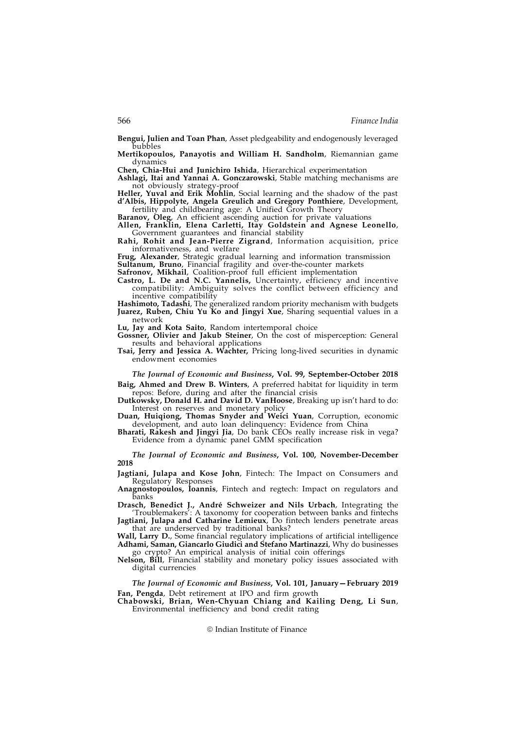**Bengui, Julien and Toan Phan**, Asset pledgeability and endogenously leveraged bubbles

**Mertikopoulos, Panayotis and William H. Sandholm**, Riemannian game dynamics

**Chen, Chia-Hui and Junichiro Ishida**, Hierarchical experimentation

**Ashlagi, Itai and Yannai A. Gonczarowski**, Stable matching mechanisms are not obviously strategy-proof

**Heller, Yuval and Erik Mohlin**, Social learning and the shadow of the past

**d'Albis, Hippolyte, Angela Greulich and Gregory Ponthiere**, Development, fertility and childbearing age: A Unified Growth Theory

**Baranov, Oleg**, An efficient ascending auction for private valuations

**Allen, Franklin, Elena Carletti, Itay Goldstein and Agnese Leonello**, Government guarantees and financial stability

**Rahi, Rohit and Jean-Pierre Zigrand**, Information acquisition, price informativeness, and welfare

**Frug, Alexander**, Strategic gradual learning and information transmission

**Sultanum, Bruno**, Financial fragility and over-the-counter markets

**Safronov, Mikhail**, Coalition-proof full efficient implementation

**Castro, L. De and N.C. Yannelis,** Uncertainty, efficiency and incentive compatibility: Ambiguity solves the conflict between efficiency and incentive compatibility

**Hashimoto, Tadashi**, The generalized random priority mechanism with budgets

**Juarez, Ruben, Chiu Yu Ko and Jingyi Xue**, Sharing sequential values in a network

**Lu, Jay and Kota Saito**, Random intertemporal choice

**Gossner, Olivier and Jakub Steiner**, On the cost of misperception: General results and behavioral applications

**Tsai, Jerry and Jessica A. Wachter,** Pricing long-lived securities in dynamic endowment economies

*The Journal of Economic and Business*, **Vol. 99, September-October 2018**

**Baig, Ahmed and Drew B. Winters**, A preferred habitat for liquidity in term repos: Before, during and after the financial crisis

**Dutkowsky, Donald H. and David D. VanHoose**, Breaking up isn't hard to do: Interest on reserves and monetary policy

**Duan, Huiqiong, Thomas Snyder and Weici Yuan**, Corruption, economic development, and auto loan delinquency: Evidence from China

**Bharati, Rakesh and Jingyi Jia**, Do bank CEOs really increase risk in vega? Evidence from a dynamic panel GMM specification

*The Journal of Economic and Business*, **Vol. 100, November-December 2018**

**Jagtiani, Julapa and Kose John**, Fintech: The Impact on Consumers and Regulatory Responses

**Anagnostopoulos, Ioannis**, Fintech and regtech: Impact on regulators and banks

**Drasch, Benedict J., André Schweizer and Nils Urbach**, Integrating the 'Troublemakers': A taxonomy for cooperation between banks and fintechs

**Jagtiani, Julapa and Catharine Lemieux**, Do fintech lenders penetrate areas that are underserved by traditional banks?

**Wall, Larry D.**, Some financial regulatory implications of artificial intelligence

**Adhami, Saman, Giancarlo Giudici and Stefano Martinazzi**, Why do businesses go crypto? An empirical analysis of initial coin offerings

**Nelson, Bill**, Financial stability and monetary policy issues associated with digital currencies

*The Journal of Economic and Business*, **Vol. 101, January—February 2019**

**Fan, Pengda**, Debt retirement at IPO and firm growth

**Chabowski, Brian, Wen-Chyuan Chiang and Kailing Deng, Li Sun**, Environmental inefficiency and bond credit rating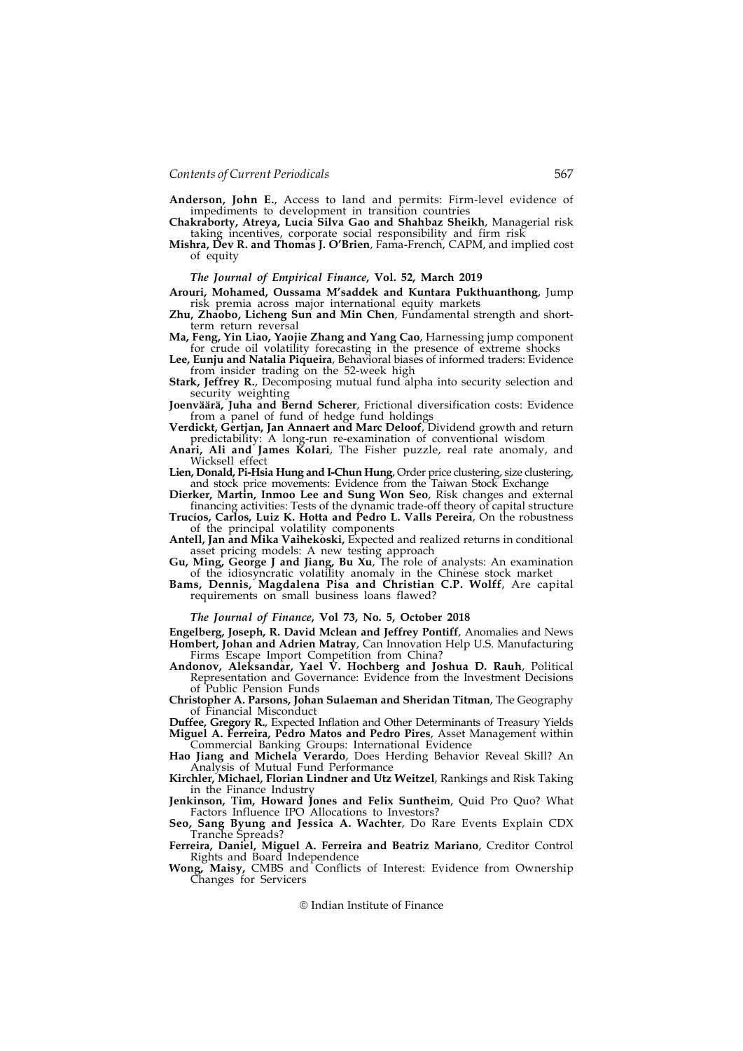**Anderson, John E.**, Access to land and permits: Firm-level evidence of impediments to development in transition countries

**Chakraborty, Atreya, Lucia Silva Gao and Shahbaz Sheikh**, Managerial risk taking incentives, corporate social responsibility and firm risk

**Mishra, Dev R. and Thomas J. O'Brien**, Fama-French, CAPM, and implied cost of equity

### *The Journal of Empirical Finance*, Vol. 52, March 2019

**Arouri, Mohamed, Oussama M'saddek and Kuntara Pukthuanthong**, Jump risk premia across major international equity markets

**Zhu, Zhaobo, Licheng Sun and Min Chen**, Fundamental strength and short-term return reversal

**Ma, Feng, Yin Liao, Yaojie Zhang and Yang Cao**, Harnessing jump component for crude oil volatility forecasting in the presence of extreme shocks

**Lee, Eunju and Natalia Piqueira**, Behavioral biases of informed traders: Evidence from insider trading on the 52-week high

**Stark, Jeffrey R.**, Decomposing mutual fund alpha into security selection and security weighting

**Joenväärä, Juha and Bernd Scherer**, Frictional diversification costs: Evidence from a panel of fund of hedge fund holdings

**Verdickt, Gertjan, Jan Annaert and Marc Deloof**, Dividend growth and return predictability: A long-run re-examination of conventional wisdom

**Anari, Ali and James Kolari**, The Fisher puzzle, real rate anomaly, and Wicksell effect

**Lien, Donald, Pi-Hsia Hung and I-Chun Hung**, Order price clustering, size clustering, and stock price movements: Evidence from the Taiwan Stock Exchange

**Dierker, Martin, Inmoo Lee and Sung Won Seo**, Risk changes and external financing activities: Tests of the dynamic trade-off theory of capital structure

**Trucíos, Carlos, Luiz K. Hotta and Pedro L. Valls Pereira**, On the robustness of the principal volatility components

**Antell, Jan and Mika Vaihekoski,** Expected and realized returns in conditional asset pricing models: A new testing approach

**Gu, Ming, George J and Jiang, Bu Xu**, The role of analysts: An examination of the idiosyncratic volatility anomaly in the Chinese stock market

**Bams, Dennis, Magdalena Pisa and Christian C.P. Wolff**, Are capital requirements on small business loans flawed?

### *The Journal of Finance*, Vol 73, No. 5, October 2018

**Engelberg, Joseph, R. David Mclean and Jeffrey Pontiff**, Anomalies and News

**Hombert, Johan and Adrien Matray**, Can Innovation Help U.S. Manufacturing Firms Escape Import Competition from China?

**Andonov, Aleksandar, Yael V. Hochberg and Joshua D. Rauh**, Political Representation and Governance: Evidence from the Investment Decisions of Public Pension Funds

**Christopher A. Parsons, Johan Sulaeman and Sheridan Titman**, The Geography of Financial Misconduct

**Duffee, Gregory R.**, Expected Inflation and Other Determinants of Treasury Yields

**Miguel A. Ferreira, Pedro Matos and Pedro Pires**, Asset Management within Commercial Banking Groups: International Evidence

**Hao Jiang and Michela Verardo**, Does Herding Behavior Reveal Skill? An Analysis of Mutual Fund Performance

**Kirchler, Michael, Florian Lindner and Utz Weitzel**, Rankings and Risk Taking in the Finance Industry

**Jenkinson, Tim, Howard Jones and Felix Suntheim**, Quid Pro Quo? What Factors Influence IPO Allocations to Investors?

**Seo, Sang Byung and Jessica A. Wachter**, Do Rare Events Explain CDX Tranche Spreads?

**Ferreira, Daniel, Miguel A. Ferreira and Beatriz Mariano**, Creditor Control Rights and Board Independence

**Wong, Maisy,** CMBS and Conflicts of Interest: Evidence from Ownership Changes for Servicers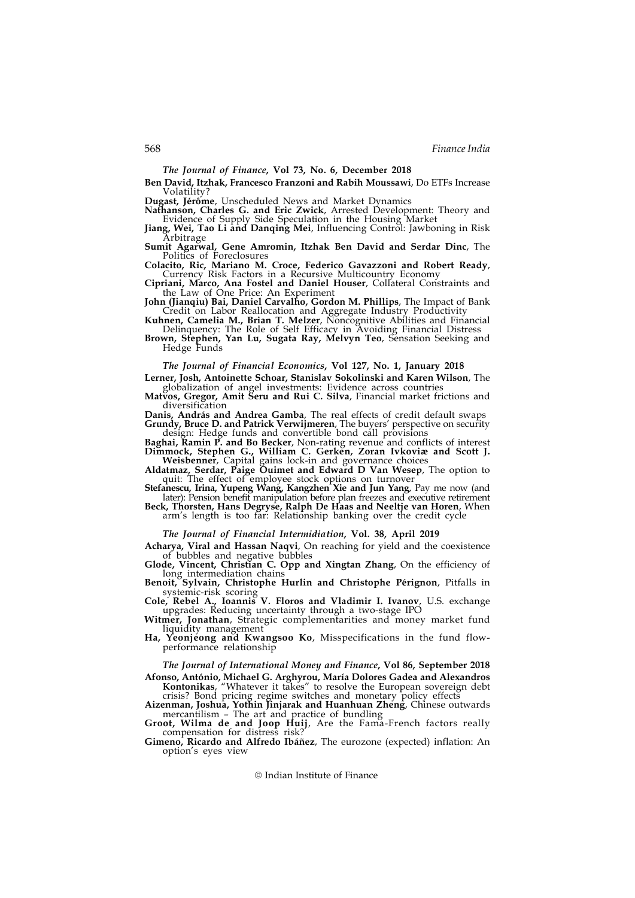*The Journal of Finance*, **Vol 73, No. 6, December 2018**

**Ben David, Itzhak, Francesco Franzoni and Rabih Moussawi**, Do ETFs Increase Volatility?

**Dugast, Jérôme**, Unscheduled News and Market Dynamics

**Nathanson, Charles G. and Eric Zwick**, Arrested Development: Theory and Evidence of Supply Side Speculation in the Housing Market

**Jiang, Wei, Tao Li and Danqing Mei**, Influencing Control: Jawboning in Risk Arbitrage

**Sumit Agarwal, Gene Amromin, Itzhak Ben David and Serdar Dinc**, The Politics of Foreclosures

**Colacito, Ric, Mariano M. Croce, Federico Gavazzoni and Robert Ready**, Currency Risk Factors in a Recursive Multicountry Economy

**Cipriani, Marco, Ana Fostel and Daniel Houser**, Collateral Constraints and the Law of One Price: An Experiment

**John (Jianqiu) Bai, Daniel Carvalho, Gordon M. Phillips**, The Impact of Bank Credit on Labor Reallocation and Aggregate Industry Productivity

**Kuhnen, Camelia M., Brian T. Melzer**, Noncognitive Abilities and Financial Delinquency: The Role of Self Efficacy in Avoiding Financial Distress

**Brown, Stephen, Yan Lu, Sugata Ray, Melvyn Teo**, Sensation Seeking and Hedge Funds

*The Journal of Financial Economics*, **Vol 127, No. 1, January 2018**

**Lerner, Josh, Antoinette Schoar, Stanislav Sokolinski and Karen Wilson**, The globalization of angel investments: Evidence across countries

**Matvos, Gregor, Amit Seru and Rui C. Silva**, Financial market frictions and diversification

**Danis, András and Andrea Gamba**, The real effects of credit default swaps

**Grundy, Bruce D. and Patrick Verwijmeren**, The buyers' perspective on security design: Hedge funds and convertible bond call provisions

**Baghai, Ramin P. and Bo Becker**, Non-rating revenue and conflicts of interest

**Dimmock, Stephen G., William C. Gerken, Zoran Ivkoviæ and Scott J. Weisbenner**, Capital gains lock-in and governance choices

**Aldatmaz, Serdar, Paige Ouimet and Edward D Van Wesep**, The option to quit: The effect of employee stock options on turnover

**Stefanescu, Irina, Yupeng Wang, Kangzhen Xie and Jun Yang**, Pay me now (and later): Pension benefit manipulation before plan freezes and executive retirement

**Beck, Thorsten, Hans Degryse, Ralph De Haas and Neeltje van Horen**, When arm's length is too far: Relationship banking over the credit cycle

*The Journal of Financial Intermidiation*, **Vol. 38, April 2019**

**Acharya, Viral and Hassan Naqvi**, On reaching for yield and the coexistence of bubbles and negative bubbles

**Glode, Vincent, Christian C. Opp and Xingtan Zhang**, On the efficiency of long intermediation chains

**Benoit, Sylvain, Christophe Hurlin and Christophe Pérignon**, Pitfalls in systemic-risk scoring

**Cole, Rebel A., Ioannis V. Floros and Vladimir I. Ivanov**, U.S. exchange upgrades: Reducing uncertainty through a two-stage IPO

**Witmer, Jonathan**, Strategic complementarities and money market fund liquidity management

**Ha, Yeonjeong and Kwangsoo Ko**, Misspecifications in the fund flow-performance relationship

*The Journal of International Money and Finance*, **Vol 86, September 2018**

**Afonso, António, Michael G. Arghyrou, María Dolores Gadea and Alexandros Kontonikas**, "Whatever it takes" to resolve the European sovereign debt crisis? Bond pricing regime switches and monetary policy effects

**Aizenman, Joshua, Yothin Jinjarak and Huanhuan Zheng**, Chinese outwards mercantilism – The art and practice of bundling

**Groot, Wilma de and Joop Huij**, Are the Fama-French factors really compensation for distress risk?

**Gimeno, Ricardo and Alfredo Ibáñez**, The eurozone (expected) inflation: An option's eyes view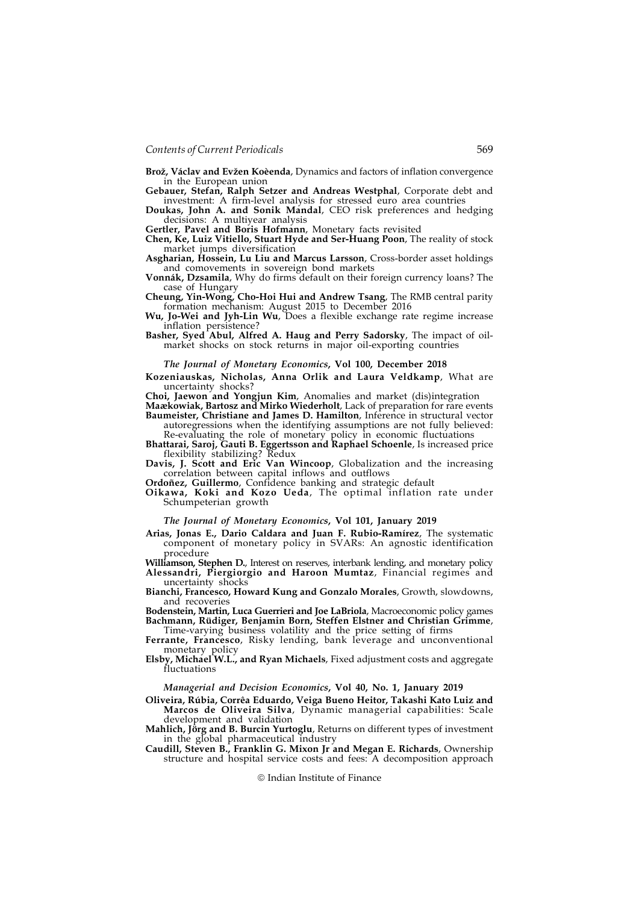**Brož, Václav and Evžen Koèenda**, Dynamics and factors of inflation convergence in the European union

**Gebauer, Stefan, Ralph Setzer and Andreas Westphal**, Corporate debt and investment: A firm-level analysis for stressed euro area countries

**Doukas, John A. and Sonik Mandal**, CEO risk preferences and hedging decisions: A multiyear analysis

**Gertler, Pavel and Boris Hofmann**, Monetary facts revisited

**Chen, Ke, Luiz Vitiello, Stuart Hyde and Ser-Huang Poon**, The reality of stock market jumps diversification

**Asgharian, Hossein, Lu Liu and Marcus Larsson**, Cross-border asset holdings and comovements in sovereign bond markets

**Vonnák, Dzsamila**, Why do firms default on their foreign currency loans? The case of Hungary

**Cheung, Yin-Wong, Cho-Hoi Hui and Andrew Tsang**, The RMB central parity formation mechanism: August 2015 to December 2016

**Wu, Jo-Wei and Jyh-Lin Wu**, Does a flexible exchange rate regime increase inflation persistence?

**Basher, Syed Abul, Alfred A. Haug and Perry Sadorsky**, The impact of oil-market shocks on stock returns in major oil-exporting countries

***The Journal of Monetary Economics*, Vol 100, December 2018**

**Kozeniauskas, Nicholas, Anna Orlik and Laura Veldkamp**, What are uncertainty shocks?

**Choi, Jaewon and Yongjun Kim**, Anomalies and market (dis)integration

**Maækowiak, Bartosz and Mirko Wiederholt**, Lack of preparation for rare events

**Baumeister, Christiane and James D. Hamilton**, Inference in structural vector autoregressions when the identifying assumptions are not fully believed: Re-evaluating the role of monetary policy in economic fluctuations

**Bhattarai, Saroj, Gauti B. Eggertsson and Raphael Schoenle**, Is increased price flexibility stabilizing? Redux

**Davis, J. Scott and Eric Van Wincoop**, Globalization and the increasing correlation between capital inflows and outflows

**Ordoñez, Guillermo**, Confidence banking and strategic default

**Oikawa, Koki and Kozo Ueda**, The optimal inflation rate under Schumpeterian growth

***The Journal of Monetary Economics*, Vol 101, January 2019**

**Arias, Jonas E., Dario Caldara and Juan F. Rubio-Ramírez**, The systematic component of monetary policy in SVARs: An agnostic identification procedure

**Williamson, Stephen D.**, Interest on reserves, interbank lending, and monetary policy

**Alessandri, Piergiorgio and Haroon Mumtaz**, Financial regimes and uncertainty shocks

**Bianchi, Francesco, Howard Kung and Gonzalo Morales**, Growth, slowdowns, and recoveries

**Bodenstein, Martin, Luca Guerrieri and Joe LaBriola**, Macroeconomic policy games

**Bachmann, Rüdiger, Benjamin Born, Steffen Elstner and Christian Grimme**, Time-varying business volatility and the price setting of firms

**Ferrante, Francesco**, Risky lending, bank leverage and unconventional monetary policy

**Elsby, Michael W.L., and Ryan Michaels**, Fixed adjustment costs and aggregate fluctuations

***Managerial and Decision Economics*, Vol 40, No. 1, January 2019**

**Oliveira, Rúbia, Corrêa Eduardo, Veiga Bueno Heitor, Takashi Kato Luiz and Marcos de Oliveira Silva**, Dynamic managerial capabilities: Scale development and validation

**Mahlich, Jörg and B. Burcin Yurtoglu**, Returns on different types of investment in the global pharmaceutical industry

**Caudill, Steven B., Franklin G. Mixon Jr and Megan E. Richards**, Ownership structure and hospital service costs and fees: A decomposition approach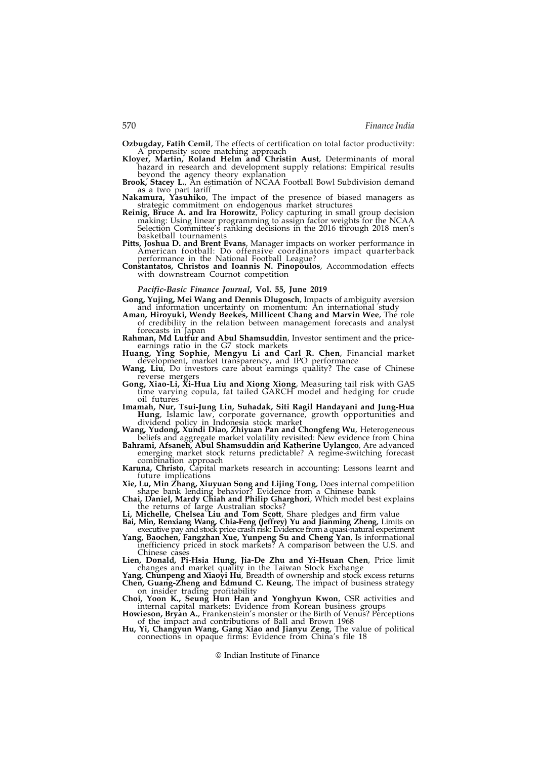**Ozbugday, Fatih Cemil**, The effects of certification on total factor productivity: A propensity score matching approach

**Kloyer, Martin, Roland Helm and Christin Aust**, Determinants of moral hazard in research and development supply relations: Empirical results beyond the agency theory explanation

**Brook, Stacey L.**, An estimation of NCAA Football Bowl Subdivision demand as a two part tariff

**Nakamura, Yasuhiko**, The impact of the presence of biased managers as strategic commitment on endogenous market structures

**Reinig, Bruce A. and Ira Horowitz**, Policy capturing in small group decision making: Using linear programming to assign factor weights for the NCAA Selection Committee's ranking decisions in the 2016 through 2018 men's basketball tournaments

**Pitts, Joshua D. and Brent Evans**, Manager impacts on worker performance in American football: Do offensive coordinators impact quarterback performance in the National Football League?

**Constantatos, Christos and Ioannis N. Pinopoulos**, Accommodation effects with downstream Cournot competition

***Pacific-Basic Finance Journal*, Vol. 55, June 2019**

**Gong, Yujing, Mei Wang and Dennis Dlugosch**, Impacts of ambiguity aversion and information uncertainty on momentum: An international study

**Aman, Hiroyuki, Wendy Beekes, Millicent Chang and Marvin Wee**, The role of credibility in the relation between management forecasts and analyst forecasts in Japan

**Rahman, Md Lutfur and Abul Shamsuddin**, Investor sentiment and the price-earnings ratio in the G7 stock markets

**Huang, Ying Sophie, Mengyu Li and Carl R. Chen**, Financial market development, market transparency, and IPO performance

**Wang, Liu**, Do investors care about earnings quality? The case of Chinese reverse mergers

**Gong, Xiao-Li, Xi-Hua Liu and Xiong Xiong**, Measuring tail risk with GAS time varying copula, fat tailed GARCH model and hedging for crude oil futures

**Imamah, Nur, Tsui-Jung Lin, Suhadak, Siti Ragil Handayani and Jung-Hua Hung**, Islamic law, corporate governance, growth opportunities and dividend policy in Indonesia stock market

**Wang, Yudong, Xundi Diao, Zhiyuan Pan and Chongfeng Wu**, Heterogeneous beliefs and aggregate market volatility revisited: New evidence from China

**Bahrami, Afsaneh, Abul Shamsuddin and Katherine Uylangco**, Are advanced emerging market stock returns predictable? A regime-switching forecast combination approach

**Karuna, Christo**, Capital markets research in accounting: Lessons learnt and future implications

**Xie, Lu, Min Zhang, Xiuyuan Song and Lijing Tong**, Does internal competition shape bank lending behavior? Evidence from a Chinese bank

**Chai, Daniel, Mardy Chiah and Philip Gharghori**, Which model best explains the returns of large Australian stocks?

**Li, Michelle, Chelsea Liu and Tom Scott**, Share pledges and firm value

**Bai, Min, Renxiang Wang, Chia-Feng (Jeffrey) Yu and Jianming Zheng**, Limits on executive pay and stock price crash risk: Evidence from a quasi-natural experiment

**Yang, Baochen, Fangzhan Xue, Yunpeng Su and Cheng Yan**, Is informational inefficiency priced in stock markets? A comparison between the U.S. and Chinese cases

**Lien, Donald, Pi-Hsia Hung, Jia-De Zhu and Yi-Hsuan Chen**, Price limit changes and market quality in the Taiwan Stock Exchange

**Yang, Chunpeng and Xiaoyi Hu**, Breadth of ownership and stock excess returns

**Chen, Guang-Zheng and Edmund C. Keung**, The impact of business strategy on insider trading profitability

**Choi, Yoon K., Seung Hun Han and Yonghyun Kwon**, CSR activities and internal capital markets: Evidence from Korean business groups

**Howieson, Bryan A.**, Frankenstein's monster or the Birth of Venus? Perceptions of the impact and contributions of Ball and Brown 1968

**Hu, Yi, Changyun Wang, Gang Xiao and Jianyu Zeng**, The value of political connections in opaque firms: Evidence from China's file 18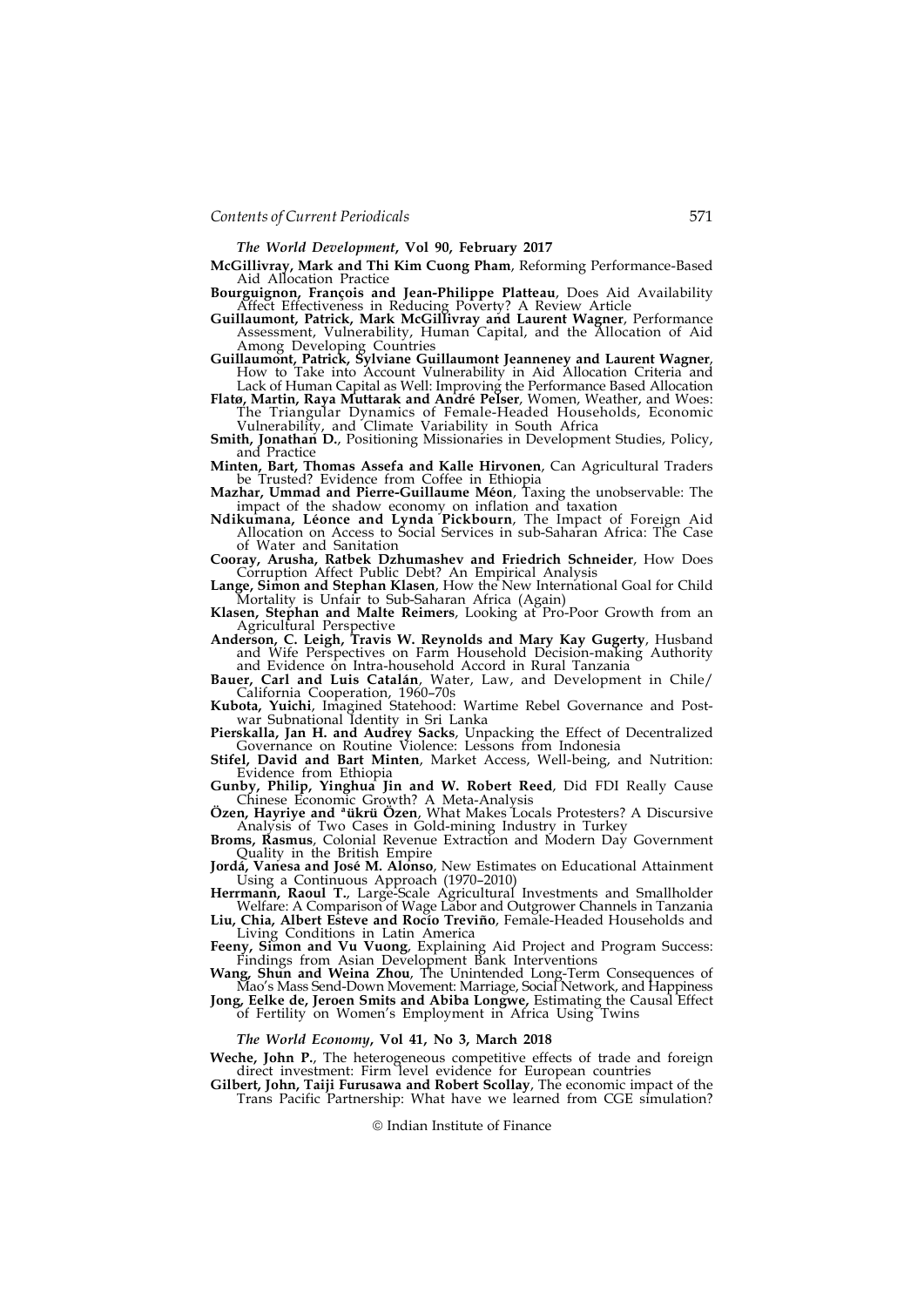*The World Development*, **Vol 90, February 2017**

**McGillivray, Mark and Thi Kim Cuong Pham**, Reforming Performance-Based Aid Allocation Practice

**Bourguignon, François and Jean-Philippe Platteau**, Does Aid Availability Affect Effectiveness in Reducing Poverty? A Review Article

**Guillaumont, Patrick, Mark McGillivray and Laurent Wagner**, Performance Assessment, Vulnerability, Human Capital, and the Allocation of Aid Among Developing Countries

**Guillaumont, Patrick, Sylviane Guillaumont Jeanneney and Laurent Wagner**, How to Take into Account Vulnerability in Aid Allocation Criteria and Lack of Human Capital as Well: Improving the Performance Based Allocation

**Flatø, Martin, Raya Muttarak and André Pelser**, Women, Weather, and Woes: The Triangular Dynamics of Female-Headed Households, Economic Vulnerability, and Climate Variability in South Africa

**Smith, Jonathan D.**, Positioning Missionaries in Development Studies, Policy, and Practice

**Minten, Bart, Thomas Assefa and Kalle Hirvonen**, Can Agricultural Traders be Trusted? Evidence from Coffee in Ethiopia

**Mazhar, Ummad and Pierre-Guillaume Méon**, Taxing the unobservable: The impact of the shadow economy on inflation and taxation

**Ndikumana, Léonce and Lynda Pickbourn**, The Impact of Foreign Aid Allocation on Access to Social Services in sub-Saharan Africa: The Case of Water and Sanitation

**Cooray, Arusha, Ratbek Dzhumashev and Friedrich Schneider**, How Does Corruption Affect Public Debt? An Empirical Analysis

**Lange, Simon and Stephan Klasen**, How the New International Goal for Child Mortality is Unfair to Sub-Saharan Africa (Again)

**Klasen, Stephan and Malte Reimers**, Looking at Pro-Poor Growth from an Agricultural Perspective

**Anderson, C. Leigh, Travis W. Reynolds and Mary Kay Gugerty**, Husband and Wife Perspectives on Farm Household Decision-making Authority and Evidence on Intra-household Accord in Rural Tanzania

**Bauer, Carl and Luis Catalán**, Water, Law, and Development in Chile/California Cooperation, 1960–70s

**Kubota, Yuichi**, Imagined Statehood: Wartime Rebel Governance and Post-war Subnational Identity in Sri Lanka

**Pierskalla, Jan H. and Audrey Sacks**, Unpacking the Effect of Decentralized Governance on Routine Violence: Lessons from Indonesia

**Stifel, David and Bart Minten**, Market Access, Well-being, and Nutrition: Evidence from Ethiopia

**Gunby, Philip, Yinghua Jin and W. Robert Reed**, Did FDI Really Cause Chinese Economic Growth? A Meta-Analysis

**Özen, Hayriye and ªükrü Özen**, What Makes Locals Protesters? A Discursive Analysis of Two Cases in Gold-mining Industry in Turkey

**Broms, Rasmus**, Colonial Revenue Extraction and Modern Day Government Quality in the British Empire

**Jordá, Vanesa and José M. Alonso**, New Estimates on Educational Attainment Using a Continuous Approach (1970–2010)

**Herrmann, Raoul T.**, Large-Scale Agricultural Investments and Smallholder Welfare: A Comparison of Wage Labor and Outgrower Channels in Tanzania

**Liu, Chia, Albert Esteve and Rocío Treviño**, Female-Headed Households and Living Conditions in Latin America

**Feeny, Simon and Vu Vuong**, Explaining Aid Project and Program Success: Findings from Asian Development Bank Interventions

**Wang, Shun and Weina Zhou**, The Unintended Long-Term Consequences of Mao's Mass Send-Down Movement: Marriage, Social Network, and Happiness

**Jong, Eelke de, Jeroen Smits and Abiba Longwe,** Estimating the Causal Effect of Fertility on Women's Employment in Africa Using Twins

*The World Economy*, **Vol 41, No 3, March 2018**

**Weche, John P.**, The heterogeneous competitive effects of trade and foreign direct investment: Firm level evidence for European countries

**Gilbert, John, Taiji Furusawa and Robert Scollay**, The economic impact of the Trans Pacific Partnership: What have we learned from CGE simulation?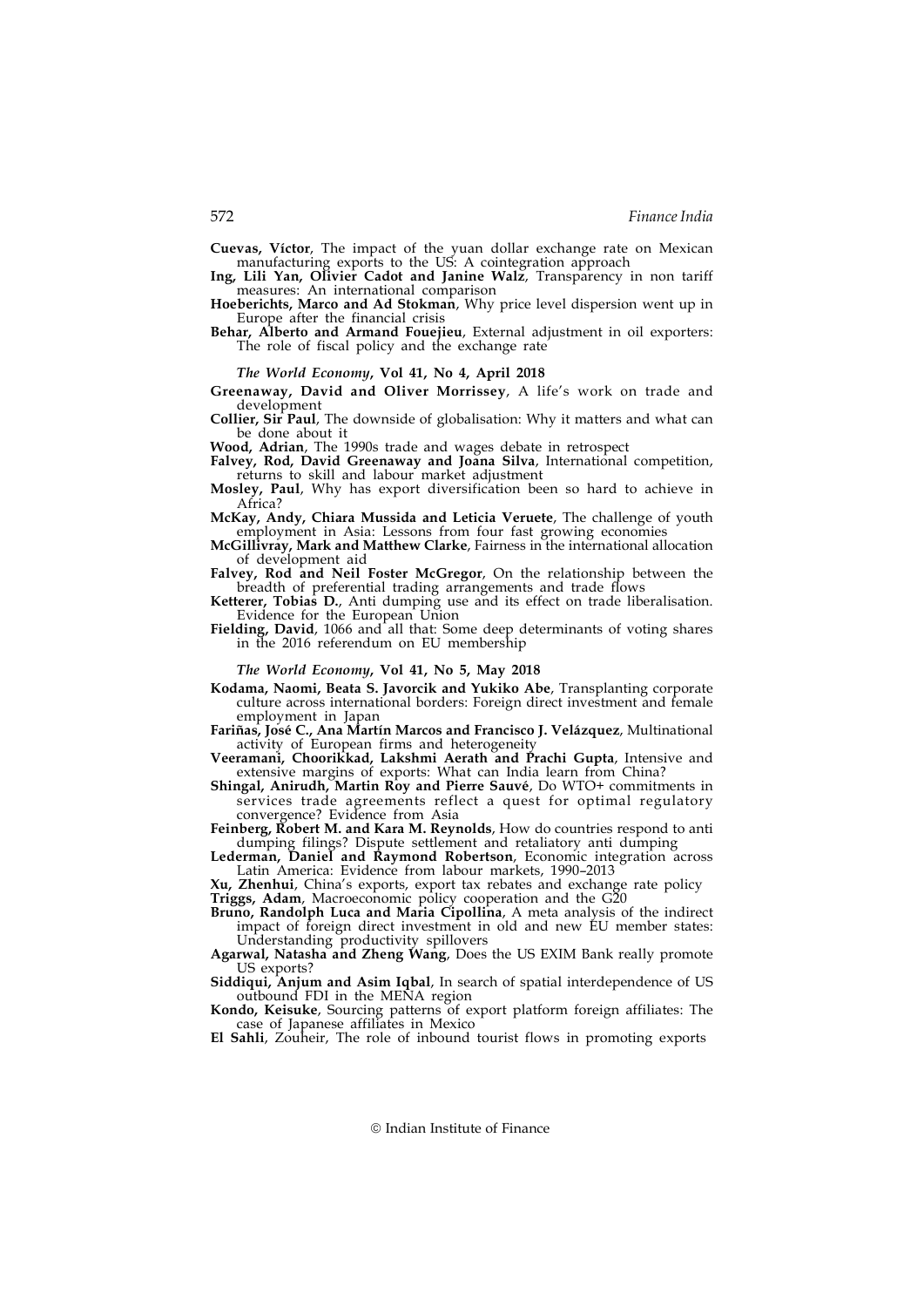**Cuevas, Víctor**, The impact of the yuan dollar exchange rate on Mexican manufacturing exports to the US: A cointegration approach

**Ing, Lili Yan, Olivier Cadot and Janine Walz**, Transparency in non tariff measures: An international comparison

**Hoeberichts, Marco and Ad Stokman**, Why price level dispersion went up in Europe after the financial crisis

**Behar, Alberto and Armand Fouejieu**, External adjustment in oil exporters: The role of fiscal policy and the exchange rate

***The World Economy*, Vol 41, No 4, April 2018**

**Greenaway, David and Oliver Morrissey**, A life's work on trade and development

**Collier, Sir Paul**, The downside of globalisation: Why it matters and what can be done about it

**Wood, Adrian**, The 1990s trade and wages debate in retrospect

**Falvey, Rod, David Greenaway and Joana Silva**, International competition, returns to skill and labour market adjustment

**Mosley, Paul**, Why has export diversification been so hard to achieve in Africa?

**McKay, Andy, Chiara Mussida and Leticia Veruete**, The challenge of youth employment in Asia: Lessons from four fast growing economies

**McGillivray, Mark and Matthew Clarke**, Fairness in the international allocation of development aid

**Falvey, Rod and Neil Foster McGregor**, On the relationship between the breadth of preferential trading arrangements and trade flows

**Ketterer, Tobias D.**, Anti dumping use and its effect on trade liberalisation. Evidence for the European Union

**Fielding, David**, 1066 and all that: Some deep determinants of voting shares in the 2016 referendum on EU membership

***The World Economy*, Vol 41, No 5, May 2018**

**Kodama, Naomi, Beata S. Javorcik and Yukiko Abe**, Transplanting corporate culture across international borders: Foreign direct investment and female employment in Japan

**Fariñas, José C., Ana Martín Marcos and Francisco J. Velázquez**, Multinational activity of European firms and heterogeneity

**Veeramani, Choorikkad, Lakshmi Aerath and Prachi Gupta**, Intensive and extensive margins of exports: What can India learn from China?

**Shingal, Anirudh, Martin Roy and Pierre Sauvé**, Do WTO+ commitments in services trade agreements reflect a quest for optimal regulatory convergence? Evidence from Asia

**Feinberg, Robert M. and Kara M. Reynolds**, How do countries respond to anti dumping filings? Dispute settlement and retaliatory anti dumping

**Lederman, Daniel and Raymond Robertson**, Economic integration across Latin America: Evidence from labour markets, 1990–2013

**Xu, Zhenhui**, China's exports, export tax rebates and exchange rate policy

**Triggs, Adam**, Macroeconomic policy cooperation and the G20

**Bruno, Randolph Luca and Maria Cipollina**, A meta analysis of the indirect impact of foreign direct investment in old and new EU member states: Understanding productivity spillovers

**Agarwal, Natasha and Zheng Wang**, Does the US EXIM Bank really promote US exports?

**Siddiqui, Anjum and Asim Iqbal**, In search of spatial interdependence of US outbound FDI in the MENA region

**Kondo, Keisuke**, Sourcing patterns of export platform foreign affiliates: The case of Japanese affiliates in Mexico

**El Sahli**, Zouheir, The role of inbound tourist flows in promoting exports